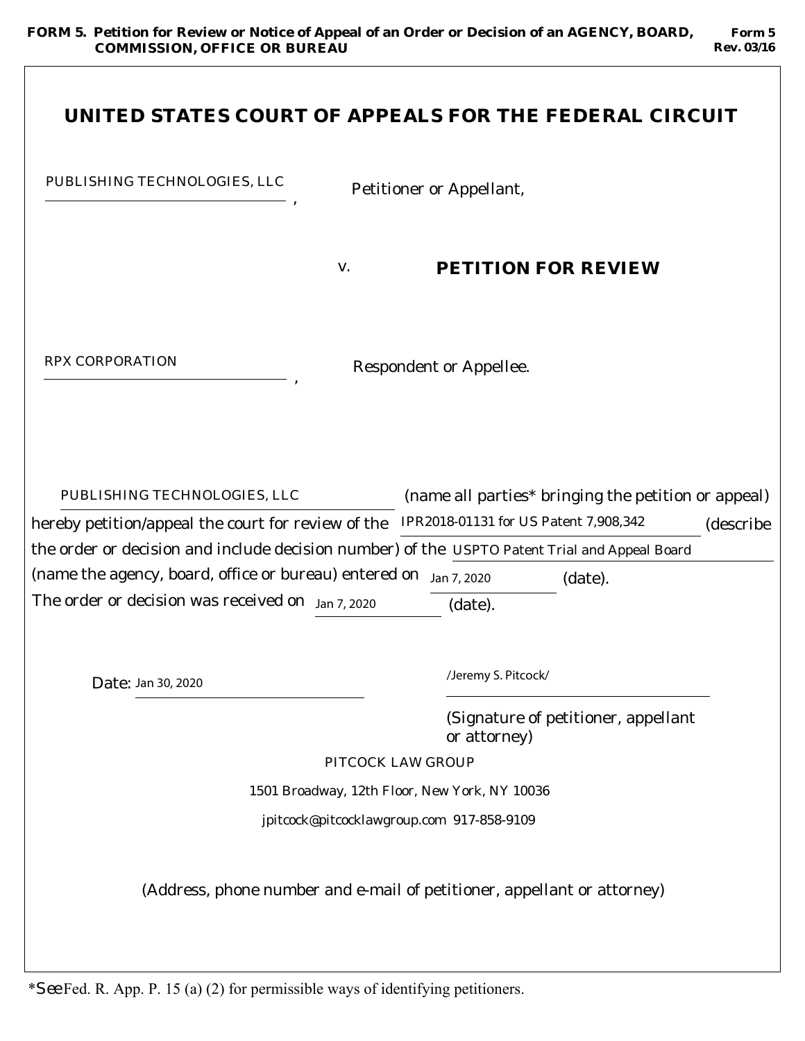**FORM 5. Petition for Review or Notice of Appeal of an Order or Decision of an AGENCY, BOARD, COMMISSION, OFFICE OR BUREAU**

**Form 5**
**Rev. 03/16**

# UNITED STATES COURT OF APPEALS FOR THE FEDERAL CIRCUIT

PUBLISHING TECHNOLOGIES, LLC, Petitioner or Appellant,

v.

**PETITION FOR REVIEW**

RPX CORPORATION, Respondent or Appellee.

PUBLISHING TECHNOLOGIES, LLC (name all parties* bringing the petition or appeal) hereby petition/appeal the court for review of the IPR2018-01131 for US Patent 7,908,342 (describe the order or decision and include decision number) of the USPTO Patent Trial and Appeal Board (name the agency, board, office or bureau) entered on Jan 7, 2020 (date). The order or decision was received on Jan 7, 2020 (date).

Date: Jan 30, 2020

/Jeremy S. Pitcock/

(Signature of petitioner, appellant or attorney)

PITCOCK LAW GROUP

1501 Broadway, 12th Floor, New York, NY 10036

jpitcock@pitcocklawgroup.com 917-858-9109

(Address, phone number and e-mail of petitioner, appellant or attorney)

*See Fed. R. App. P. 15 (a) (2) for permissible ways of identifying petitioners.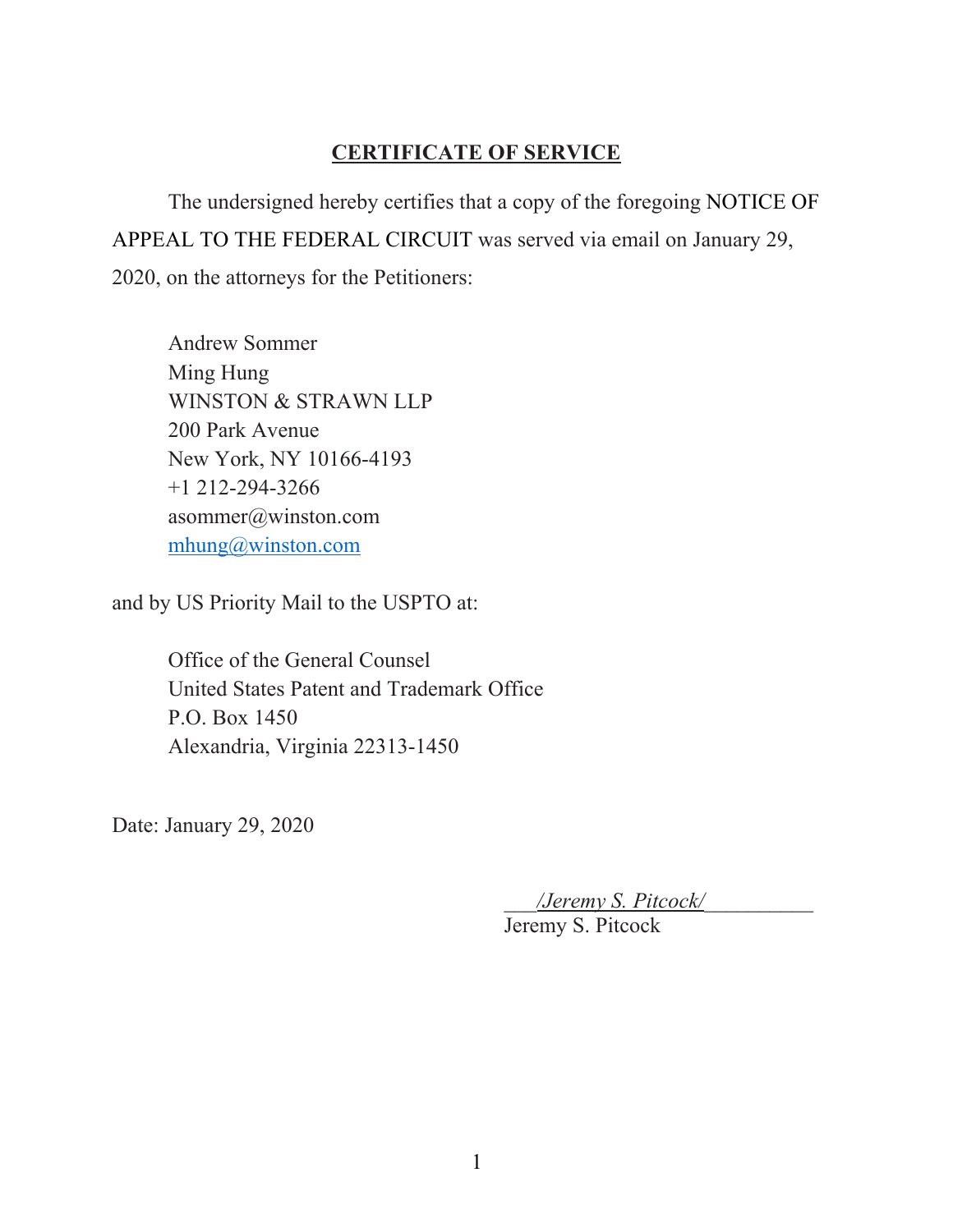**CERTIFICATE OF SERVICE**

The undersigned hereby certifies that a copy of the foregoing NOTICE OF APPEAL TO THE FEDERAL CIRCUIT was served via email on January 29, 2020, on the attorneys for the Petitioners:

> Andrew Sommer
> Ming Hung
> WINSTON & STRAWN LLP
> 200 Park Avenue
> New York, NY 10166-4193
> +1 212-294-3266
> asommer@winston.com
> mhung@winston.com

and by US Priority Mail to the USPTO at:

> Office of the General Counsel
> United States Patent and Trademark Office
> P.O. Box 1450
> Alexandria, Virginia 22313-1450

Date: January 29, 2020

___/Jeremy S. Pitcock/__________
Jeremy S. Pitcock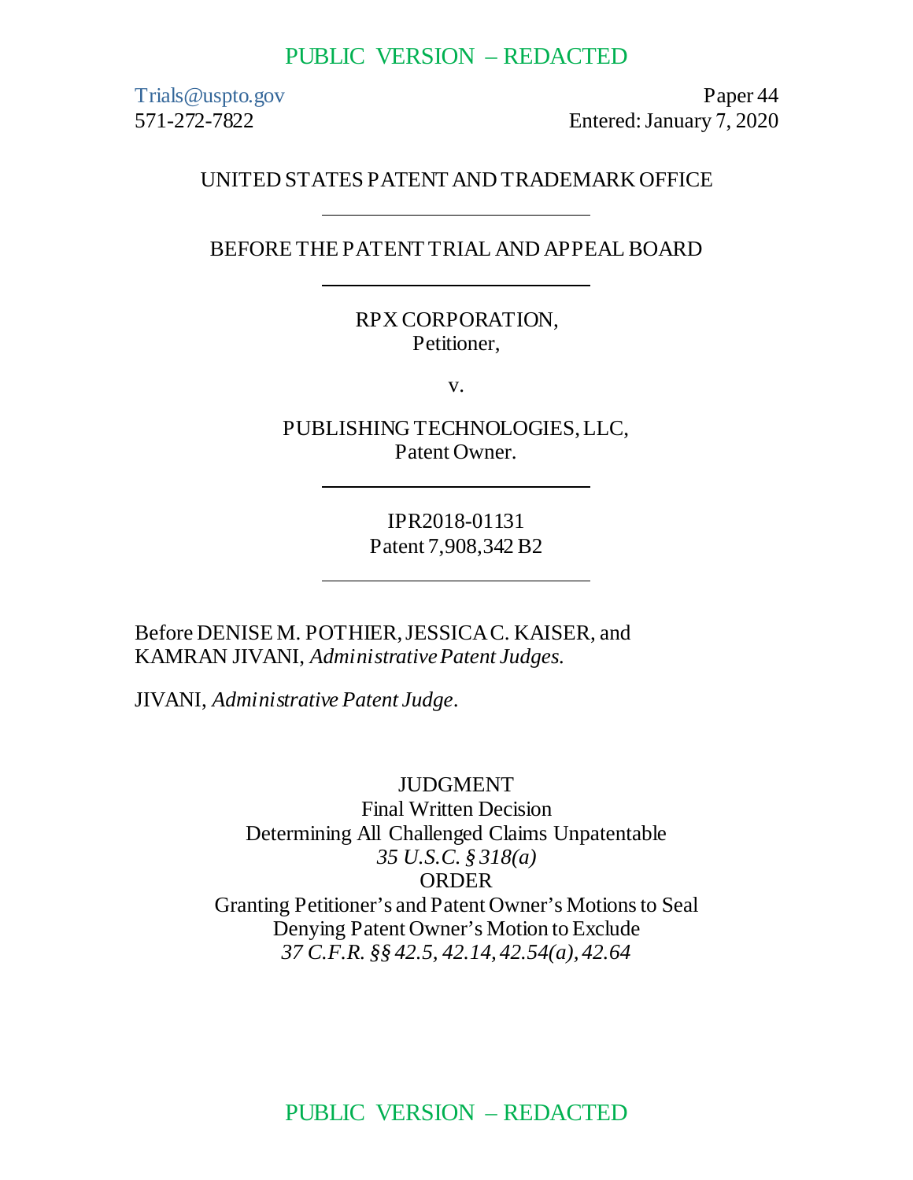PUBLIC VERSION – REDACTED

Trials@uspto.gov
571-272-7822

Paper 44
Entered: January 7, 2020

UNITED STATES PATENT AND TRADEMARK OFFICE

---

BEFORE THE PATENT TRIAL AND APPEAL BOARD

---

RPX CORPORATION,
Petitioner,

v.

PUBLISHING TECHNOLOGIES, LLC,
Patent Owner.

---

IPR2018-01131
Patent 7,908,342 B2

---

Before DENISE M. POTHIER, JESSICA C. KAISER, and KAMRAN JIVANI, *Administrative Patent Judges.*

JIVANI, *Administrative Patent Judge*.

JUDGMENT
Final Written Decision
Determining All Challenged Claims Unpatentable
*35 U.S.C. § 318(a)*
ORDER
Granting Petitioner's and Patent Owner's Motions to Seal
Denying Patent Owner's Motion to Exclude
*37 C.F.R. §§ 42.5, 42.14, 42.54(a), 42.64*

PUBLIC VERSION – REDACTED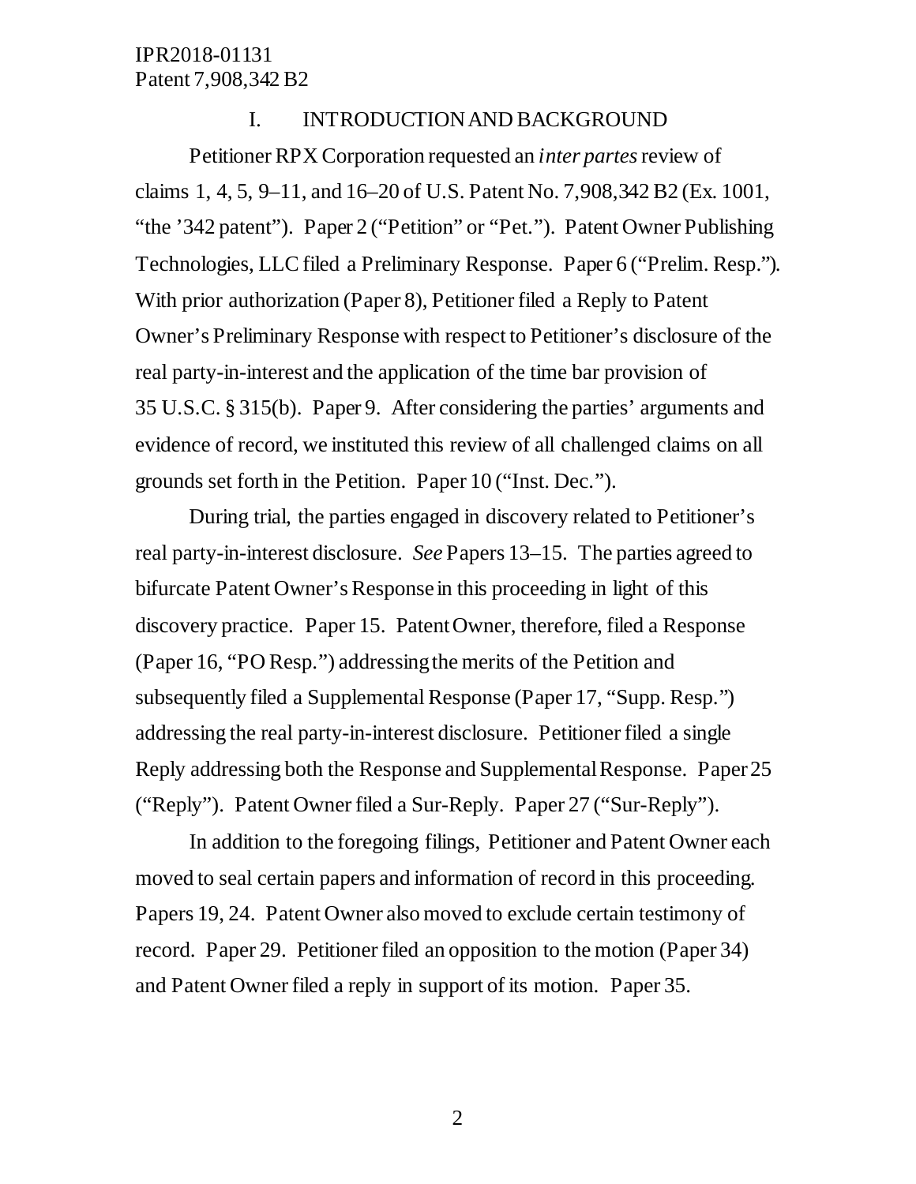## I. INTRODUCTION AND BACKGROUND

Petitioner RPX Corporation requested an *inter partes* review of claims 1, 4, 5, 9–11, and 16–20 of U.S. Patent No. 7,908,342 B2 (Ex. 1001, "the '342 patent"). Paper 2 ("Petition" or "Pet."). Patent Owner Publishing Technologies, LLC filed a Preliminary Response. Paper 6 ("Prelim. Resp."). With prior authorization (Paper 8), Petitioner filed a Reply to Patent Owner's Preliminary Response with respect to Petitioner's disclosure of the real party-in-interest and the application of the time bar provision of 35 U.S.C. § 315(b). Paper 9. After considering the parties' arguments and evidence of record, we instituted this review of all challenged claims on all grounds set forth in the Petition. Paper 10 ("Inst. Dec.").

During trial, the parties engaged in discovery related to Petitioner's real party-in-interest disclosure. *See* Papers 13–15. The parties agreed to bifurcate Patent Owner's Response in this proceeding in light of this discovery practice. Paper 15. Patent Owner, therefore, filed a Response (Paper 16, "PO Resp.") addressing the merits of the Petition and subsequently filed a Supplemental Response (Paper 17, "Supp. Resp.") addressing the real party-in-interest disclosure. Petitioner filed a single Reply addressing both the Response and Supplemental Response. Paper 25 ("Reply"). Patent Owner filed a Sur-Reply. Paper 27 ("Sur-Reply").

In addition to the foregoing filings, Petitioner and Patent Owner each moved to seal certain papers and information of record in this proceeding. Papers 19, 24. Patent Owner also moved to exclude certain testimony of record. Paper 29. Petitioner filed an opposition to the motion (Paper 34) and Patent Owner filed a reply in support of its motion. Paper 35.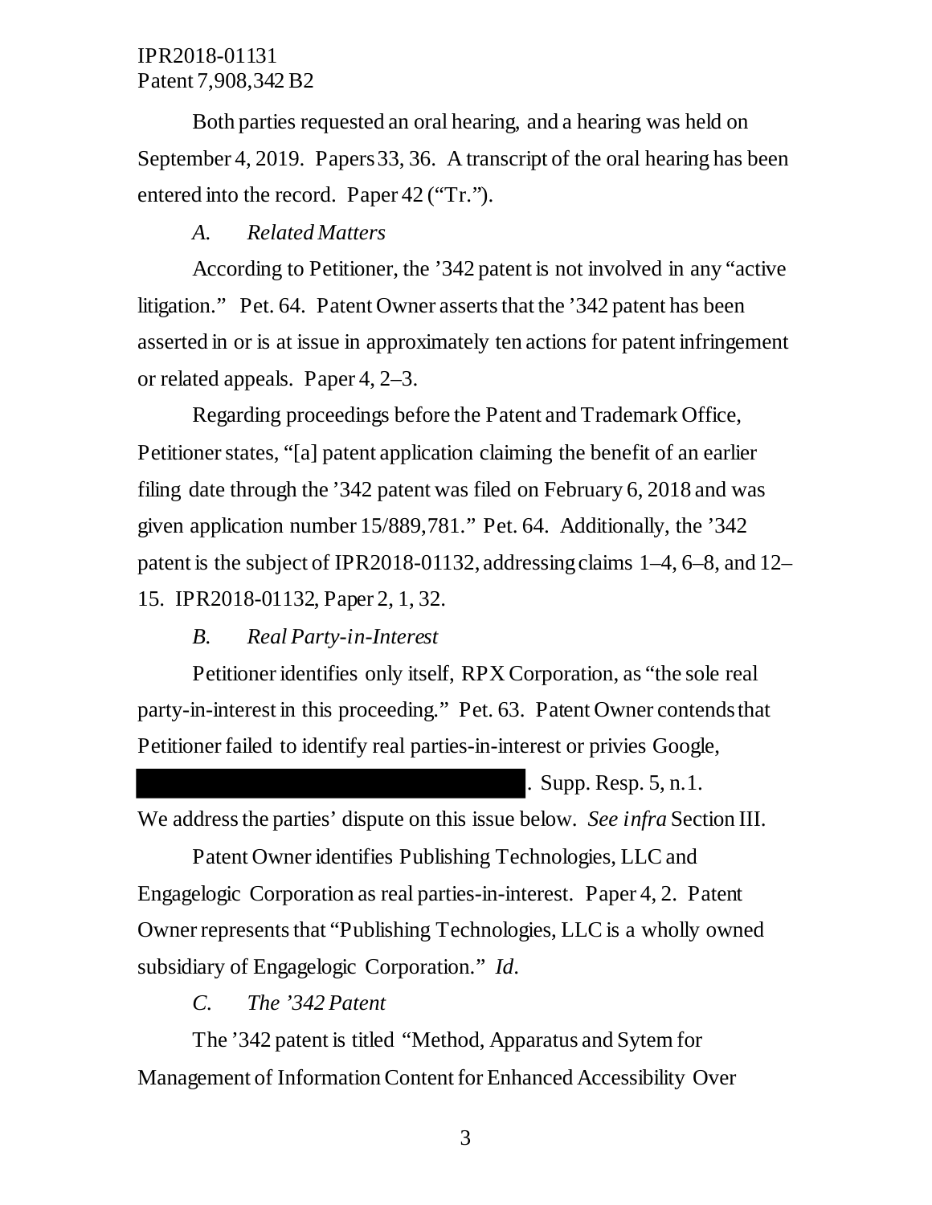Both parties requested an oral hearing, and a hearing was held on September 4, 2019. Papers 33, 36. A transcript of the oral hearing has been entered into the record. Paper 42 ("Tr.").

### *A. Related Matters*

According to Petitioner, the '342 patent is not involved in any "active litigation." Pet. 64. Patent Owner asserts that the '342 patent has been asserted in or is at issue in approximately ten actions for patent infringement or related appeals. Paper 4, 2–3.

Regarding proceedings before the Patent and Trademark Office, Petitioner states, "[a] patent application claiming the benefit of an earlier filing date through the '342 patent was filed on February 6, 2018 and was given application number 15/889,781." Pet. 64. Additionally, the '342 patent is the subject of IPR2018-01132, addressing claims 1–4, 6–8, and 12–15. IPR2018-01132, Paper 2, 1, 32.

### *B. Real Party-in-Interest*

Petitioner identifies only itself, RPX Corporation, as "the sole real party-in-interest in this proceeding." Pet. 63. Patent Owner contends that Petitioner failed to identify real parties-in-interest or privies Google, [REDACTED]. Supp. Resp. 5, n.1. We address the parties' dispute on this issue below. *See infra* Section III.

Patent Owner identifies Publishing Technologies, LLC and Engagelogic Corporation as real parties-in-interest. Paper 4, 2. Patent Owner represents that "Publishing Technologies, LLC is a wholly owned subsidiary of Engagelogic Corporation." *Id.*

### *C. The '342 Patent*

The '342 patent is titled "Method, Apparatus and Sytem for Management of Information Content for Enhanced Accessibility Over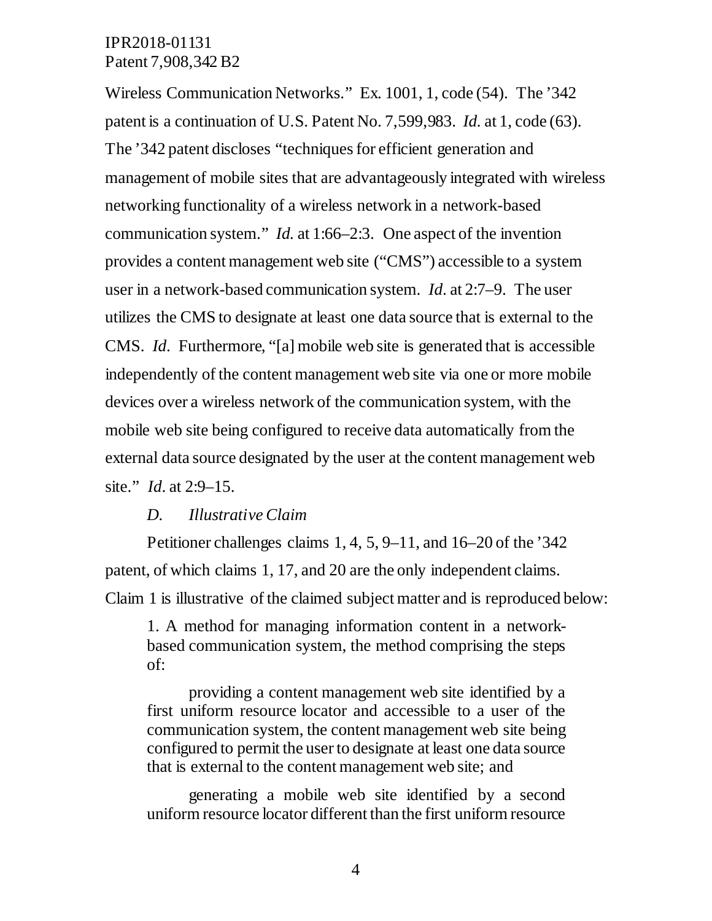Wireless Communication Networks." Ex. 1001, 1, code (54). The '342 patent is a continuation of U.S. Patent No. 7,599,983. *Id.* at 1, code (63). The '342 patent discloses "techniques for efficient generation and management of mobile sites that are advantageously integrated with wireless networking functionality of a wireless network in a network-based communication system." *Id.* at 1:66–2:3. One aspect of the invention provides a content management web site ("CMS") accessible to a system user in a network-based communication system. *Id.* at 2:7–9. The user utilizes the CMS to designate at least one data source that is external to the CMS. *Id.* Furthermore, "[a] mobile web site is generated that is accessible independently of the content management web site via one or more mobile devices over a wireless network of the communication system, with the mobile web site being configured to receive data automatically from the external data source designated by the user at the content management web site." *Id.* at 2:9–15.

### *D. Illustrative Claim*

Petitioner challenges claims 1, 4, 5, 9–11, and 16–20 of the '342 patent, of which claims 1, 17, and 20 are the only independent claims. Claim 1 is illustrative of the claimed subject matter and is reproduced below:

> 1. A method for managing information content in a network-based communication system, the method comprising the steps of:
>
> providing a content management web site identified by a first uniform resource locator and accessible to a user of the communication system, the content management web site being configured to permit the user to designate at least one data source that is external to the content management web site; and
>
> generating a mobile web site identified by a second uniform resource locator different than the first uniform resource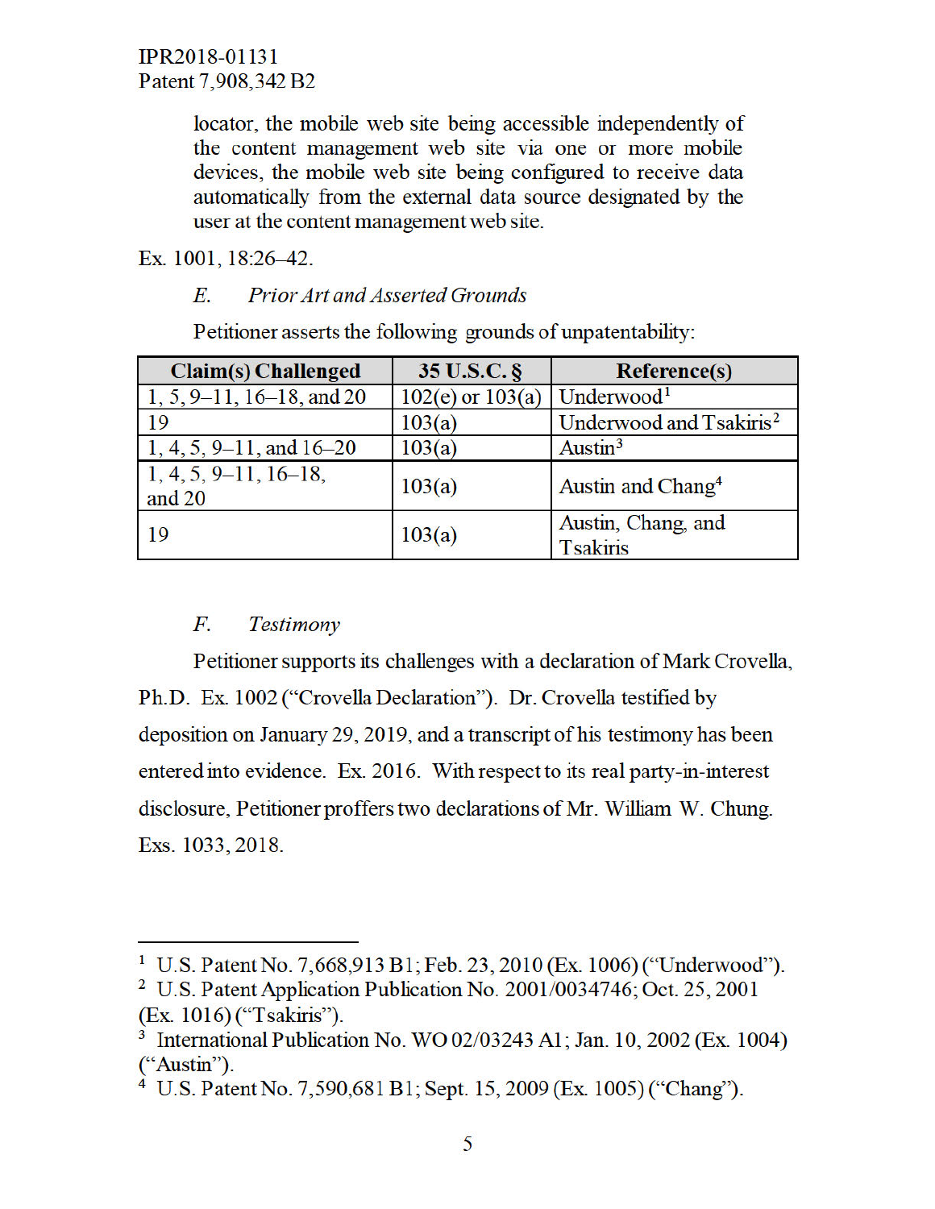> locator, the mobile web site being accessible independently of the content management web site via one or more mobile devices, the mobile web site being configured to receive data automatically from the external data source designated by the user at the content management web site.

Ex. 1001, 18:26–42.

### E. *Prior Art and Asserted Grounds*

Petitioner asserts the following grounds of unpatentability:

| Claim(s) Challenged | 35 U.S.C. § | Reference(s) |
|---|---|---|
| 1, 5, 9–11, 16–18, and 20 | 102(e) or 103(a) | Underwood[1] |
| 19 | 103(a) | Underwood and Tsakiris[2] |
| 1, 4, 5, 9–11, and 16–20 | 103(a) | Austin[3] |
| 1, 4, 5, 9–11, 16–18, and 20 | 103(a) | Austin and Chang[4] |
| 19 | 103(a) | Austin, Chang, and Tsakiris |

### F. *Testimony*

Petitioner supports its challenges with a declaration of Mark Crovella, Ph.D. Ex. 1002 ("Crovella Declaration"). Dr. Crovella testified by deposition on January 29, 2019, and a transcript of his testimony has been entered into evidence. Ex. 2016. With respect to its real party-in-interest disclosure, Petitioner proffers two declarations of Mr. William W. Chung. Exs. 1033, 2018.

---

[1] U.S. Patent No. 7,668,913 B1; Feb. 23, 2010 (Ex. 1006) ("Underwood").

[2] U.S. Patent Application Publication No. 2001/0034746; Oct. 25, 2001 (Ex. 1016) ("Tsakiris").

[3] International Publication No. WO 02/03243 A1; Jan. 10, 2002 (Ex. 1004) ("Austin").

[4] U.S. Patent No. 7,590,681 B1; Sept. 15, 2009 (Ex. 1005) ("Chang").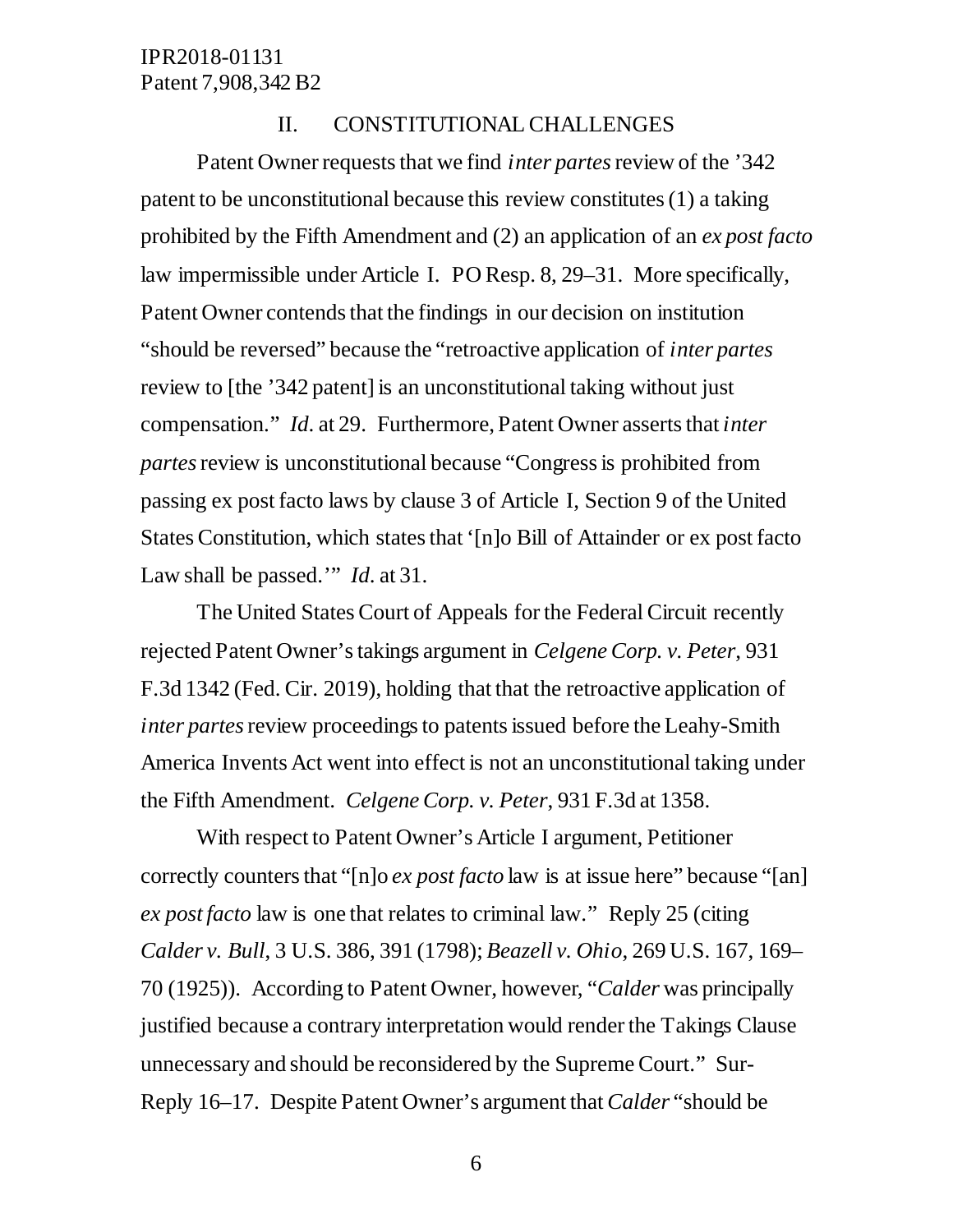## II. CONSTITUTIONAL CHALLENGES

Patent Owner requests that we find *inter partes* review of the '342 patent to be unconstitutional because this review constitutes (1) a taking prohibited by the Fifth Amendment and (2) an application of an *ex post facto* law impermissible under Article I. PO Resp. 8, 29–31. More specifically, Patent Owner contends that the findings in our decision on institution "should be reversed" because the "retroactive application of *inter partes* review to [the '342 patent] is an unconstitutional taking without just compensation." *Id.* at 29. Furthermore, Patent Owner asserts that *inter partes* review is unconstitutional because "Congress is prohibited from passing ex post facto laws by clause 3 of Article I, Section 9 of the United States Constitution, which states that '[n]o Bill of Attainder or ex post facto Law shall be passed.'" *Id.* at 31.

The United States Court of Appeals for the Federal Circuit recently rejected Patent Owner's takings argument in *Celgene Corp. v. Peter*, 931 F.3d 1342 (Fed. Cir. 2019), holding that that the retroactive application of *inter partes* review proceedings to patents issued before the Leahy-Smith America Invents Act went into effect is not an unconstitutional taking under the Fifth Amendment. *Celgene Corp. v. Peter*, 931 F.3d at 1358.

With respect to Patent Owner's Article I argument, Petitioner correctly counters that "[n]o *ex post facto* law is at issue here" because "[an] *ex post facto* law is one that relates to criminal law." Reply 25 (citing *Calder v. Bull*, 3 U.S. 386, 391 (1798); *Beazell v. Ohio*, 269 U.S. 167, 169–70 (1925)). According to Patent Owner, however, "*Calder* was principally justified because a contrary interpretation would render the Takings Clause unnecessary and should be reconsidered by the Supreme Court." Sur-Reply 16–17. Despite Patent Owner's argument that *Calder* "should be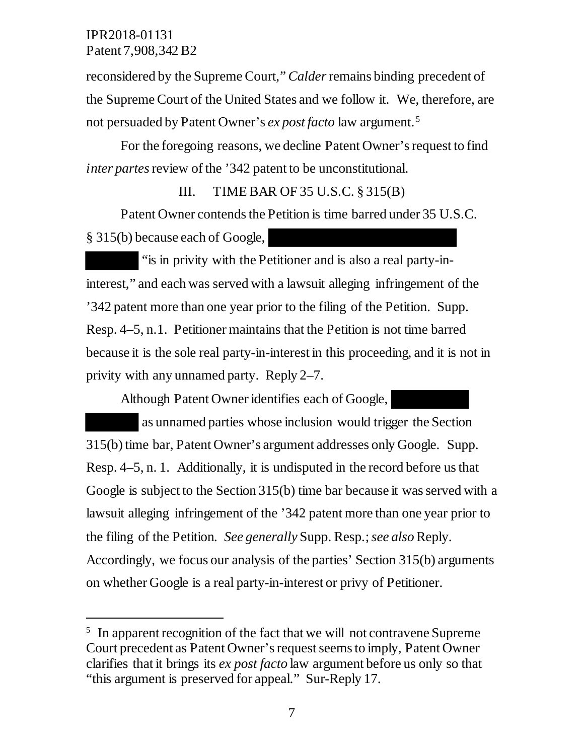reconsidered by the Supreme Court," *Calder* remains binding precedent of the Supreme Court of the United States and we follow it. We, therefore, are not persuaded by Patent Owner's *ex post facto* law argument.[5]

For the foregoing reasons, we decline Patent Owner's request to find *inter partes* review of the '342 patent to be unconstitutional.

## III. TIME BAR OF 35 U.S.C. § 315(B)

Patent Owner contends the Petition is time barred under 35 U.S.C. § 315(b) because each of Google, [REDACTED] "is in privity with the Petitioner and is also a real party-in-interest," and each was served with a lawsuit alleging infringement of the '342 patent more than one year prior to the filing of the Petition. Supp. Resp. 4–5, n.1. Petitioner maintains that the Petition is not time barred because it is the sole real party-in-interest in this proceeding, and it is not in privity with any unnamed party. Reply 2–7.

Although Patent Owner identifies each of Google, [REDACTED] as unnamed parties whose inclusion would trigger the Section 315(b) time bar, Patent Owner's argument addresses only Google. Supp. Resp. 4–5, n. 1. Additionally, it is undisputed in the record before us that Google is subject to the Section 315(b) time bar because it was served with a lawsuit alleging infringement of the '342 patent more than one year prior to the filing of the Petition. *See generally* Supp. Resp.; *see also* Reply. Accordingly, we focus our analysis of the parties' Section 315(b) arguments on whether Google is a real party-in-interest or privy of Petitioner.

---

[5] In apparent recognition of the fact that we will not contravene Supreme Court precedent as Patent Owner's request seems to imply, Patent Owner clarifies that it brings its *ex post facto* law argument before us only so that "this argument is preserved for appeal." Sur-Reply 17.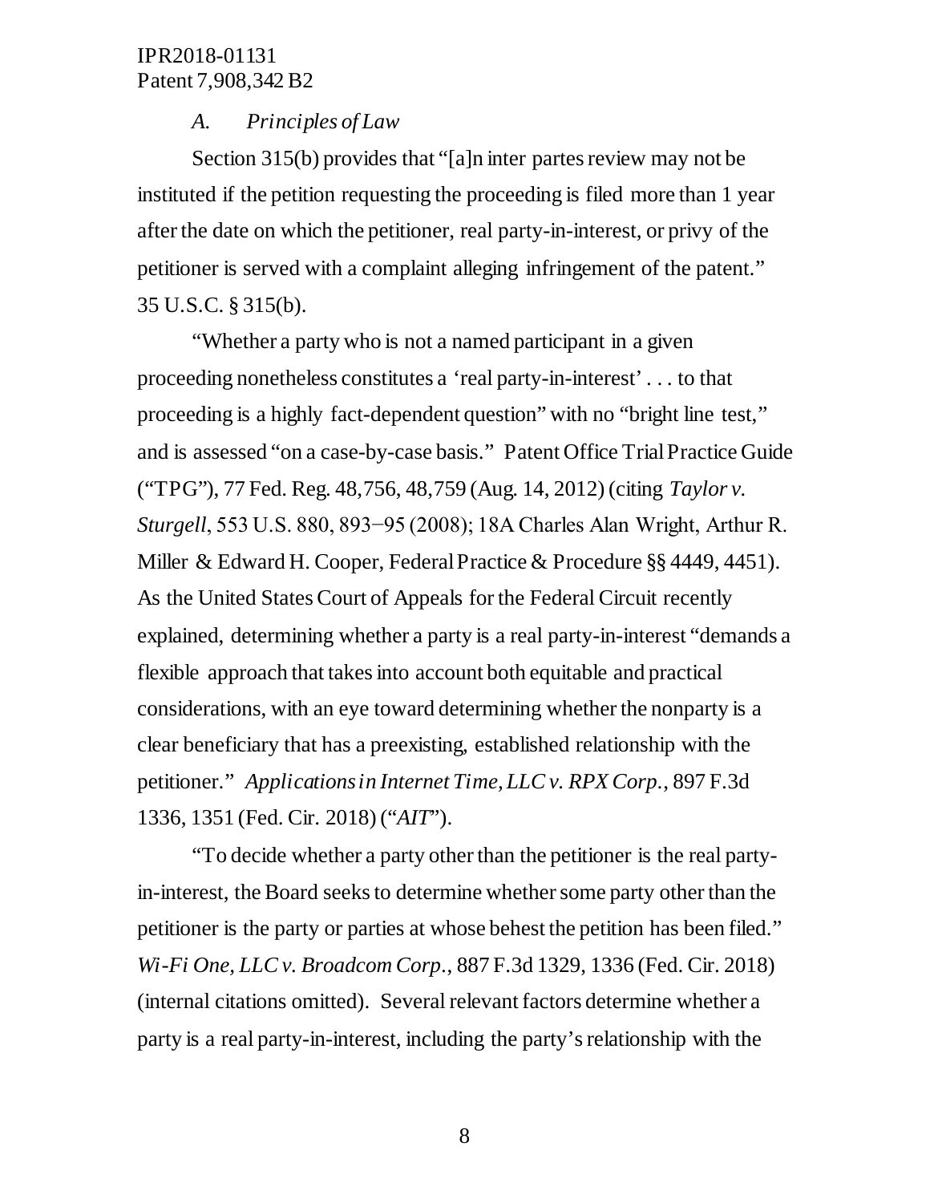### *A. Principles of Law*

Section 315(b) provides that "[a]n inter partes review may not be instituted if the petition requesting the proceeding is filed more than 1 year after the date on which the petitioner, real party-in-interest, or privy of the petitioner is served with a complaint alleging infringement of the patent." 35 U.S.C. § 315(b).

"Whether a party who is not a named participant in a given proceeding nonetheless constitutes a 'real party-in-interest' . . . to that proceeding is a highly fact-dependent question" with no "bright line test," and is assessed "on a case-by-case basis." Patent Office Trial Practice Guide ("TPG"), 77 Fed. Reg. 48,756, 48,759 (Aug. 14, 2012) (citing *Taylor v. Sturgell*, 553 U.S. 880, 893−95 (2008); 18A Charles Alan Wright, Arthur R. Miller & Edward H. Cooper, Federal Practice & Procedure §§ 4449, 4451). As the United States Court of Appeals for the Federal Circuit recently explained, determining whether a party is a real party-in-interest "demands a flexible approach that takes into account both equitable and practical considerations, with an eye toward determining whether the nonparty is a clear beneficiary that has a preexisting, established relationship with the petitioner." *Applications in Internet Time, LLC v. RPX Corp.*, 897 F.3d 1336, 1351 (Fed. Cir. 2018) ("*AIT*").

"To decide whether a party other than the petitioner is the real party-in-interest, the Board seeks to determine whether some party other than the petitioner is the party or parties at whose behest the petition has been filed." *Wi-Fi One, LLC v. Broadcom Corp.*, 887 F.3d 1329, 1336 (Fed. Cir. 2018) (internal citations omitted). Several relevant factors determine whether a party is a real party-in-interest, including the party's relationship with the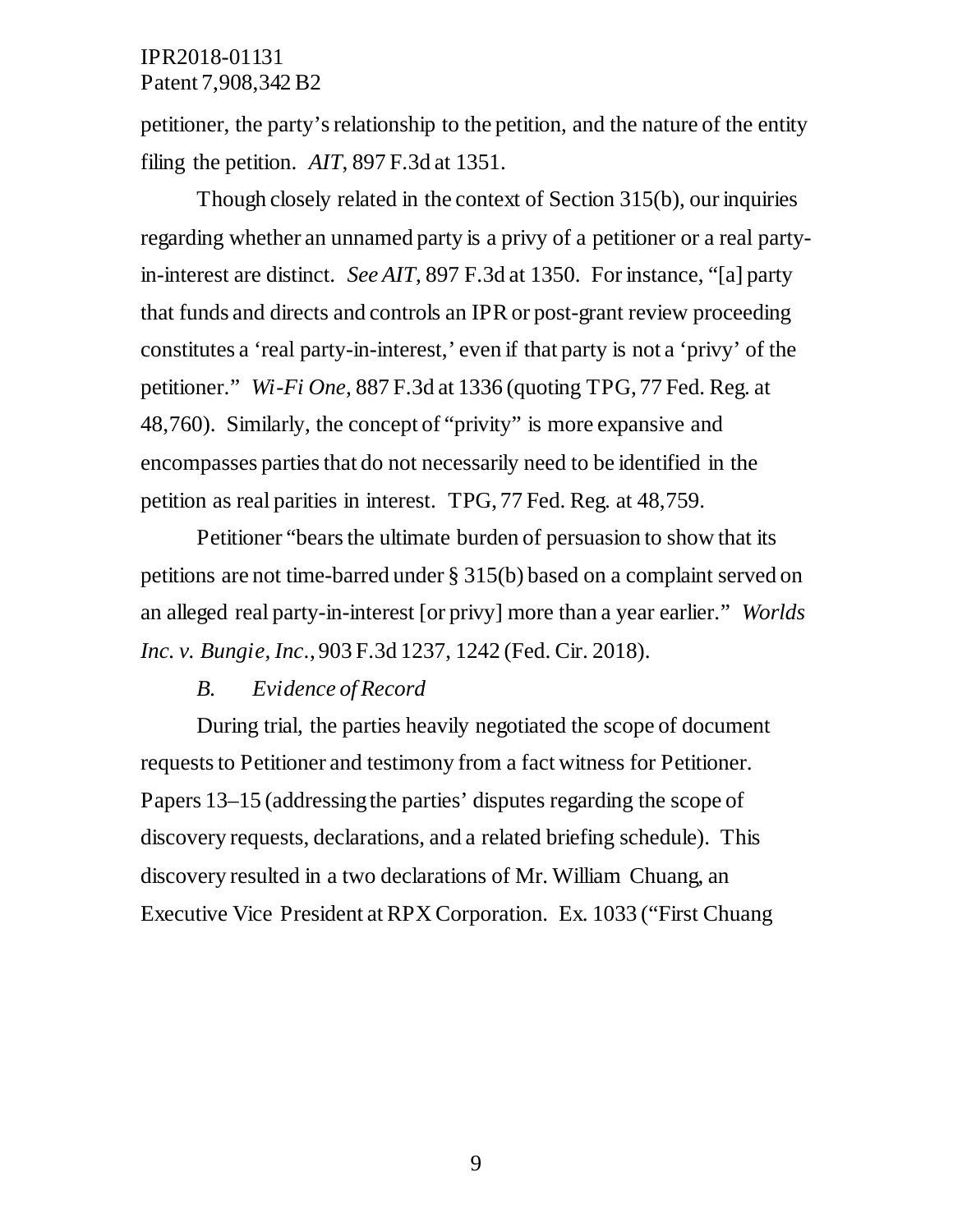petitioner, the party's relationship to the petition, and the nature of the entity filing the petition. *AIT*, 897 F.3d at 1351.

Though closely related in the context of Section 315(b), our inquiries regarding whether an unnamed party is a privy of a petitioner or a real party-in-interest are distinct. *See AIT*, 897 F.3d at 1350. For instance, "[a] party that funds and directs and controls an IPR or post-grant review proceeding constitutes a 'real party-in-interest,' even if that party is not a 'privy' of the petitioner." *Wi-Fi One*, 887 F.3d at 1336 (quoting TPG, 77 Fed. Reg. at 48,760). Similarly, the concept of "privity" is more expansive and encompasses parties that do not necessarily need to be identified in the petition as real parities in interest. TPG, 77 Fed. Reg. at 48,759.

Petitioner "bears the ultimate burden of persuasion to show that its petitions are not time-barred under § 315(b) based on a complaint served on an alleged real party-in-interest [or privy] more than a year earlier." *Worlds Inc. v. Bungie, Inc.*, 903 F.3d 1237, 1242 (Fed. Cir. 2018).

### *B. Evidence of Record*

During trial, the parties heavily negotiated the scope of document requests to Petitioner and testimony from a fact witness for Petitioner. Papers 13–15 (addressing the parties' disputes regarding the scope of discovery requests, declarations, and a related briefing schedule). This discovery resulted in a two declarations of Mr. William Chuang, an Executive Vice President at RPX Corporation. Ex. 1033 ("First Chuang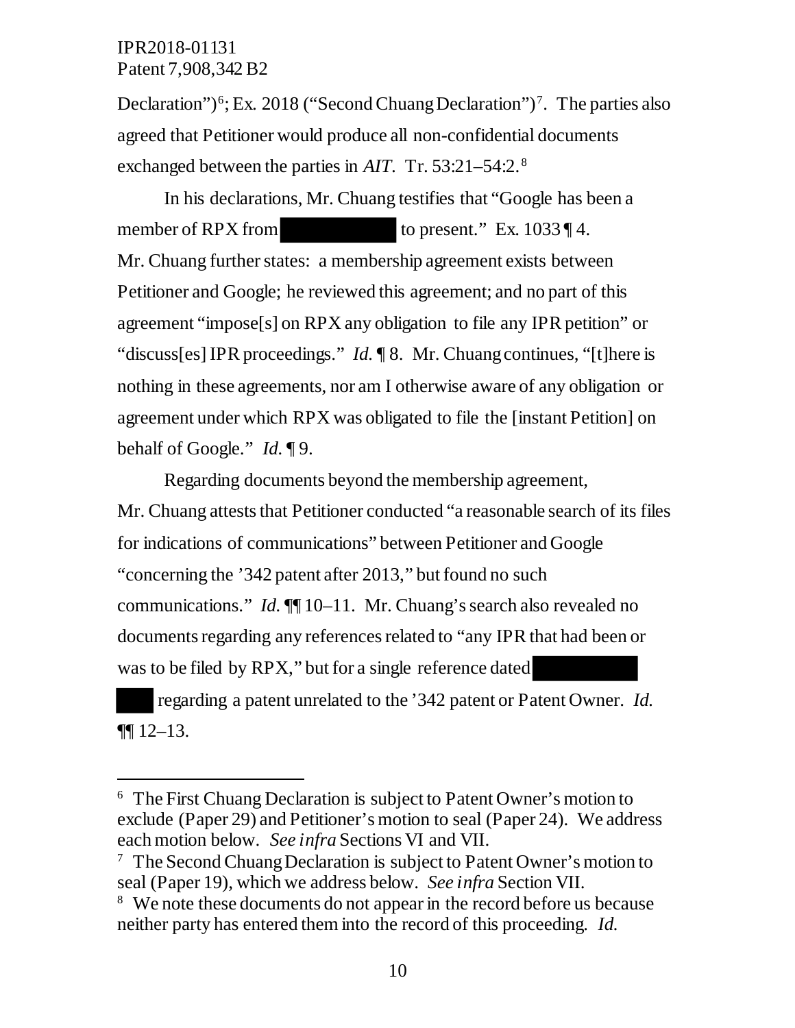Declaration")[6]; Ex. 2018 ("Second Chuang Declaration")[7]. The parties also agreed that Petitioner would produce all non-confidential documents exchanged between the parties in *AIT*. Tr. 53:21–54:2.[8]

In his declarations, Mr. Chuang testifies that "Google has been a member of RPX from ██████████ to present." Ex. 1033 ¶ 4. Mr. Chuang further states: a membership agreement exists between Petitioner and Google; he reviewed this agreement; and no part of this agreement "impose[s] on RPX any obligation to file any IPR petition" or "discuss[es] IPR proceedings." *Id.* ¶ 8. Mr. Chuang continues, "[t]here is nothing in these agreements, nor am I otherwise aware of any obligation or agreement under which RPX was obligated to file the [instant Petition] on behalf of Google." *Id.* ¶ 9.

Regarding documents beyond the membership agreement, Mr. Chuang attests that Petitioner conducted "a reasonable search of its files for indications of communications" between Petitioner and Google "concerning the '342 patent after 2013," but found no such communications." *Id.* ¶¶ 10–11. Mr. Chuang's search also revealed no documents regarding any references related to "any IPR that had been or was to be filed by RPX," but for a single reference dated ██████████ ████ regarding a patent unrelated to the '342 patent or Patent Owner. *Id.* ¶¶ 12–13.

---

[6] The First Chuang Declaration is subject to Patent Owner's motion to exclude (Paper 29) and Petitioner's motion to seal (Paper 24). We address each motion below. *See infra* Sections VI and VII.

[7] The Second Chuang Declaration is subject to Patent Owner's motion to seal (Paper 19), which we address below. *See infra* Section VII.

[8] We note these documents do not appear in the record before us because neither party has entered them into the record of this proceeding. *Id.*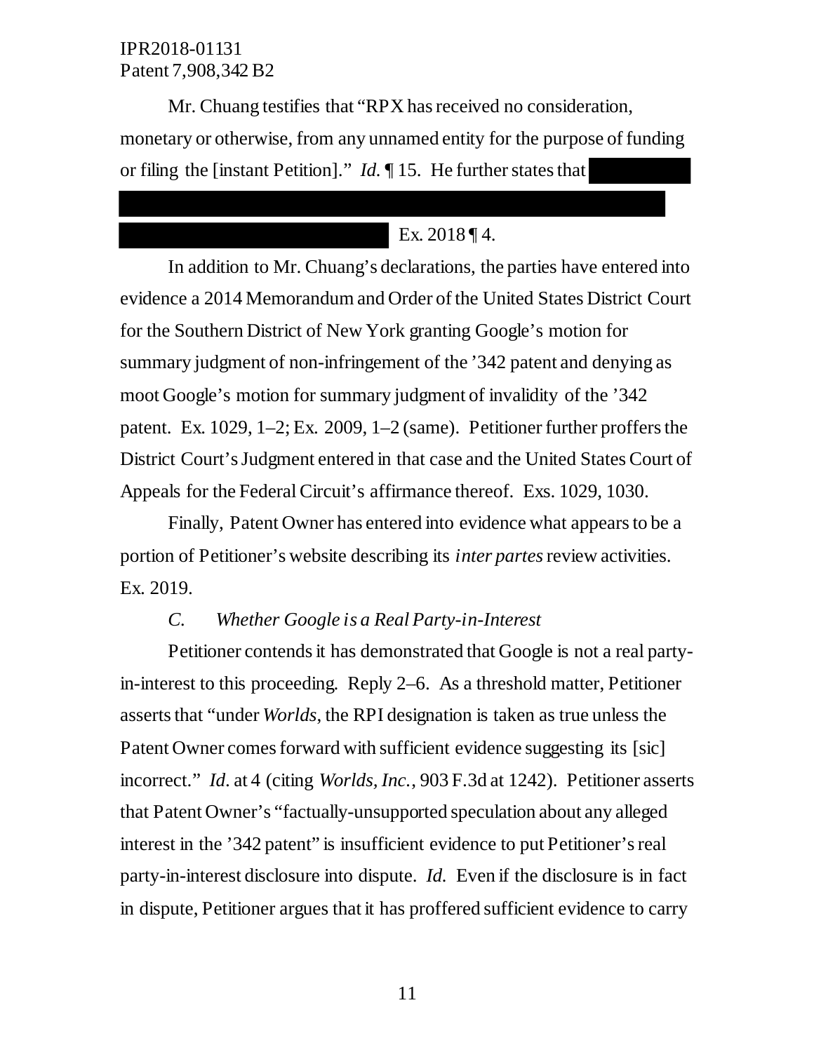Mr. Chuang testifies that "RPX has received no consideration, monetary or otherwise, from any unnamed entity for the purpose of funding or filing the [instant Petition]." *Id.* ¶ 15. He further states that Ex. 2018 ¶ 4.

In addition to Mr. Chuang's declarations, the parties have entered into evidence a 2014 Memorandum and Order of the United States District Court for the Southern District of New York granting Google's motion for summary judgment of non-infringement of the '342 patent and denying as moot Google's motion for summary judgment of invalidity of the '342 patent. Ex. 1029, 1–2; Ex. 2009, 1–2 (same). Petitioner further proffers the District Court's Judgment entered in that case and the United States Court of Appeals for the Federal Circuit's affirmance thereof. Exs. 1029, 1030.

Finally, Patent Owner has entered into evidence what appears to be a portion of Petitioner's website describing its *inter partes* review activities. Ex. 2019.

### *C. Whether Google is a Real Party-in-Interest*

Petitioner contends it has demonstrated that Google is not a real party-in-interest to this proceeding. Reply 2–6. As a threshold matter, Petitioner asserts that "under *Worlds*, the RPI designation is taken as true unless the Patent Owner comes forward with sufficient evidence suggesting its [sic] incorrect." *Id.* at 4 (citing *Worlds, Inc.*, 903 F.3d at 1242). Petitioner asserts that Patent Owner's "factually-unsupported speculation about any alleged interest in the '342 patent" is insufficient evidence to put Petitioner's real party-in-interest disclosure into dispute. *Id.* Even if the disclosure is in fact in dispute, Petitioner argues that it has proffered sufficient evidence to carry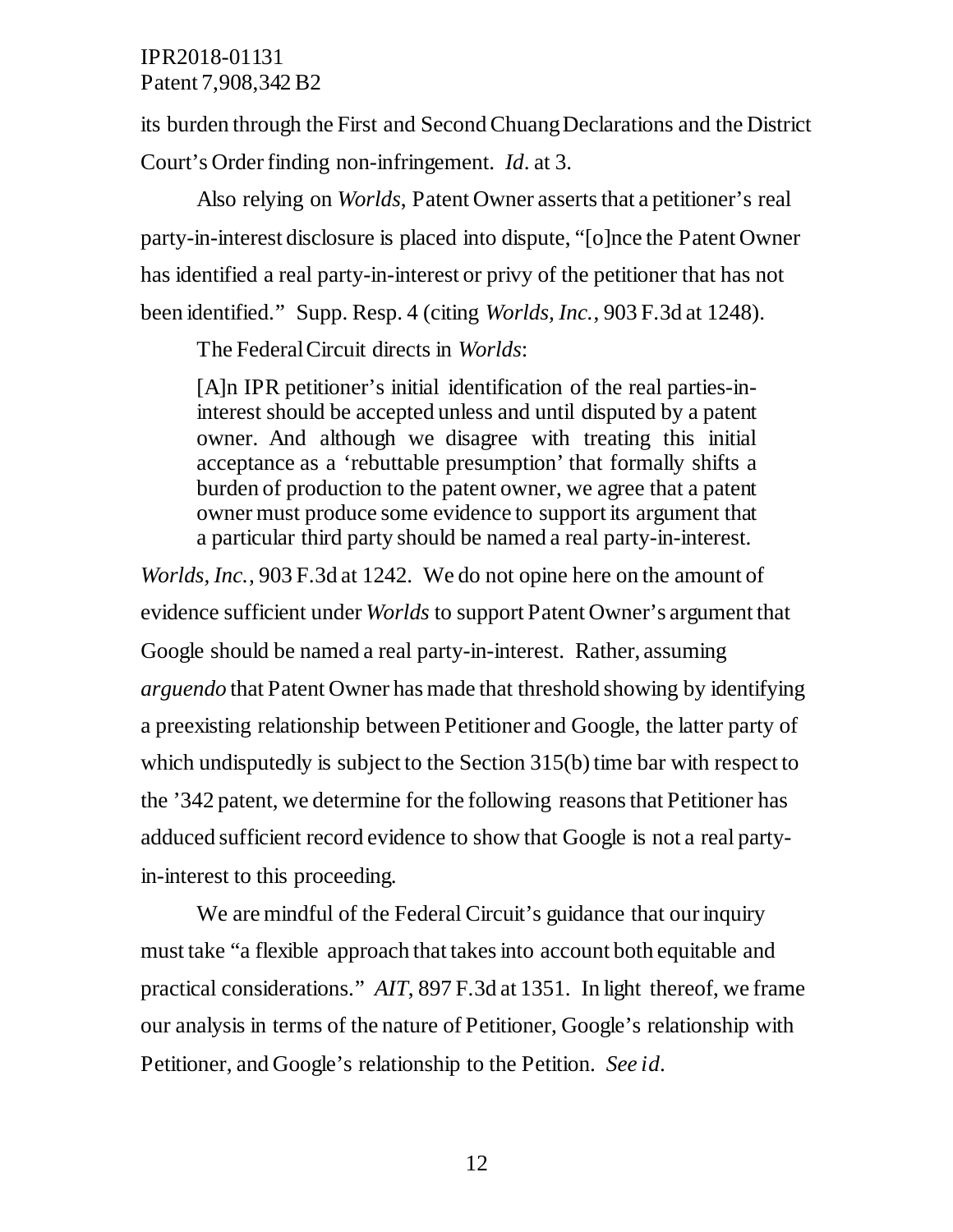its burden through the First and Second Chuang Declarations and the District Court's Order finding non-infringement. *Id.* at 3.

Also relying on *Worlds*, Patent Owner asserts that a petitioner's real party-in-interest disclosure is placed into dispute, "[o]nce the Patent Owner has identified a real party-in-interest or privy of the petitioner that has not been identified." Supp. Resp. 4 (citing *Worlds, Inc.*, 903 F.3d at 1248).

The Federal Circuit directs in *Worlds*:

> [A]n IPR petitioner's initial identification of the real parties-in-interest should be accepted unless and until disputed by a patent owner. And although we disagree with treating this initial acceptance as a 'rebuttable presumption' that formally shifts a burden of production to the patent owner, we agree that a patent owner must produce some evidence to support its argument that a particular third party should be named a real party-in-interest.

*Worlds, Inc.*, 903 F.3d at 1242. We do not opine here on the amount of evidence sufficient under *Worlds* to support Patent Owner's argument that Google should be named a real party-in-interest. Rather, assuming *arguendo* that Patent Owner has made that threshold showing by identifying a preexisting relationship between Petitioner and Google, the latter party of which undisputedly is subject to the Section 315(b) time bar with respect to the '342 patent, we determine for the following reasons that Petitioner has adduced sufficient record evidence to show that Google is not a real party-in-interest to this proceeding.

We are mindful of the Federal Circuit's guidance that our inquiry must take "a flexible approach that takes into account both equitable and practical considerations." *AIT*, 897 F.3d at 1351. In light thereof, we frame our analysis in terms of the nature of Petitioner, Google's relationship with Petitioner, and Google's relationship to the Petition. *See id.*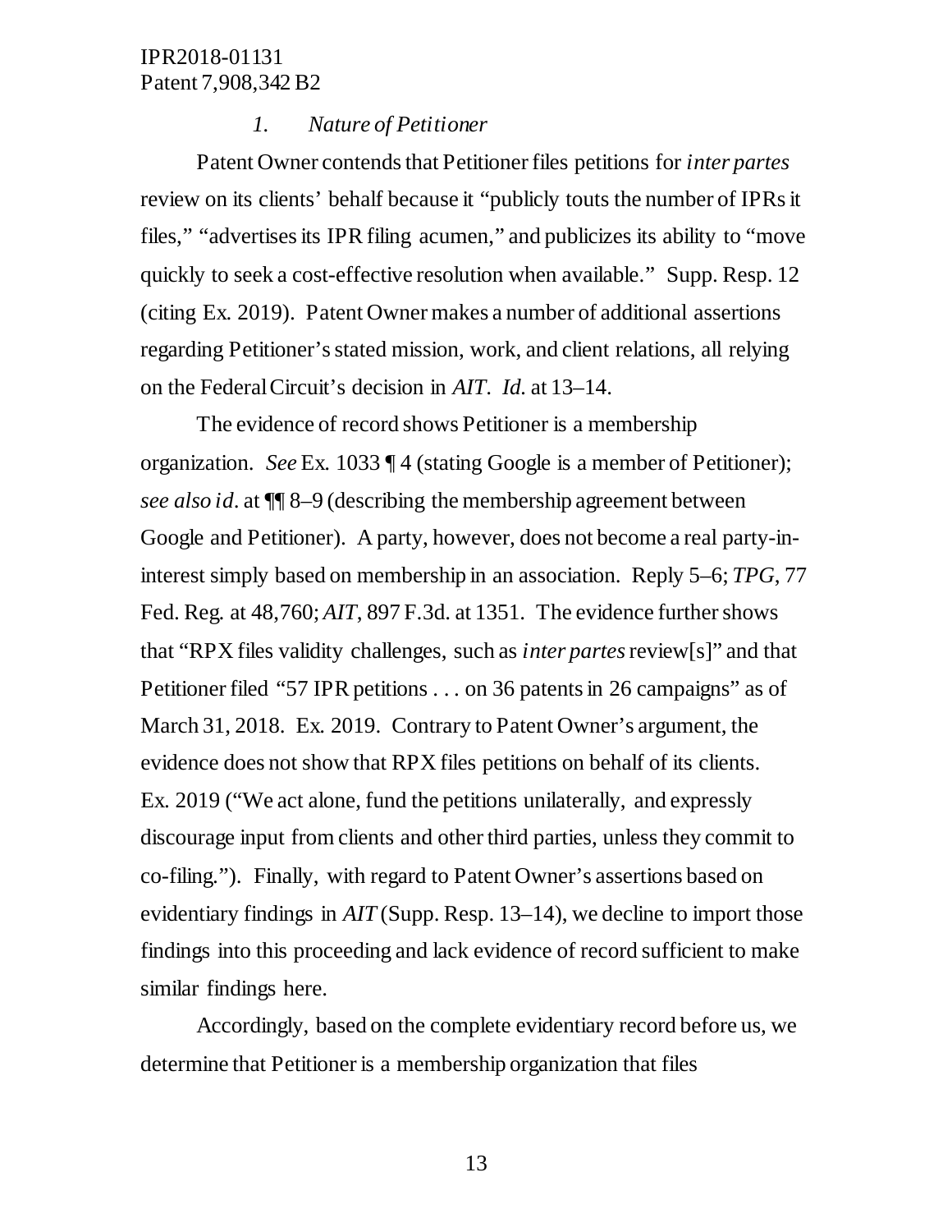### *1. Nature of Petitioner*

Patent Owner contends that Petitioner files petitions for *inter partes* review on its clients' behalf because it "publicly touts the number of IPRs it files," "advertises its IPR filing acumen," and publicizes its ability to "move quickly to seek a cost-effective resolution when available." Supp. Resp. 12 (citing Ex. 2019). Patent Owner makes a number of additional assertions regarding Petitioner's stated mission, work, and client relations, all relying on the Federal Circuit's decision in *AIT*. *Id.* at 13–14.

The evidence of record shows Petitioner is a membership organization. *See* Ex. 1033 ¶ 4 (stating Google is a member of Petitioner); *see also id.* at ¶¶ 8–9 (describing the membership agreement between Google and Petitioner). A party, however, does not become a real party-in-interest simply based on membership in an association. Reply 5–6; *TPG*, 77 Fed. Reg. at 48,760; *AIT*, 897 F.3d. at 1351. The evidence further shows that "RPX files validity challenges, such as *inter partes* review[s]" and that Petitioner filed "57 IPR petitions . . . on 36 patents in 26 campaigns" as of March 31, 2018. Ex. 2019. Contrary to Patent Owner's argument, the evidence does not show that RPX files petitions on behalf of its clients. Ex. 2019 ("We act alone, fund the petitions unilaterally, and expressly discourage input from clients and other third parties, unless they commit to co-filing."). Finally, with regard to Patent Owner's assertions based on evidentiary findings in *AIT* (Supp. Resp. 13–14), we decline to import those findings into this proceeding and lack evidence of record sufficient to make similar findings here.

Accordingly, based on the complete evidentiary record before us, we determine that Petitioner is a membership organization that files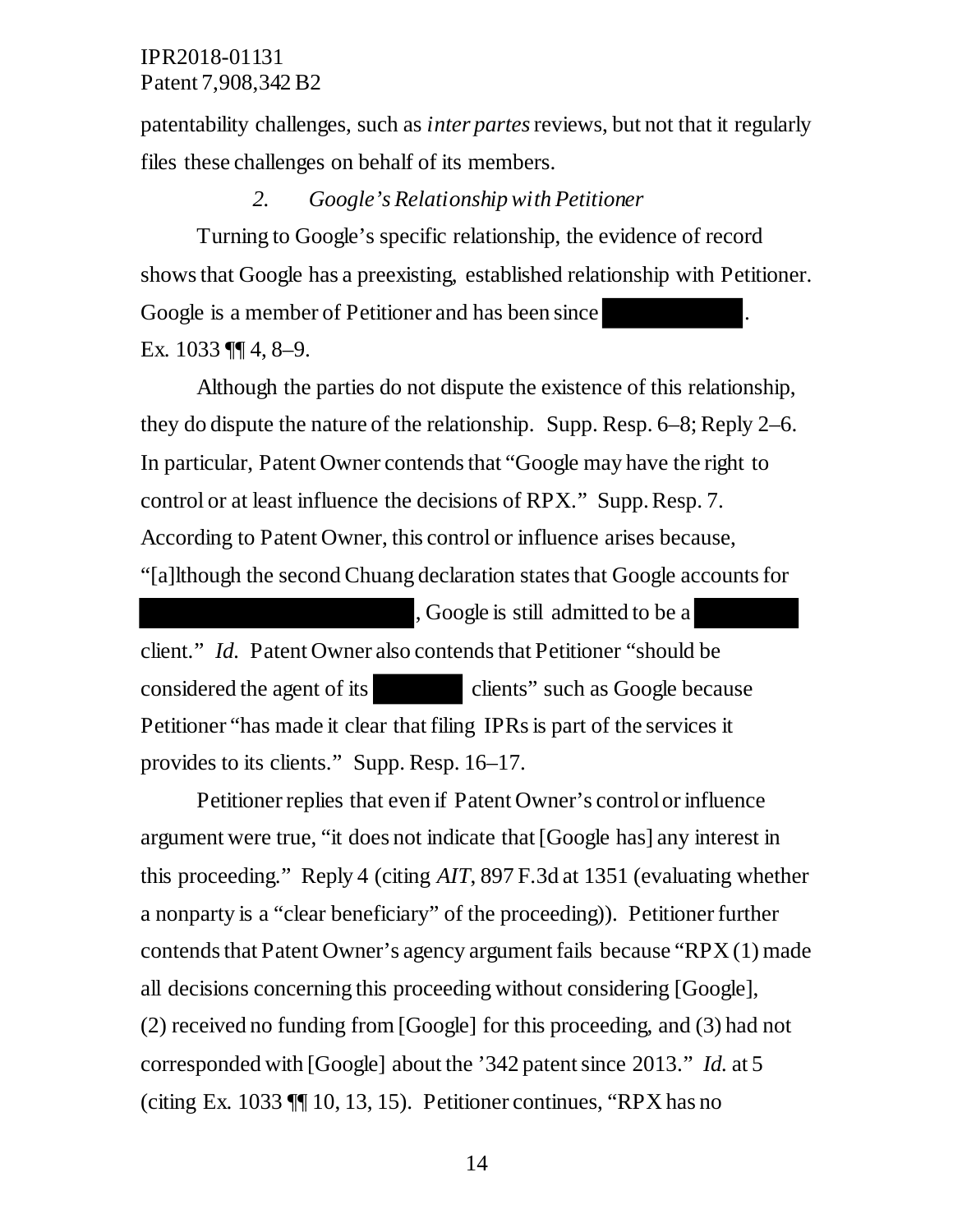patentability challenges, such as *inter partes* reviews, but not that it regularly files these challenges on behalf of its members.

*2. Google's Relationship with Petitioner*

Turning to Google's specific relationship, the evidence of record shows that Google has a preexisting, established relationship with Petitioner. Google is a member of Petitioner and has been since [REDACTED]. Ex. 1033 ¶¶ 4, 8–9.

Although the parties do not dispute the existence of this relationship, they do dispute the nature of the relationship. Supp. Resp. 6–8; Reply 2–6. In particular, Patent Owner contends that "Google may have the right to control or at least influence the decisions of RPX." Supp. Resp. 7. According to Patent Owner, this control or influence arises because, "[a]lthough the second Chuang declaration states that Google accounts for [REDACTED], Google is still admitted to be a [REDACTED] client." *Id.* Patent Owner also contends that Petitioner "should be considered the agent of its [REDACTED] clients" such as Google because Petitioner "has made it clear that filing IPRs is part of the services it provides to its clients." Supp. Resp. 16–17.

Petitioner replies that even if Patent Owner's control or influence argument were true, "it does not indicate that [Google has] any interest in this proceeding." Reply 4 (citing *AIT*, 897 F.3d at 1351 (evaluating whether a nonparty is a "clear beneficiary" of the proceeding)). Petitioner further contends that Patent Owner's agency argument fails because "RPX (1) made all decisions concerning this proceeding without considering [Google], (2) received no funding from [Google] for this proceeding, and (3) had not corresponded with [Google] about the '342 patent since 2013." *Id.* at 5 (citing Ex. 1033 ¶¶ 10, 13, 15). Petitioner continues, "RPX has no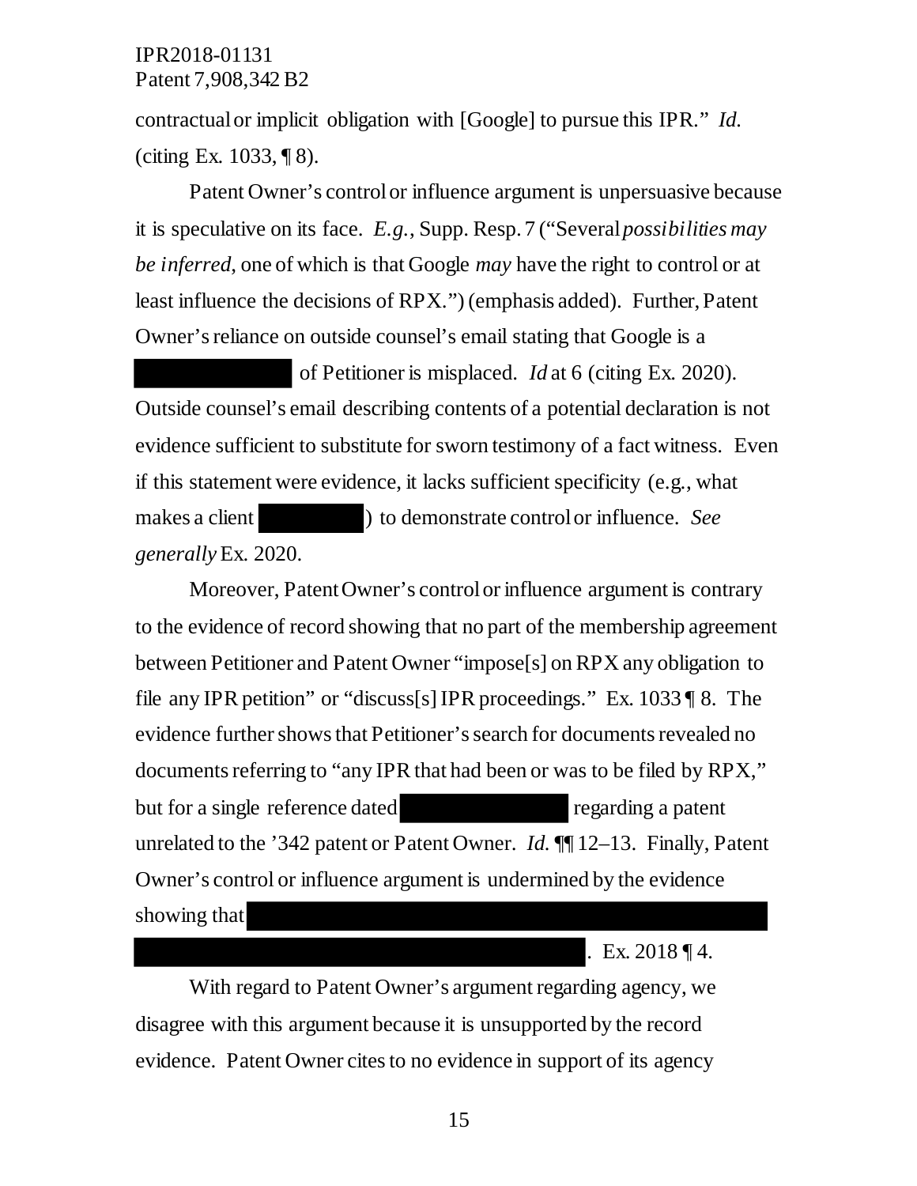contractual or implicit obligation with [Google] to pursue this IPR." *Id.* (citing Ex. 1033, ¶ 8).

Patent Owner's control or influence argument is unpersuasive because it is speculative on its face. *E.g.*, Supp. Resp. 7 ("Several *possibilities may be inferred*, one of which is that Google *may* have the right to control or at least influence the decisions of RPX.") (emphasis added). Further, Patent Owner's reliance on outside counsel's email stating that Google is a ██████████ of Petitioner is misplaced. *Id* at 6 (citing Ex. 2020). Outside counsel's email describing contents of a potential declaration is not evidence sufficient to substitute for sworn testimony of a fact witness. Even if this statement were evidence, it lacks sufficient specificity (e.g., what makes a client ████████) to demonstrate control or influence. *See generally* Ex. 2020.

Moreover, Patent Owner's control or influence argument is contrary to the evidence of record showing that no part of the membership agreement between Petitioner and Patent Owner "impose[s] on RPX any obligation to file any IPR petition" or "discuss[s] IPR proceedings." Ex. 1033 ¶ 8. The evidence further shows that Petitioner's search for documents revealed no documents referring to "any IPR that had been or was to be filed by RPX," but for a single reference dated ████████████ regarding a patent unrelated to the '342 patent or Patent Owner. *Id.* ¶¶ 12–13. Finally, Patent Owner's control or influence argument is undermined by the evidence showing that ██████████████████████████████████████████████████ ██████████████████████████████████████████. Ex. 2018 ¶ 4.

With regard to Patent Owner's argument regarding agency, we disagree with this argument because it is unsupported by the record evidence. Patent Owner cites to no evidence in support of its agency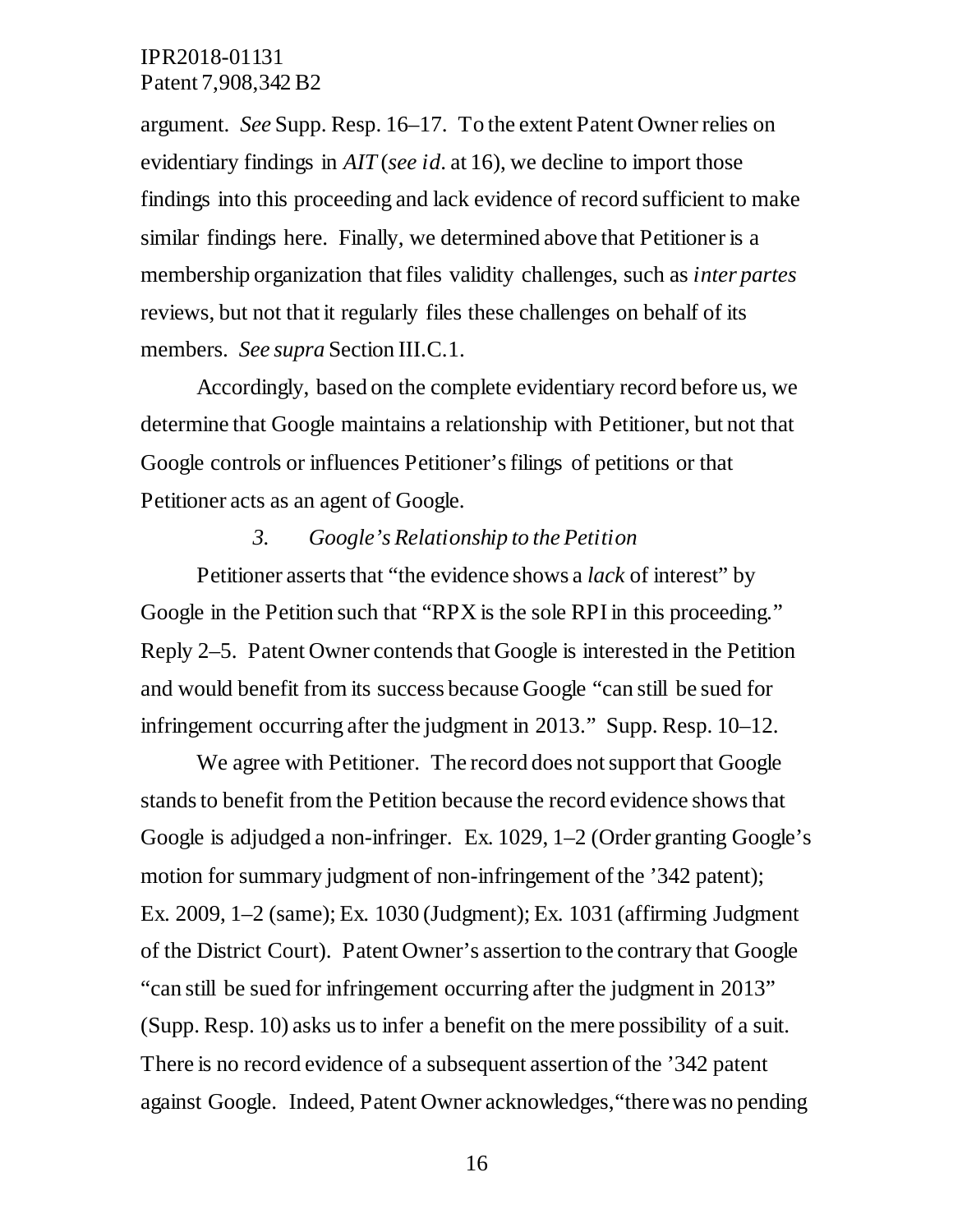argument. *See* Supp. Resp. 16–17. To the extent Patent Owner relies on evidentiary findings in *AIT* (*see id*. at 16), we decline to import those findings into this proceeding and lack evidence of record sufficient to make similar findings here. Finally, we determined above that Petitioner is a membership organization that files validity challenges, such as *inter partes* reviews, but not that it regularly files these challenges on behalf of its members. *See supra* Section III.C.1.

Accordingly, based on the complete evidentiary record before us, we determine that Google maintains a relationship with Petitioner, but not that Google controls or influences Petitioner's filings of petitions or that Petitioner acts as an agent of Google.

### *3. Google's Relationship to the Petition*

Petitioner asserts that "the evidence shows a *lack* of interest" by Google in the Petition such that "RPX is the sole RPI in this proceeding." Reply 2–5. Patent Owner contends that Google is interested in the Petition and would benefit from its success because Google "can still be sued for infringement occurring after the judgment in 2013." Supp. Resp. 10–12.

We agree with Petitioner. The record does not support that Google stands to benefit from the Petition because the record evidence shows that Google is adjudged a non-infringer. Ex. 1029, 1–2 (Order granting Google's motion for summary judgment of non-infringement of the '342 patent); Ex. 2009, 1–2 (same); Ex. 1030 (Judgment); Ex. 1031 (affirming Judgment of the District Court). Patent Owner's assertion to the contrary that Google "can still be sued for infringement occurring after the judgment in 2013" (Supp. Resp. 10) asks us to infer a benefit on the mere possibility of a suit. There is no record evidence of a subsequent assertion of the '342 patent against Google. Indeed, Patent Owner acknowledges, "there was no pending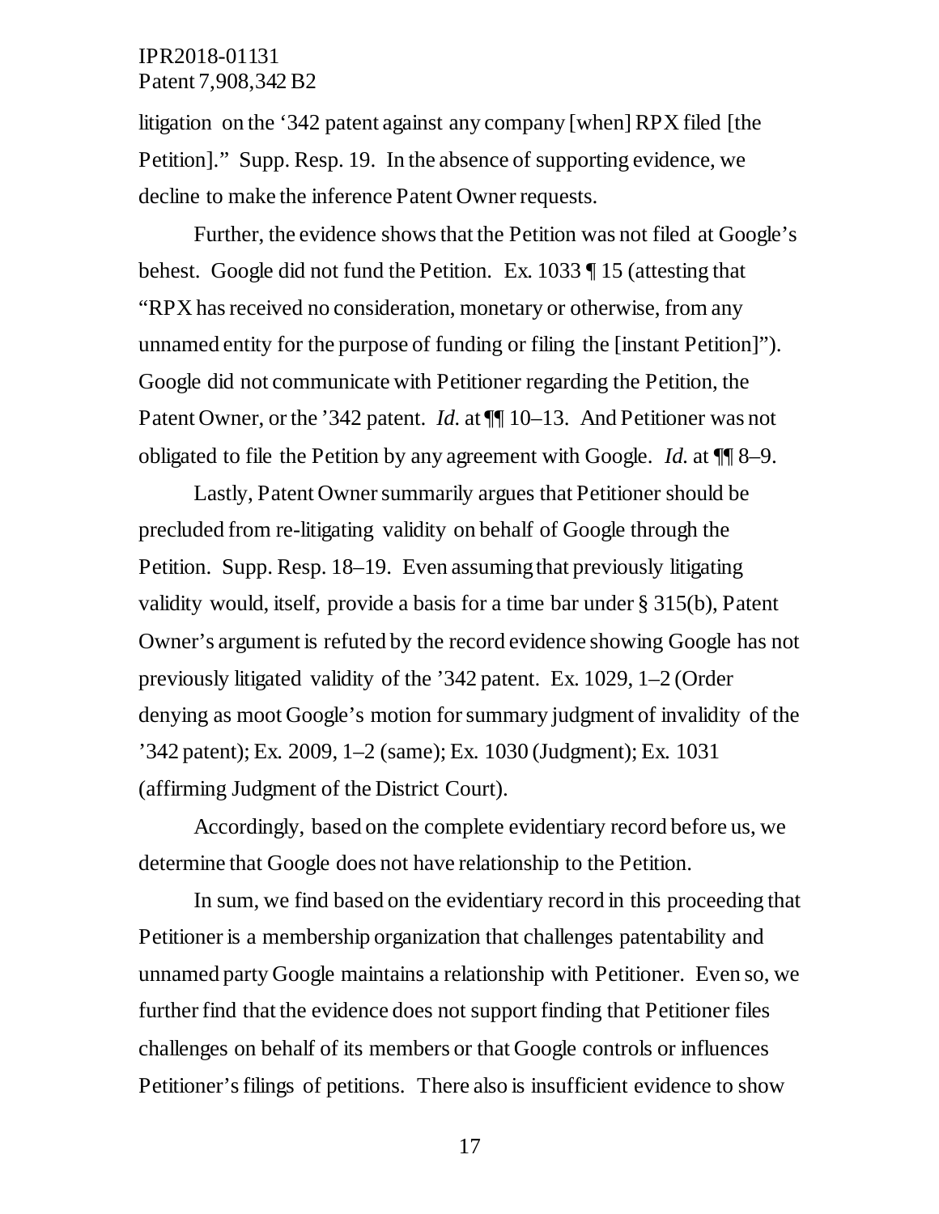litigation on the '342 patent against any company [when] RPX filed [the Petition]." Supp. Resp. 19. In the absence of supporting evidence, we decline to make the inference Patent Owner requests.

Further, the evidence shows that the Petition was not filed at Google's behest. Google did not fund the Petition. Ex. 1033 ¶ 15 (attesting that "RPX has received no consideration, monetary or otherwise, from any unnamed entity for the purpose of funding or filing the [instant Petition]"). Google did not communicate with Petitioner regarding the Petition, the Patent Owner, or the '342 patent. *Id.* at ¶¶ 10–13. And Petitioner was not obligated to file the Petition by any agreement with Google. *Id.* at ¶¶ 8–9.

Lastly, Patent Owner summarily argues that Petitioner should be precluded from re-litigating validity on behalf of Google through the Petition. Supp. Resp. 18–19. Even assuming that previously litigating validity would, itself, provide a basis for a time bar under § 315(b), Patent Owner's argument is refuted by the record evidence showing Google has not previously litigated validity of the '342 patent. Ex. 1029, 1–2 (Order denying as moot Google's motion for summary judgment of invalidity of the '342 patent); Ex. 2009, 1–2 (same); Ex. 1030 (Judgment); Ex. 1031 (affirming Judgment of the District Court).

Accordingly, based on the complete evidentiary record before us, we determine that Google does not have relationship to the Petition.

In sum, we find based on the evidentiary record in this proceeding that Petitioner is a membership organization that challenges patentability and unnamed party Google maintains a relationship with Petitioner. Even so, we further find that the evidence does not support finding that Petitioner files challenges on behalf of its members or that Google controls or influences Petitioner's filings of petitions. There also is insufficient evidence to show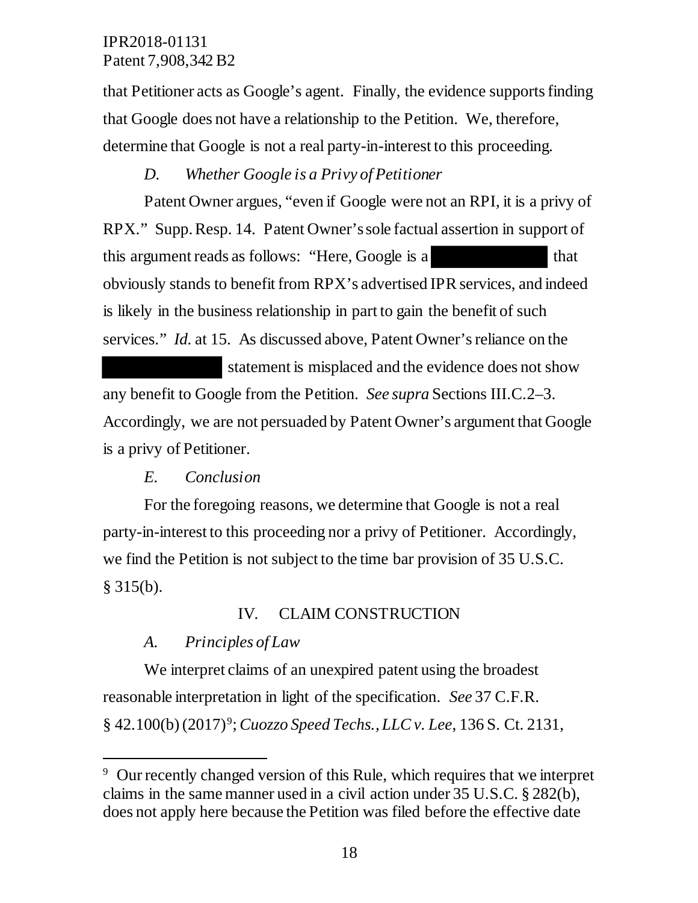that Petitioner acts as Google's agent. Finally, the evidence supports finding that Google does not have a relationship to the Petition. We, therefore, determine that Google is not a real party-in-interest to this proceeding.

### *D. Whether Google is a Privy of Petitioner*

Patent Owner argues, "even if Google were not an RPI, it is a privy of RPX." Supp. Resp. 14. Patent Owner's sole factual assertion in support of this argument reads as follows: "Here, Google is a ██████████ that obviously stands to benefit from RPX's advertised IPR services, and indeed is likely in the business relationship in part to gain the benefit of such services." *Id.* at 15. As discussed above, Patent Owner's reliance on the ██████████ statement is misplaced and the evidence does not show any benefit to Google from the Petition. *See supra* Sections III.C.2–3. Accordingly, we are not persuaded by Patent Owner's argument that Google is a privy of Petitioner.

### *E. Conclusion*

For the foregoing reasons, we determine that Google is not a real party-in-interest to this proceeding nor a privy of Petitioner. Accordingly, we find the Petition is not subject to the time bar provision of 35 U.S.C. § 315(b).

## IV. CLAIM CONSTRUCTION

### *A. Principles of Law*

We interpret claims of an unexpired patent using the broadest reasonable interpretation in light of the specification. *See* 37 C.F.R. § 42.100(b) (2017)[9]; *Cuozzo Speed Techs., LLC v. Lee*, 136 S. Ct. 2131,

---

[9] Our recently changed version of this Rule, which requires that we interpret claims in the same manner used in a civil action under 35 U.S.C. § 282(b), does not apply here because the Petition was filed before the effective date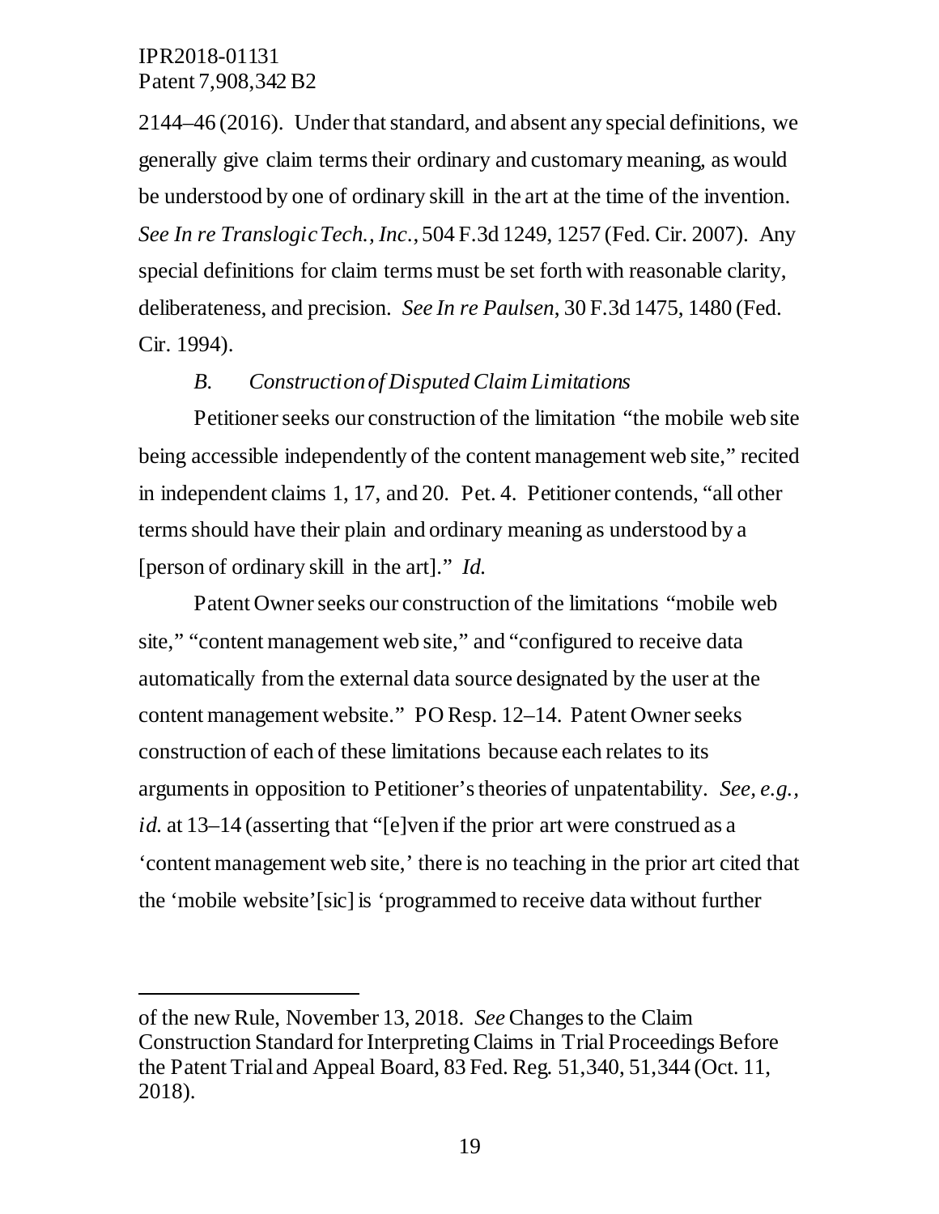2144–46 (2016). Under that standard, and absent any special definitions, we generally give claim terms their ordinary and customary meaning, as would be understood by one of ordinary skill in the art at the time of the invention. *See In re Translogic Tech., Inc.*, 504 F.3d 1249, 1257 (Fed. Cir. 2007). Any special definitions for claim terms must be set forth with reasonable clarity, deliberateness, and precision. *See In re Paulsen*, 30 F.3d 1475, 1480 (Fed. Cir. 1994).

### *B. Construction of Disputed Claim Limitations*

Petitioner seeks our construction of the limitation "the mobile web site being accessible independently of the content management web site," recited in independent claims 1, 17, and 20. Pet. 4. Petitioner contends, "all other terms should have their plain and ordinary meaning as understood by a [person of ordinary skill in the art]." *Id.*

Patent Owner seeks our construction of the limitations "mobile web site," "content management web site," and "configured to receive data automatically from the external data source designated by the user at the content management website." PO Resp. 12–14. Patent Owner seeks construction of each of these limitations because each relates to its arguments in opposition to Petitioner's theories of unpatentability. *See, e.g.*, *id.* at 13–14 (asserting that "[e]ven if the prior art were construed as a 'content management web site,' there is no teaching in the prior art cited that the 'mobile website'[sic] is 'programmed to receive data without further

---

of the new Rule, November 13, 2018. *See* Changes to the Claim Construction Standard for Interpreting Claims in Trial Proceedings Before the Patent Trial and Appeal Board, 83 Fed. Reg. 51,340, 51,344 (Oct. 11, 2018).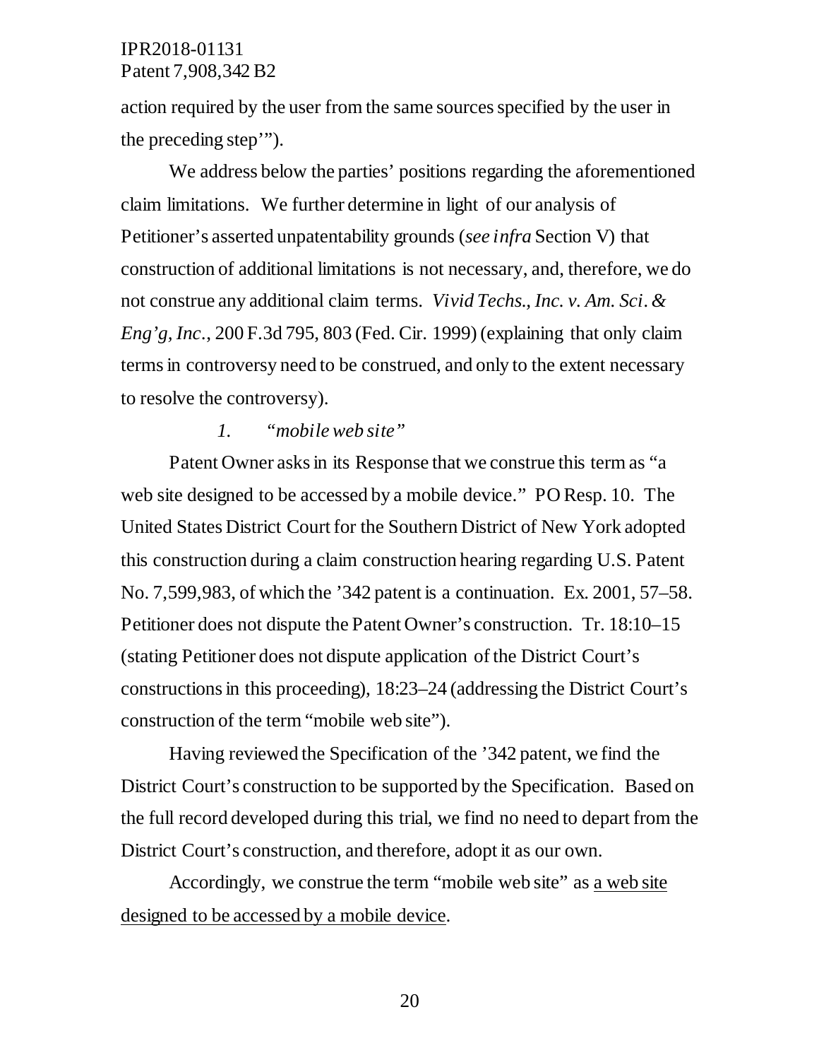action required by the user from the same sources specified by the user in the preceding step'").

We address below the parties' positions regarding the aforementioned claim limitations. We further determine in light of our analysis of Petitioner's asserted unpatentability grounds (*see infra* Section V) that construction of additional limitations is not necessary, and, therefore, we do not construe any additional claim terms. *Vivid Techs., Inc. v. Am. Sci. & Eng'g, Inc.*, 200 F.3d 795, 803 (Fed. Cir. 1999) (explaining that only claim terms in controversy need to be construed, and only to the extent necessary to resolve the controversy).

*1. "mobile web site"*

Patent Owner asks in its Response that we construe this term as "a web site designed to be accessed by a mobile device." PO Resp. 10. The United States District Court for the Southern District of New York adopted this construction during a claim construction hearing regarding U.S. Patent No. 7,599,983, of which the '342 patent is a continuation. Ex. 2001, 57–58. Petitioner does not dispute the Patent Owner's construction. Tr. 18:10–15 (stating Petitioner does not dispute application of the District Court's constructions in this proceeding), 18:23–24 (addressing the District Court's construction of the term "mobile web site").

Having reviewed the Specification of the '342 patent, we find the District Court's construction to be supported by the Specification. Based on the full record developed during this trial, we find no need to depart from the District Court's construction, and therefore, adopt it as our own.

Accordingly, we construe the term "mobile web site" as <u>a web site designed to be accessed by a mobile device</u>.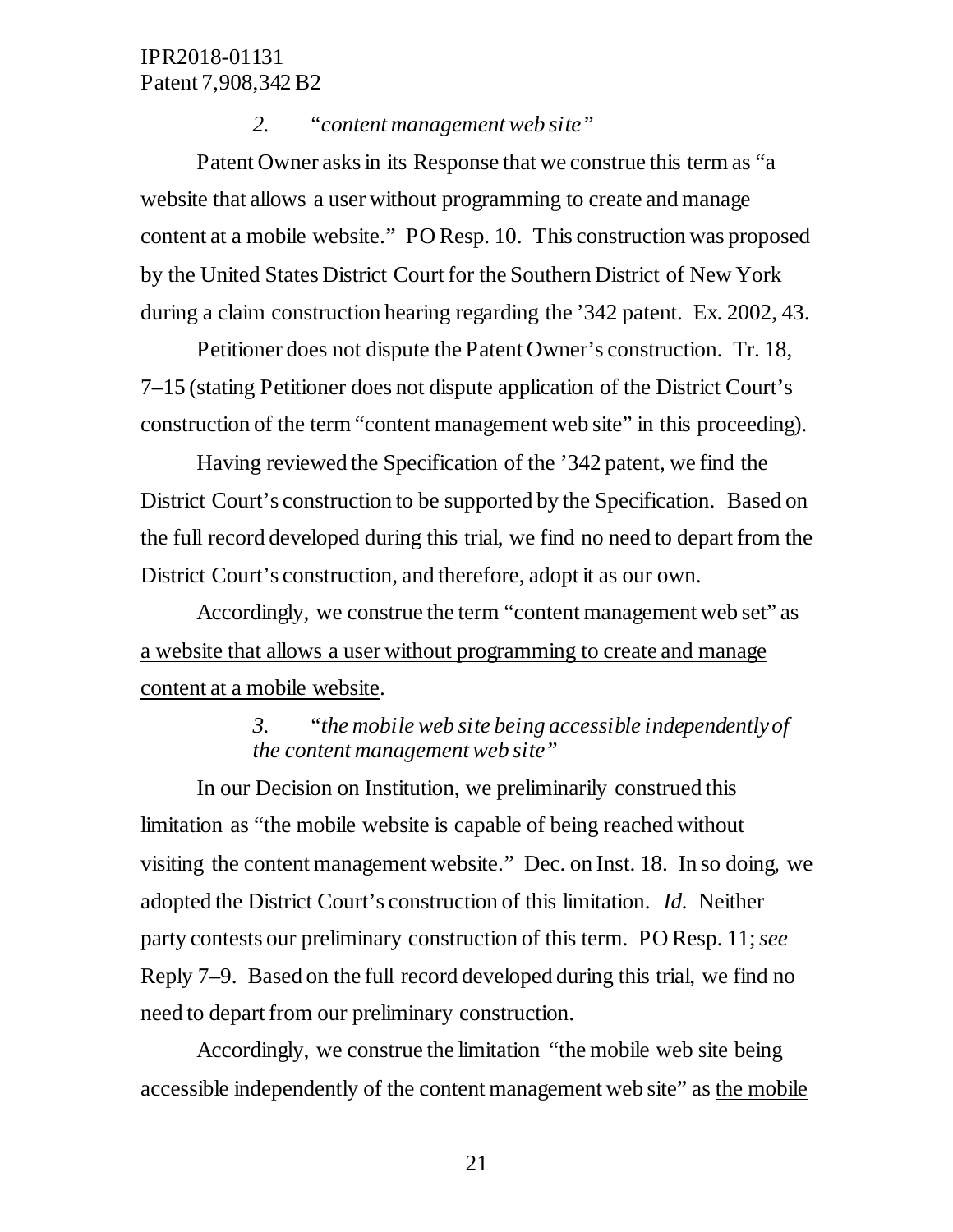### 2. *"content management web site"*

Patent Owner asks in its Response that we construe this term as "a website that allows a user without programming to create and manage content at a mobile website." PO Resp. 10. This construction was proposed by the United States District Court for the Southern District of New York during a claim construction hearing regarding the '342 patent. Ex. 2002, 43.

Petitioner does not dispute the Patent Owner's construction. Tr. 18, 7–15 (stating Petitioner does not dispute application of the District Court's construction of the term "content management web site" in this proceeding).

Having reviewed the Specification of the '342 patent, we find the District Court's construction to be supported by the Specification. Based on the full record developed during this trial, we find no need to depart from the District Court's construction, and therefore, adopt it as our own.

Accordingly, we construe the term "content management web set" as <u>a website that allows a user without programming to create and manage content at a mobile website</u>.

### 3. *"the mobile web site being accessible independently of the content management web site"*

In our Decision on Institution, we preliminarily construed this limitation as "the mobile website is capable of being reached without visiting the content management website." Dec. on Inst. 18. In so doing, we adopted the District Court's construction of this limitation. *Id.* Neither party contests our preliminary construction of this term. PO Resp. 11; *see* Reply 7–9. Based on the full record developed during this trial, we find no need to depart from our preliminary construction.

Accordingly, we construe the limitation "the mobile web site being accessible independently of the content management web site" as <u>the mobile</u>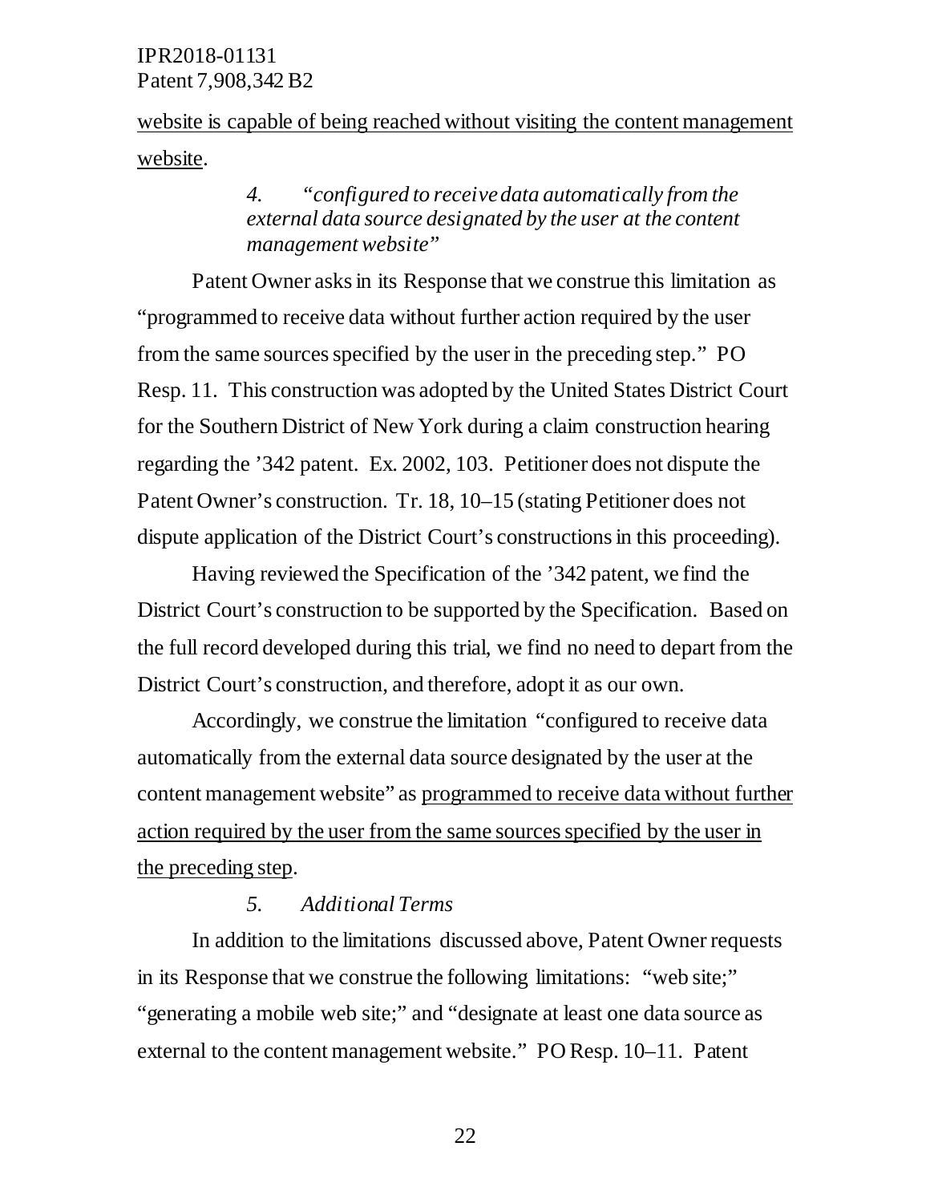<u>website is capable of being reached without visiting the content management website</u>.

*4. "configured to receive data automatically from the external data source designated by the user at the content management website"*

Patent Owner asks in its Response that we construe this limitation as "programmed to receive data without further action required by the user from the same sources specified by the user in the preceding step." PO Resp. 11. This construction was adopted by the United States District Court for the Southern District of New York during a claim construction hearing regarding the '342 patent. Ex. 2002, 103. Petitioner does not dispute the Patent Owner's construction. Tr. 18, 10–15 (stating Petitioner does not dispute application of the District Court's constructions in this proceeding).

Having reviewed the Specification of the '342 patent, we find the District Court's construction to be supported by the Specification. Based on the full record developed during this trial, we find no need to depart from the District Court's construction, and therefore, adopt it as our own.

Accordingly, we construe the limitation "configured to receive data automatically from the external data source designated by the user at the content management website" as <u>programmed to receive data without further action required by the user from the same sources specified by the user in the preceding step</u>.

*5. Additional Terms*

In addition to the limitations discussed above, Patent Owner requests in its Response that we construe the following limitations: "web site;" "generating a mobile web site;" and "designate at least one data source as external to the content management website." PO Resp. 10–11. Patent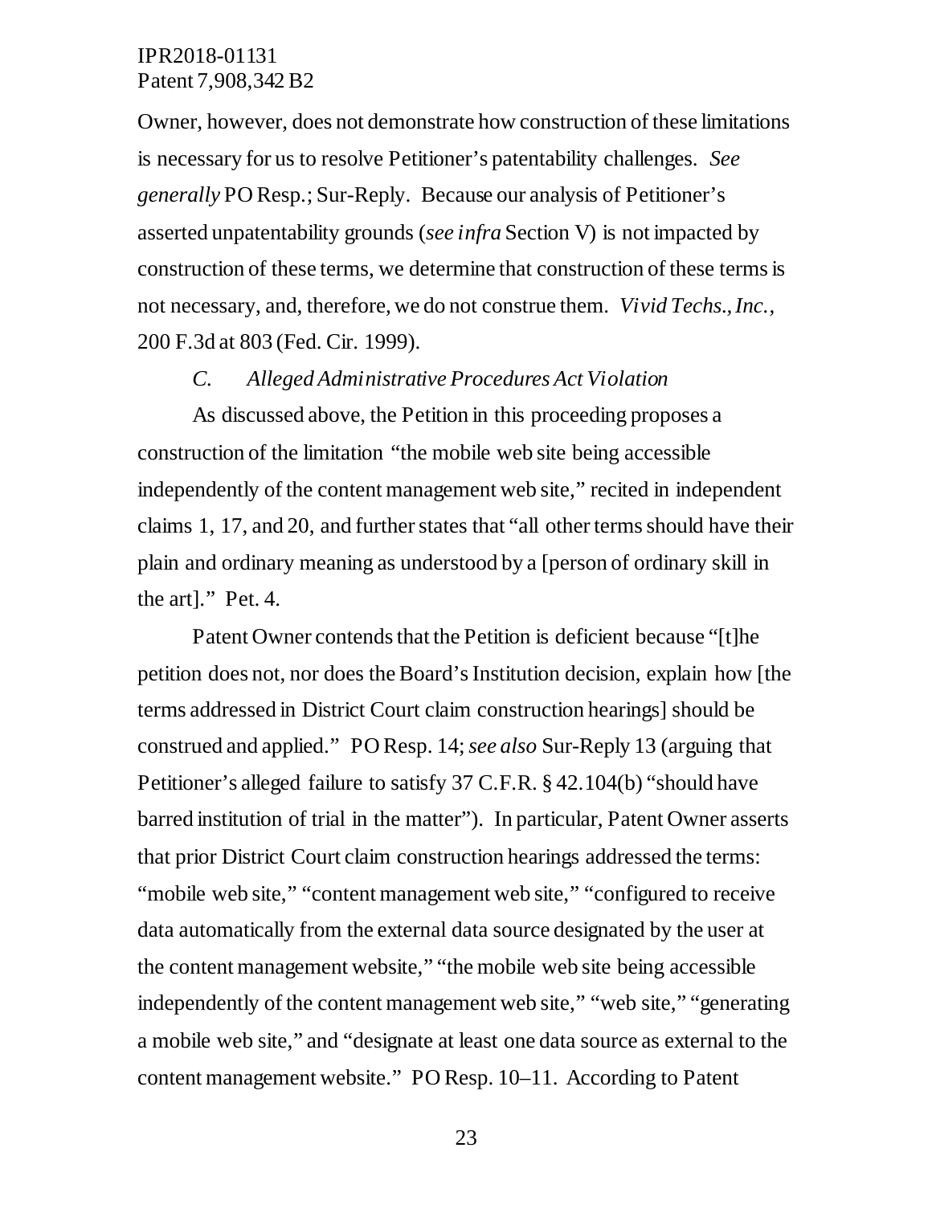Owner, however, does not demonstrate how construction of these limitations is necessary for us to resolve Petitioner's patentability challenges. *See generally* PO Resp.; Sur-Reply. Because our analysis of Petitioner's asserted unpatentability grounds (*see infra* Section V) is not impacted by construction of these terms, we determine that construction of these terms is not necessary, and, therefore, we do not construe them. *Vivid Techs., Inc.*, 200 F.3d at 803 (Fed. Cir. 1999).

### *C. Alleged Administrative Procedures Act Violation*

As discussed above, the Petition in this proceeding proposes a construction of the limitation "the mobile web site being accessible independently of the content management web site," recited in independent claims 1, 17, and 20, and further states that "all other terms should have their plain and ordinary meaning as understood by a [person of ordinary skill in the art]." Pet. 4.

Patent Owner contends that the Petition is deficient because "[t]he petition does not, nor does the Board's Institution decision, explain how [the terms addressed in District Court claim construction hearings] should be construed and applied." PO Resp. 14; *see also* Sur-Reply 13 (arguing that Petitioner's alleged failure to satisfy 37 C.F.R. § 42.104(b) "should have barred institution of trial in the matter"). In particular, Patent Owner asserts that prior District Court claim construction hearings addressed the terms: "mobile web site," "content management web site," "configured to receive data automatically from the external data source designated by the user at the content management website," "the mobile web site being accessible independently of the content management web site," "web site," "generating a mobile web site," and "designate at least one data source as external to the content management website." PO Resp. 10–11. According to Patent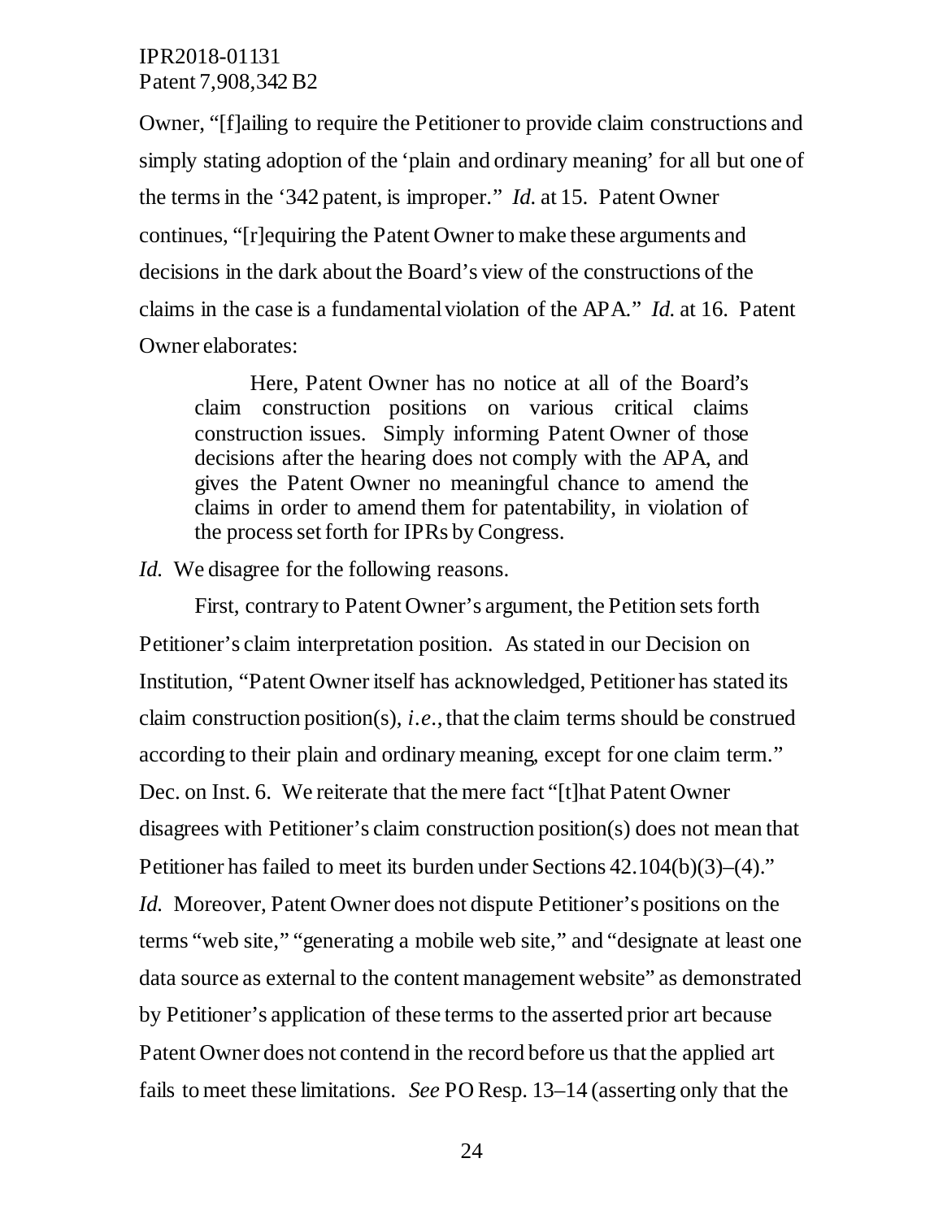Owner, "[f]ailing to require the Petitioner to provide claim constructions and simply stating adoption of the 'plain and ordinary meaning' for all but one of the terms in the '342 patent, is improper." *Id.* at 15. Patent Owner continues, "[r]equiring the Patent Owner to make these arguments and decisions in the dark about the Board's view of the constructions of the claims in the case is a fundamental violation of the APA." *Id.* at 16. Patent Owner elaborates:

> Here, Patent Owner has no notice at all of the Board's claim construction positions on various critical claims construction issues. Simply informing Patent Owner of those decisions after the hearing does not comply with the APA, and gives the Patent Owner no meaningful chance to amend the claims in order to amend them for patentability, in violation of the process set forth for IPRs by Congress.

*Id.* We disagree for the following reasons.

First, contrary to Patent Owner's argument, the Petition sets forth Petitioner's claim interpretation position. As stated in our Decision on Institution, "Patent Owner itself has acknowledged, Petitioner has stated its claim construction position(s), *i.e.*, that the claim terms should be construed according to their plain and ordinary meaning, except for one claim term." Dec. on Inst. 6. We reiterate that the mere fact "[t]hat Patent Owner disagrees with Petitioner's claim construction position(s) does not mean that Petitioner has failed to meet its burden under Sections 42.104(b)(3)–(4)." *Id.* Moreover, Patent Owner does not dispute Petitioner's positions on the terms "web site," "generating a mobile web site," and "designate at least one data source as external to the content management website" as demonstrated by Petitioner's application of these terms to the asserted prior art because Patent Owner does not contend in the record before us that the applied art fails to meet these limitations. *See* PO Resp. 13–14 (asserting only that the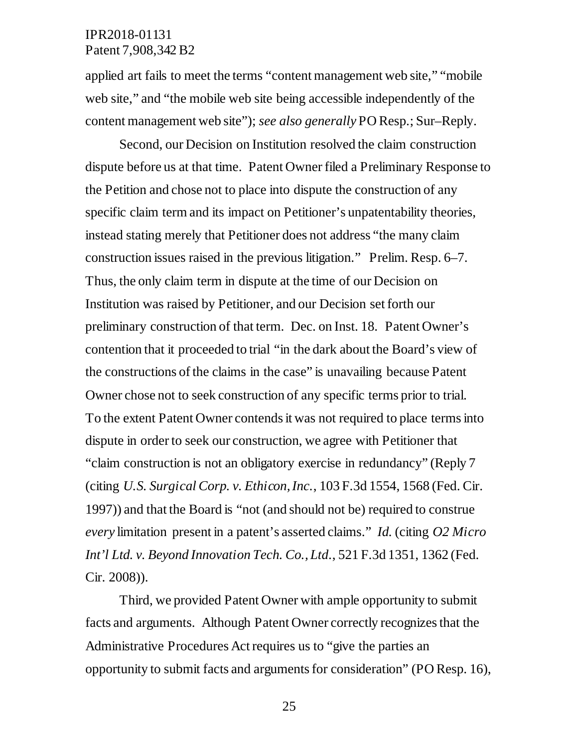applied art fails to meet the terms "content management web site," "mobile web site," and "the mobile web site being accessible independently of the content management web site"); *see also generally* PO Resp.; Sur–Reply.

Second, our Decision on Institution resolved the claim construction dispute before us at that time. Patent Owner filed a Preliminary Response to the Petition and chose not to place into dispute the construction of any specific claim term and its impact on Petitioner's unpatentability theories, instead stating merely that Petitioner does not address "the many claim construction issues raised in the previous litigation." Prelim. Resp. 6–7. Thus, the only claim term in dispute at the time of our Decision on Institution was raised by Petitioner, and our Decision set forth our preliminary construction of that term. Dec. on Inst. 18. Patent Owner's contention that it proceeded to trial "in the dark about the Board's view of the constructions of the claims in the case" is unavailing because Patent Owner chose not to seek construction of any specific terms prior to trial. To the extent Patent Owner contends it was not required to place terms into dispute in order to seek our construction, we agree with Petitioner that "claim construction is not an obligatory exercise in redundancy" (Reply 7 (citing *U.S. Surgical Corp. v. Ethicon, Inc.*, 103 F.3d 1554, 1568 (Fed. Cir. 1997)) and that the Board is "not (and should not be) required to construe *every* limitation present in a patent's asserted claims." *Id.* (citing *O2 Micro Int'l Ltd. v. Beyond Innovation Tech. Co., Ltd.*, 521 F.3d 1351, 1362 (Fed. Cir. 2008)).

Third, we provided Patent Owner with ample opportunity to submit facts and arguments. Although Patent Owner correctly recognizes that the Administrative Procedures Act requires us to "give the parties an opportunity to submit facts and arguments for consideration" (PO Resp. 16),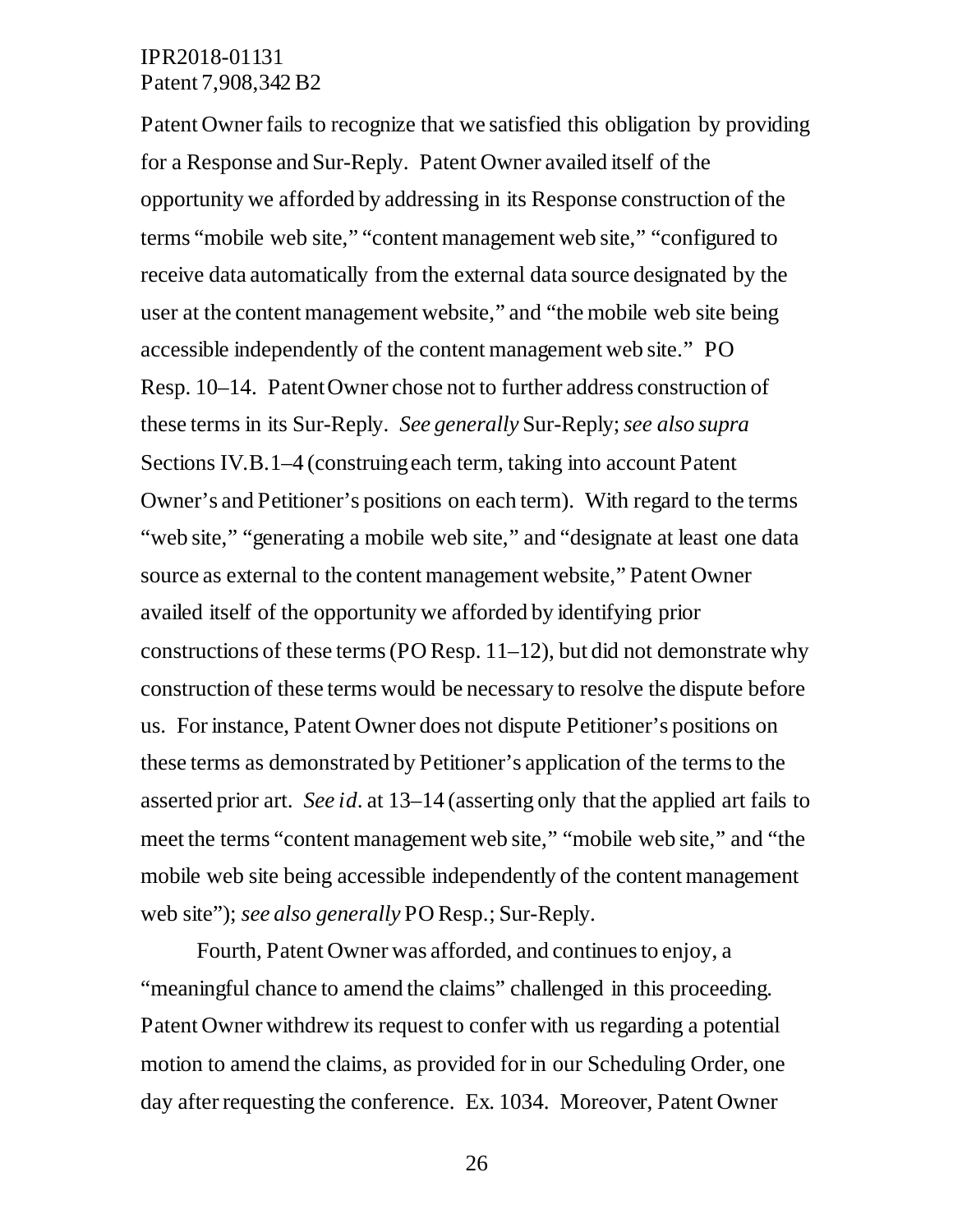Patent Owner fails to recognize that we satisfied this obligation by providing for a Response and Sur-Reply. Patent Owner availed itself of the opportunity we afforded by addressing in its Response construction of the terms "mobile web site," "content management web site," "configured to receive data automatically from the external data source designated by the user at the content management website," and "the mobile web site being accessible independently of the content management web site." PO Resp. 10–14. Patent Owner chose not to further address construction of these terms in its Sur-Reply. *See generally* Sur-Reply; *see also supra* Sections IV.B.1–4 (construing each term, taking into account Patent Owner's and Petitioner's positions on each term). With regard to the terms "web site," "generating a mobile web site," and "designate at least one data source as external to the content management website," Patent Owner availed itself of the opportunity we afforded by identifying prior constructions of these terms (PO Resp. 11–12), but did not demonstrate why construction of these terms would be necessary to resolve the dispute before us. For instance, Patent Owner does not dispute Petitioner's positions on these terms as demonstrated by Petitioner's application of the terms to the asserted prior art. *See id.* at 13–14 (asserting only that the applied art fails to meet the terms "content management web site," "mobile web site," and "the mobile web site being accessible independently of the content management web site"); *see also generally* PO Resp.; Sur-Reply.

Fourth, Patent Owner was afforded, and continues to enjoy, a "meaningful chance to amend the claims" challenged in this proceeding. Patent Owner withdrew its request to confer with us regarding a potential motion to amend the claims, as provided for in our Scheduling Order, one day after requesting the conference. Ex. 1034. Moreover, Patent Owner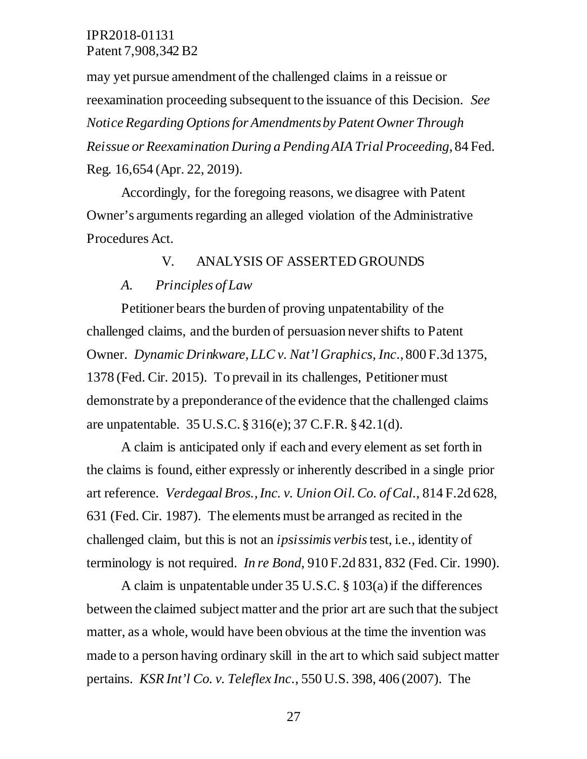may yet pursue amendment of the challenged claims in a reissue or reexamination proceeding subsequent to the issuance of this Decision. *See Notice Regarding Options for Amendments by Patent Owner Through Reissue or Reexamination During a Pending AIA Trial Proceeding*, 84 Fed. Reg. 16,654 (Apr. 22, 2019).

Accordingly, for the foregoing reasons, we disagree with Patent Owner's arguments regarding an alleged violation of the Administrative Procedures Act.

## V. ANALYSIS OF ASSERTED GROUNDS

### *A. Principles of Law*

Petitioner bears the burden of proving unpatentability of the challenged claims, and the burden of persuasion never shifts to Patent Owner. *Dynamic Drinkware, LLC v. Nat'l Graphics, Inc.*, 800 F.3d 1375, 1378 (Fed. Cir. 2015). To prevail in its challenges, Petitioner must demonstrate by a preponderance of the evidence that the challenged claims are unpatentable. 35 U.S.C. § 316(e); 37 C.F.R. § 42.1(d).

A claim is anticipated only if each and every element as set forth in the claims is found, either expressly or inherently described in a single prior art reference. *Verdegaal Bros., Inc. v. Union Oil. Co. of Cal.*, 814 F.2d 628, 631 (Fed. Cir. 1987). The elements must be arranged as recited in the challenged claim, but this is not an *ipsissimis verbis* test, i.e., identity of terminology is not required. *In re Bond*, 910 F.2d 831, 832 (Fed. Cir. 1990).

A claim is unpatentable under 35 U.S.C. § 103(a) if the differences between the claimed subject matter and the prior art are such that the subject matter, as a whole, would have been obvious at the time the invention was made to a person having ordinary skill in the art to which said subject matter pertains. *KSR Int'l Co. v. Teleflex Inc.*, 550 U.S. 398, 406 (2007). The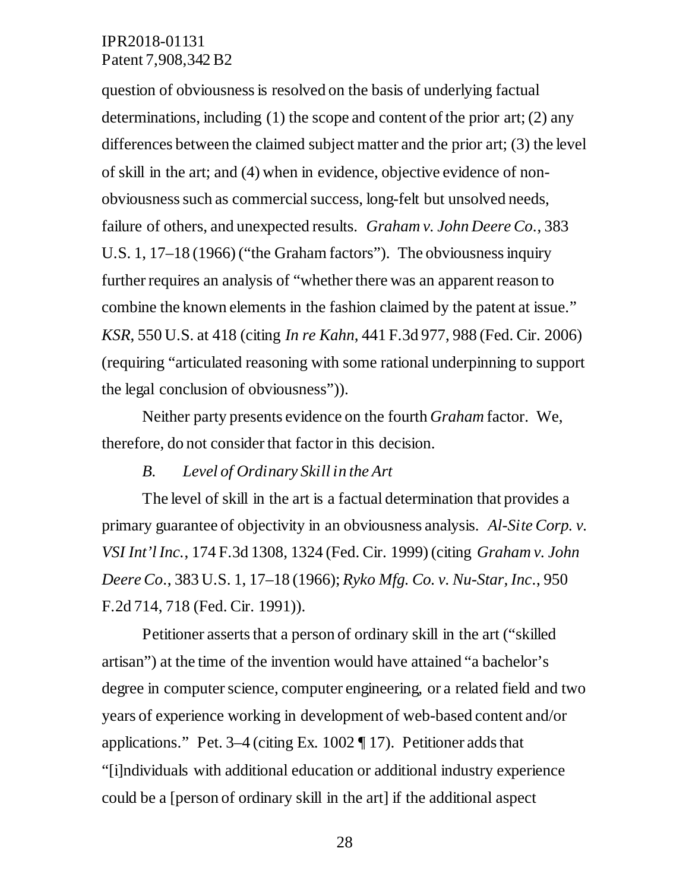question of obviousness is resolved on the basis of underlying factual determinations, including (1) the scope and content of the prior art; (2) any differences between the claimed subject matter and the prior art; (3) the level of skill in the art; and (4) when in evidence, objective evidence of non-obviousness such as commercial success, long-felt but unsolved needs, failure of others, and unexpected results. *Graham v. John Deere Co.*, 383 U.S. 1, 17–18 (1966) ("the Graham factors"). The obviousness inquiry further requires an analysis of "whether there was an apparent reason to combine the known elements in the fashion claimed by the patent at issue." *KSR*, 550 U.S. at 418 (citing *In re Kahn*, 441 F.3d 977, 988 (Fed. Cir. 2006) (requiring "articulated reasoning with some rational underpinning to support the legal conclusion of obviousness")).

Neither party presents evidence on the fourth *Graham* factor. We, therefore, do not consider that factor in this decision.

### *B. Level of Ordinary Skill in the Art*

The level of skill in the art is a factual determination that provides a primary guarantee of objectivity in an obviousness analysis. *Al-Site Corp. v. VSI Int'l Inc.*, 174 F.3d 1308, 1324 (Fed. Cir. 1999) (citing *Graham v. John Deere Co.*, 383 U.S. 1, 17–18 (1966); *Ryko Mfg. Co. v. Nu-Star, Inc.*, 950 F.2d 714, 718 (Fed. Cir. 1991)).

Petitioner asserts that a person of ordinary skill in the art ("skilled artisan") at the time of the invention would have attained "a bachelor's degree in computer science, computer engineering, or a related field and two years of experience working in development of web-based content and/or applications." Pet. 3–4 (citing Ex. 1002 ¶ 17). Petitioner adds that "[i]ndividuals with additional education or additional industry experience could be a [person of ordinary skill in the art] if the additional aspect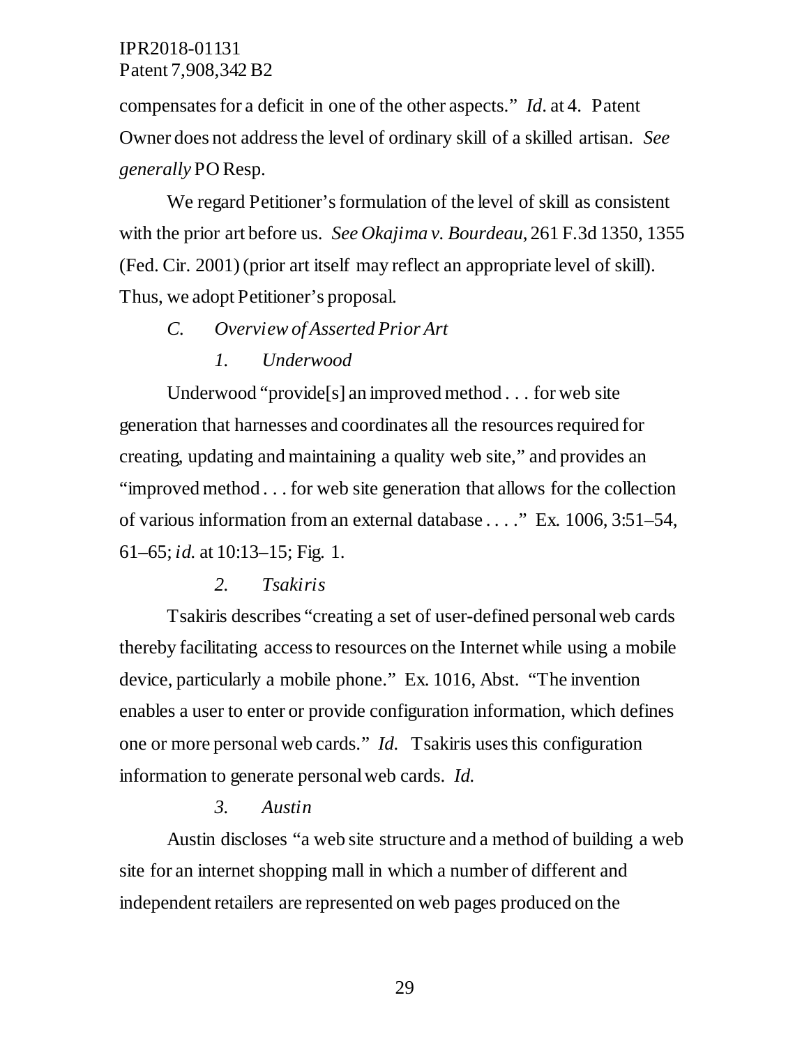compensates for a deficit in one of the other aspects." *Id.* at 4. Patent Owner does not address the level of ordinary skill of a skilled artisan. *See generally* PO Resp.

We regard Petitioner's formulation of the level of skill as consistent with the prior art before us. *See Okajima v. Bourdeau*, 261 F.3d 1350, 1355 (Fed. Cir. 2001) (prior art itself may reflect an appropriate level of skill). Thus, we adopt Petitioner's proposal.

### *C. Overview of Asserted Prior Art*

#### *1. Underwood*

Underwood "provide[s] an improved method . . . for web site generation that harnesses and coordinates all the resources required for creating, updating and maintaining a quality web site," and provides an "improved method . . . for web site generation that allows for the collection of various information from an external database . . . ." Ex. 1006, 3:51–54, 61–65; *id.* at 10:13–15; Fig. 1.

#### *2. Tsakiris*

Tsakiris describes "creating a set of user-defined personal web cards thereby facilitating access to resources on the Internet while using a mobile device, particularly a mobile phone." Ex. 1016, Abst. "The invention enables a user to enter or provide configuration information, which defines one or more personal web cards." *Id.* Tsakiris uses this configuration information to generate personal web cards. *Id.*

#### *3. Austin*

Austin discloses "a web site structure and a method of building a web site for an internet shopping mall in which a number of different and independent retailers are represented on web pages produced on the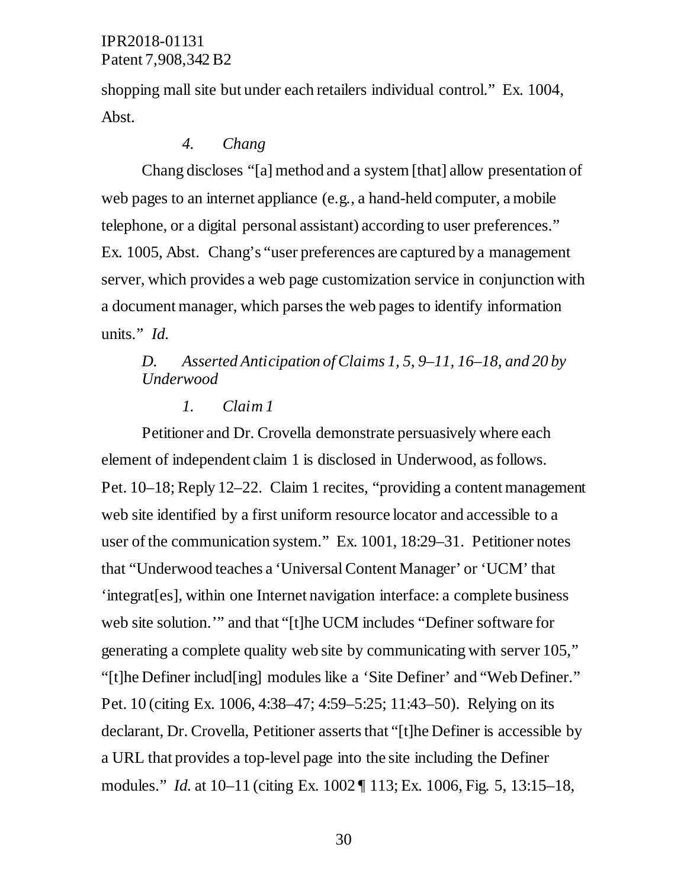shopping mall site but under each retailers individual control." Ex. 1004, Abst.

*4. Chang*

Chang discloses "[a] method and a system [that] allow presentation of web pages to an internet appliance (e.g., a hand-held computer, a mobile telephone, or a digital personal assistant) according to user preferences." Ex. 1005, Abst. Chang's "user preferences are captured by a management server, which provides a web page customization service in conjunction with a document manager, which parses the web pages to identify information units." *Id.*

*D. Asserted Anticipation of Claims 1, 5, 9–11, 16–18, and 20 by Underwood*

*1. Claim 1*

Petitioner and Dr. Crovella demonstrate persuasively where each element of independent claim 1 is disclosed in Underwood, as follows. Pet. 10–18; Reply 12–22. Claim 1 recites, "providing a content management web site identified by a first uniform resource locator and accessible to a user of the communication system." Ex. 1001, 18:29–31. Petitioner notes that "Underwood teaches a 'Universal Content Manager' or 'UCM' that 'integrat[es], within one Internet navigation interface: a complete business web site solution.'" and that "[t]he UCM includes "Definer software for generating a complete quality web site by communicating with server 105," "[t]he Definer includ[ing] modules like a 'Site Definer' and "Web Definer." Pet. 10 (citing Ex. 1006, 4:38–47; 4:59–5:25; 11:43–50). Relying on its declarant, Dr. Crovella, Petitioner asserts that "[t]he Definer is accessible by a URL that provides a top-level page into the site including the Definer modules." *Id.* at 10–11 (citing Ex. 1002 ¶ 113; Ex. 1006, Fig. 5, 13:15–18,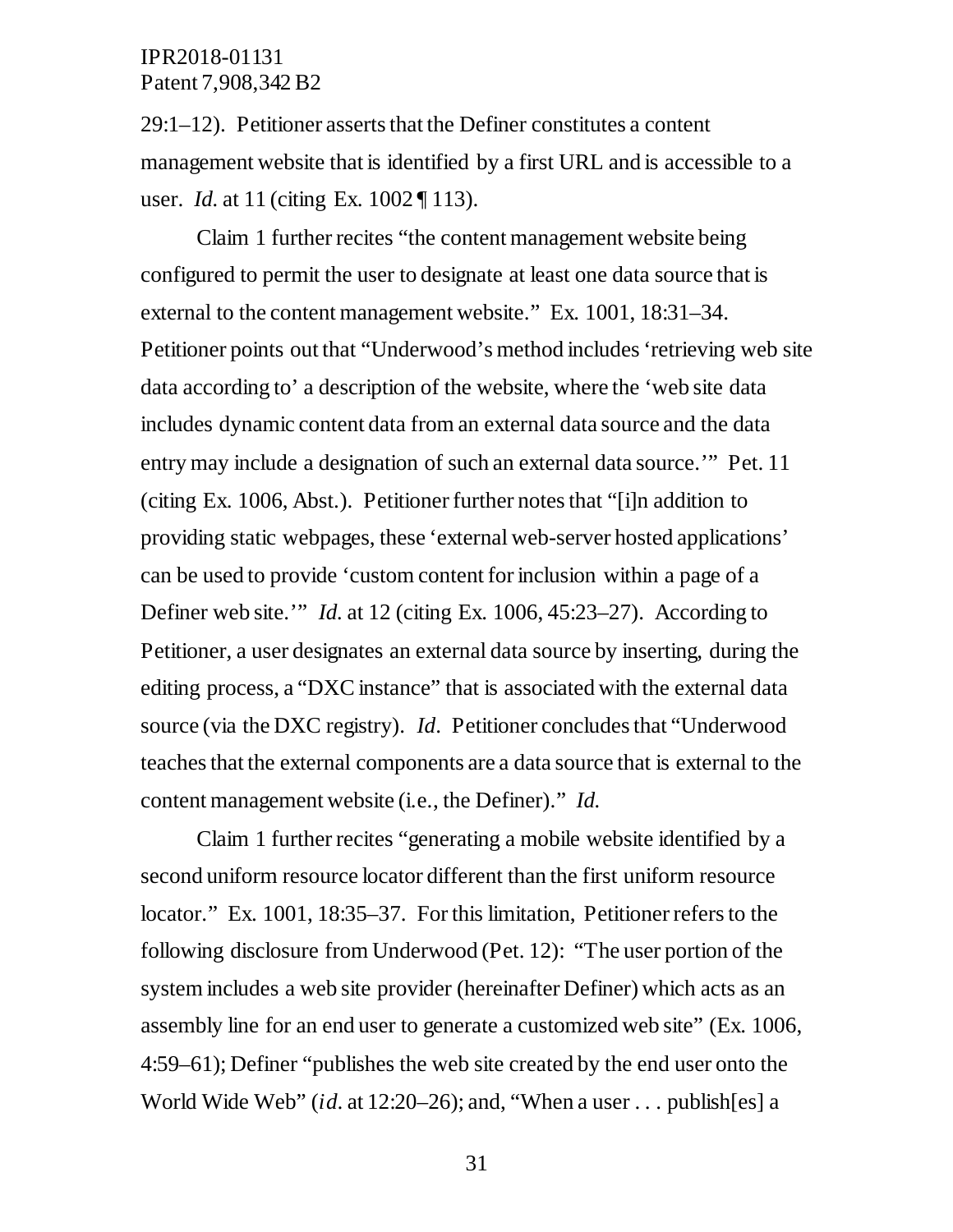29:1–12). Petitioner asserts that the Definer constitutes a content management website that is identified by a first URL and is accessible to a user. *Id.* at 11 (citing Ex. 1002 ¶ 113).

Claim 1 further recites "the content management website being configured to permit the user to designate at least one data source that is external to the content management website." Ex. 1001, 18:31–34. Petitioner points out that "Underwood's method includes 'retrieving web site data according to' a description of the website, where the 'web site data includes dynamic content data from an external data source and the data entry may include a designation of such an external data source.'" Pet. 11 (citing Ex. 1006, Abst.). Petitioner further notes that "[i]n addition to providing static webpages, these 'external web-server hosted applications' can be used to provide 'custom content for inclusion within a page of a Definer web site.'" *Id.* at 12 (citing Ex. 1006, 45:23–27). According to Petitioner, a user designates an external data source by inserting, during the editing process, a "DXC instance" that is associated with the external data source (via the DXC registry). *Id.* Petitioner concludes that "Underwood teaches that the external components are a data source that is external to the content management website (i.e., the Definer)." *Id.*

Claim 1 further recites "generating a mobile website identified by a second uniform resource locator different than the first uniform resource locator." Ex. 1001, 18:35–37. For this limitation, Petitioner refers to the following disclosure from Underwood (Pet. 12): "The user portion of the system includes a web site provider (hereinafter Definer) which acts as an assembly line for an end user to generate a customized web site" (Ex. 1006, 4:59–61); Definer "publishes the web site created by the end user onto the World Wide Web" (*id.* at 12:20–26); and, "When a user . . . publish[es] a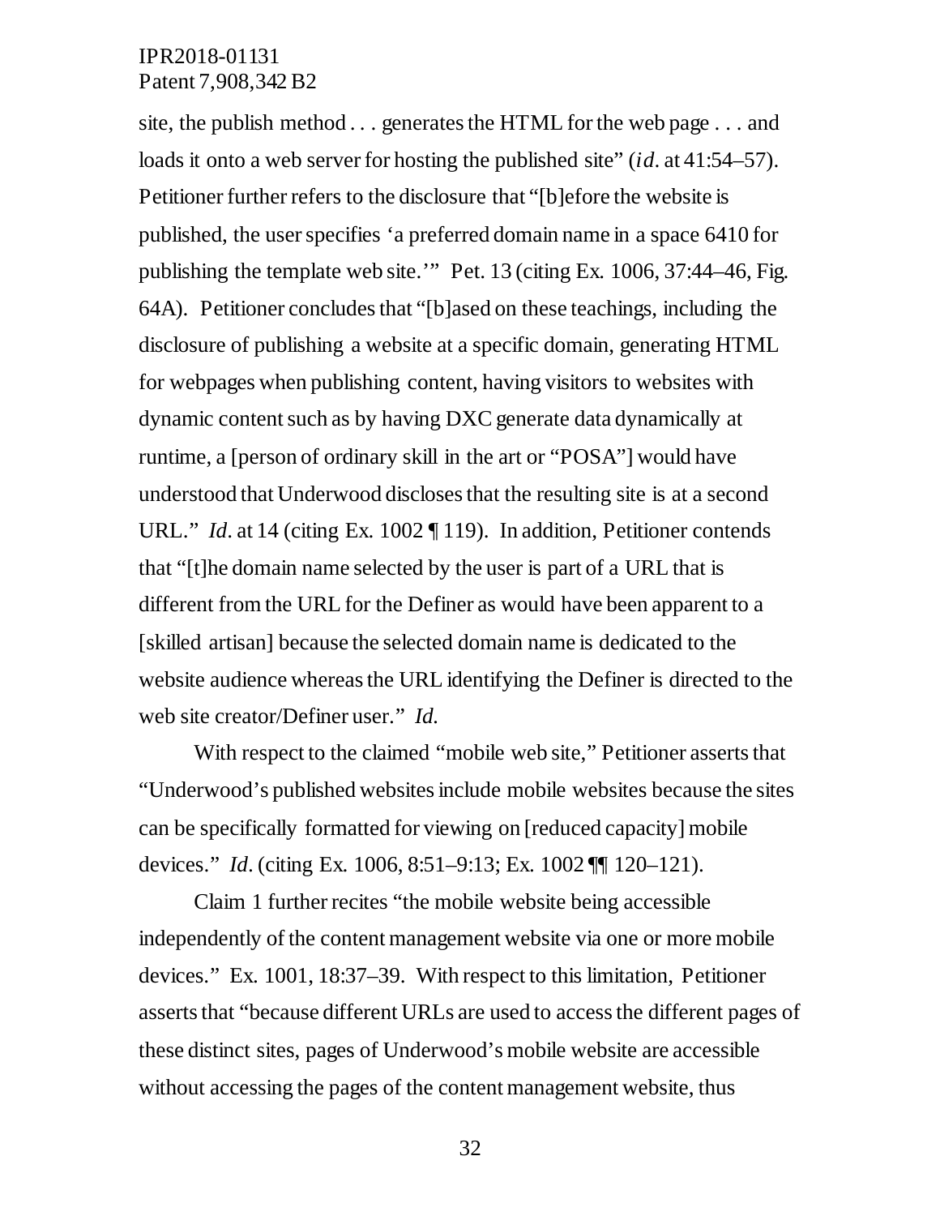site, the publish method . . . generates the HTML for the web page . . . and loads it onto a web server for hosting the published site" (*id.* at 41:54–57). Petitioner further refers to the disclosure that "[b]efore the website is published, the user specifies 'a preferred domain name in a space 6410 for publishing the template web site.'" Pet. 13 (citing Ex. 1006, 37:44–46, Fig. 64A). Petitioner concludes that "[b]ased on these teachings, including the disclosure of publishing a website at a specific domain, generating HTML for webpages when publishing content, having visitors to websites with dynamic content such as by having DXC generate data dynamically at runtime, a [person of ordinary skill in the art or "POSA"] would have understood that Underwood discloses that the resulting site is at a second URL." *Id.* at 14 (citing Ex. 1002 ¶ 119). In addition, Petitioner contends that "[t]he domain name selected by the user is part of a URL that is different from the URL for the Definer as would have been apparent to a [skilled artisan] because the selected domain name is dedicated to the website audience whereas the URL identifying the Definer is directed to the web site creator/Definer user." *Id.*

With respect to the claimed "mobile web site," Petitioner asserts that "Underwood's published websites include mobile websites because the sites can be specifically formatted for viewing on [reduced capacity] mobile devices." *Id.* (citing Ex. 1006, 8:51–9:13; Ex. 1002 ¶¶ 120–121).

Claim 1 further recites "the mobile website being accessible independently of the content management website via one or more mobile devices." Ex. 1001, 18:37–39. With respect to this limitation, Petitioner asserts that "because different URLs are used to access the different pages of these distinct sites, pages of Underwood's mobile website are accessible without accessing the pages of the content management website, thus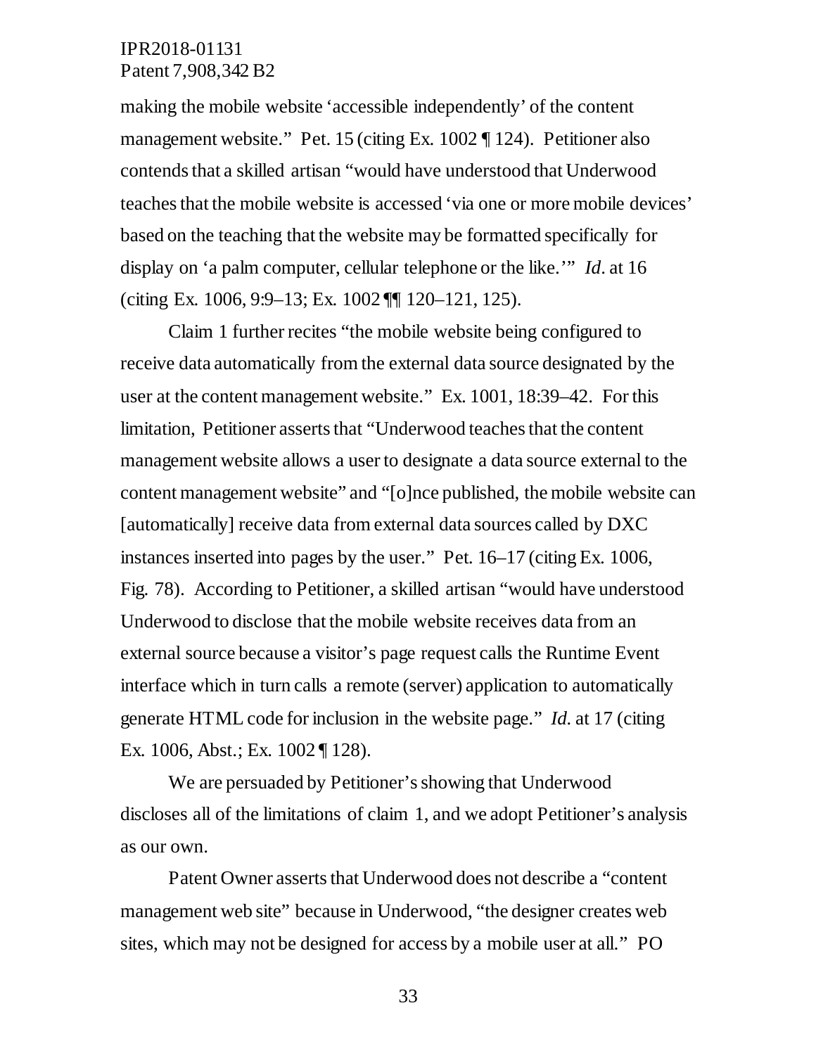making the mobile website 'accessible independently' of the content management website." Pet. 15 (citing Ex. 1002 ¶ 124). Petitioner also contends that a skilled artisan "would have understood that Underwood teaches that the mobile website is accessed 'via one or more mobile devices' based on the teaching that the website may be formatted specifically for display on 'a palm computer, cellular telephone or the like.'" *Id*. at 16 (citing Ex. 1006, 9:9–13; Ex. 1002 ¶¶ 120–121, 125).

Claim 1 further recites "the mobile website being configured to receive data automatically from the external data source designated by the user at the content management website." Ex. 1001, 18:39–42. For this limitation, Petitioner asserts that "Underwood teaches that the content management website allows a user to designate a data source external to the content management website" and "[o]nce published, the mobile website can [automatically] receive data from external data sources called by DXC instances inserted into pages by the user." Pet. 16–17 (citing Ex. 1006, Fig. 78). According to Petitioner, a skilled artisan "would have understood Underwood to disclose that the mobile website receives data from an external source because a visitor's page request calls the Runtime Event interface which in turn calls a remote (server) application to automatically generate HTML code for inclusion in the website page." *Id*. at 17 (citing Ex. 1006, Abst.; Ex. 1002 ¶ 128).

We are persuaded by Petitioner's showing that Underwood discloses all of the limitations of claim 1, and we adopt Petitioner's analysis as our own.

Patent Owner asserts that Underwood does not describe a "content management web site" because in Underwood, "the designer creates web sites, which may not be designed for access by a mobile user at all." PO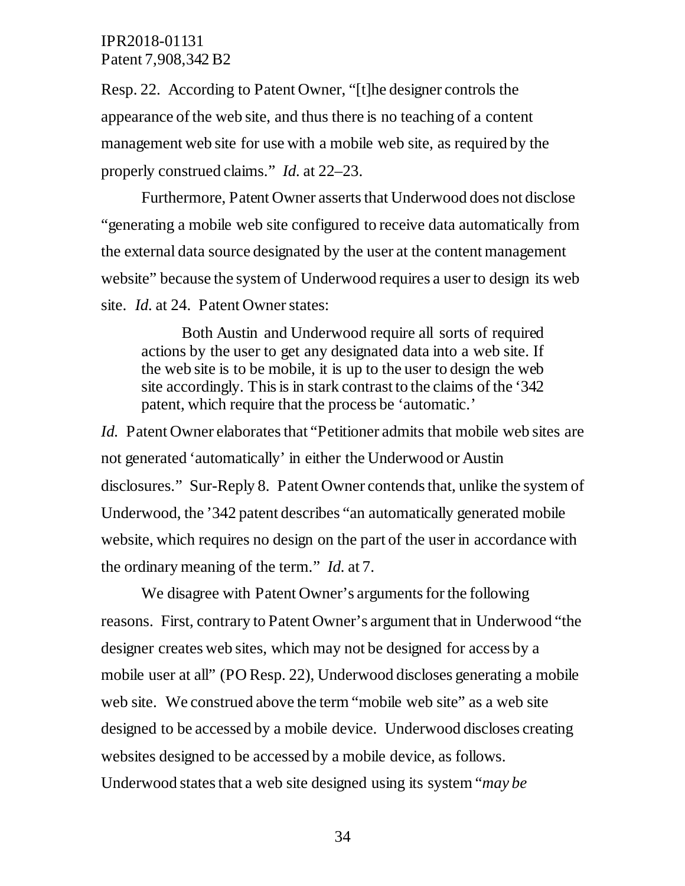Resp. 22. According to Patent Owner, "[t]he designer controls the appearance of the web site, and thus there is no teaching of a content management web site for use with a mobile web site, as required by the properly construed claims." *Id.* at 22–23.

Furthermore, Patent Owner asserts that Underwood does not disclose "generating a mobile web site configured to receive data automatically from the external data source designated by the user at the content management website" because the system of Underwood requires a user to design its web site. *Id.* at 24. Patent Owner states:

> Both Austin and Underwood require all sorts of required actions by the user to get any designated data into a web site. If the web site is to be mobile, it is up to the user to design the web site accordingly. This is in stark contrast to the claims of the '342 patent, which require that the process be 'automatic.'

*Id.* Patent Owner elaborates that "Petitioner admits that mobile web sites are not generated 'automatically' in either the Underwood or Austin disclosures." Sur-Reply 8. Patent Owner contends that, unlike the system of Underwood, the '342 patent describes "an automatically generated mobile website, which requires no design on the part of the user in accordance with the ordinary meaning of the term." *Id.* at 7.

We disagree with Patent Owner's arguments for the following reasons. First, contrary to Patent Owner's argument that in Underwood "the designer creates web sites, which may not be designed for access by a mobile user at all" (PO Resp. 22), Underwood discloses generating a mobile web site. We construed above the term "mobile web site" as a web site designed to be accessed by a mobile device. Underwood discloses creating websites designed to be accessed by a mobile device, as follows. Underwood states that a web site designed using its system "*may be*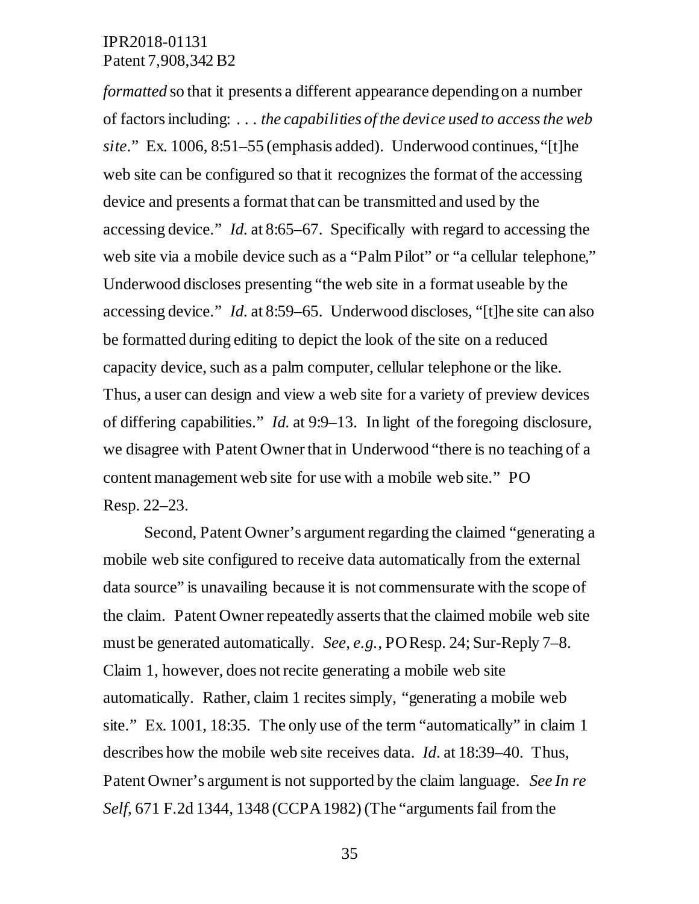*formatted* so that it presents a different appearance depending on a number of factors including: . . . *the capabilities of the device used to access the web site*." Ex. 1006, 8:51–55 (emphasis added). Underwood continues, "[t]he web site can be configured so that it recognizes the format of the accessing device and presents a format that can be transmitted and used by the accessing device." *Id.* at 8:65–67. Specifically with regard to accessing the web site via a mobile device such as a "Palm Pilot" or "a cellular telephone," Underwood discloses presenting "the web site in a format useable by the accessing device." *Id.* at 8:59–65. Underwood discloses, "[t]he site can also be formatted during editing to depict the look of the site on a reduced capacity device, such as a palm computer, cellular telephone or the like. Thus, a user can design and view a web site for a variety of preview devices of differing capabilities." *Id.* at 9:9–13. In light of the foregoing disclosure, we disagree with Patent Owner that in Underwood "there is no teaching of a content management web site for use with a mobile web site." PO Resp. 22–23.

Second, Patent Owner's argument regarding the claimed "generating a mobile web site configured to receive data automatically from the external data source" is unavailing because it is not commensurate with the scope of the claim. Patent Owner repeatedly asserts that the claimed mobile web site must be generated automatically. *See, e.g.*, PO Resp. 24; Sur-Reply 7–8. Claim 1, however, does not recite generating a mobile web site automatically. Rather, claim 1 recites simply, "generating a mobile web site." Ex. 1001, 18:35. The only use of the term "automatically" in claim 1 describes how the mobile web site receives data. *Id.* at 18:39–40. Thus, Patent Owner's argument is not supported by the claim language. *See In re Self*, 671 F.2d 1344, 1348 (CCPA 1982) (The "arguments fail from the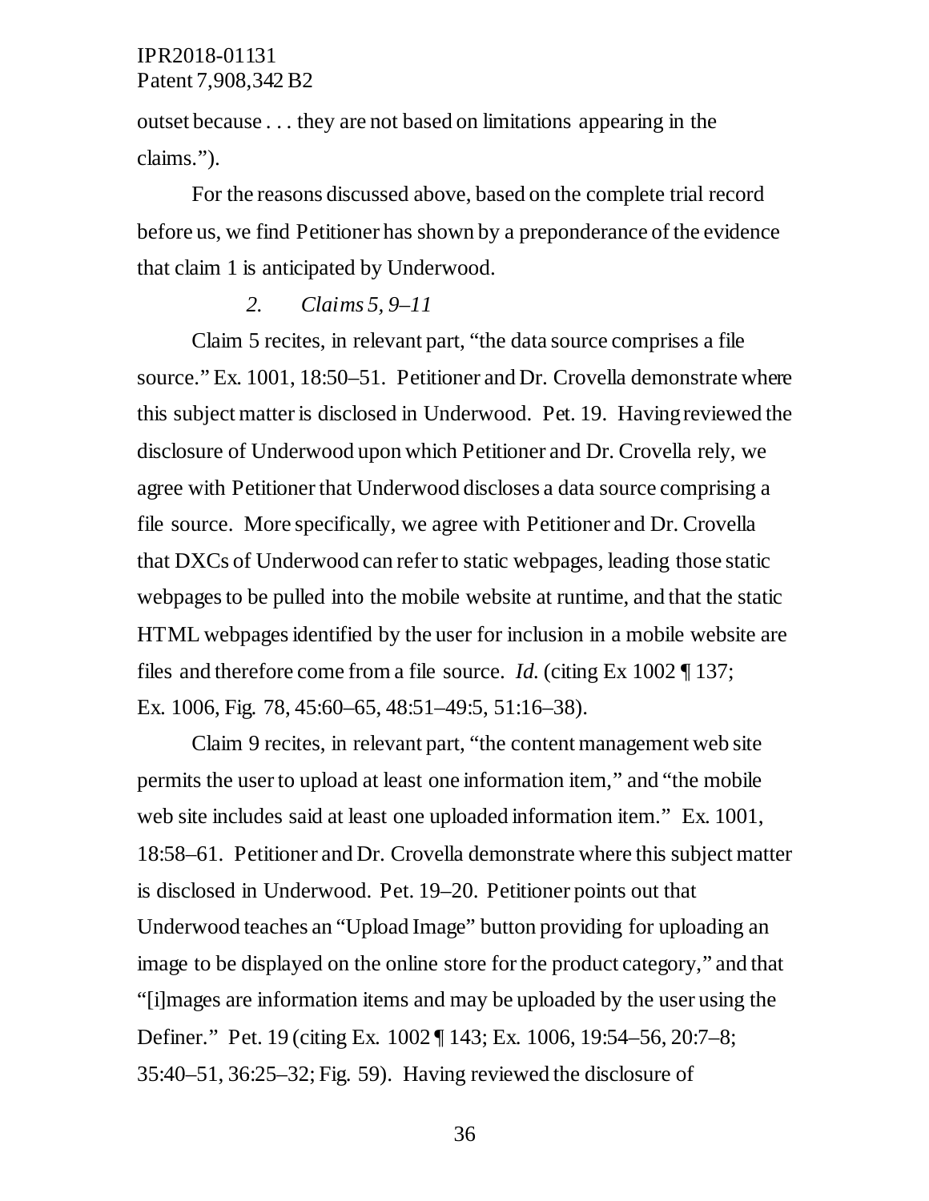outset because . . . they are not based on limitations appearing in the claims.").

For the reasons discussed above, based on the complete trial record before us, we find Petitioner has shown by a preponderance of the evidence that claim 1 is anticipated by Underwood.

*2. Claims 5, 9–11*

Claim 5 recites, in relevant part, "the data source comprises a file source." Ex. 1001, 18:50–51. Petitioner and Dr. Crovella demonstrate where this subject matter is disclosed in Underwood. Pet. 19. Having reviewed the disclosure of Underwood upon which Petitioner and Dr. Crovella rely, we agree with Petitioner that Underwood discloses a data source comprising a file source. More specifically, we agree with Petitioner and Dr. Crovella that DXCs of Underwood can refer to static webpages, leading those static webpages to be pulled into the mobile website at runtime, and that the static HTML webpages identified by the user for inclusion in a mobile website are files and therefore come from a file source. *Id.* (citing Ex 1002 ¶ 137; Ex. 1006, Fig. 78, 45:60–65, 48:51–49:5, 51:16–38).

Claim 9 recites, in relevant part, "the content management web site permits the user to upload at least one information item," and "the mobile web site includes said at least one uploaded information item." Ex. 1001, 18:58–61. Petitioner and Dr. Crovella demonstrate where this subject matter is disclosed in Underwood. Pet. 19–20. Petitioner points out that Underwood teaches an "Upload Image" button providing for uploading an image to be displayed on the online store for the product category," and that "[i]mages are information items and may be uploaded by the user using the Definer." Pet. 19 (citing Ex. 1002 ¶ 143; Ex. 1006, 19:54–56, 20:7–8; 35:40–51, 36:25–32; Fig. 59). Having reviewed the disclosure of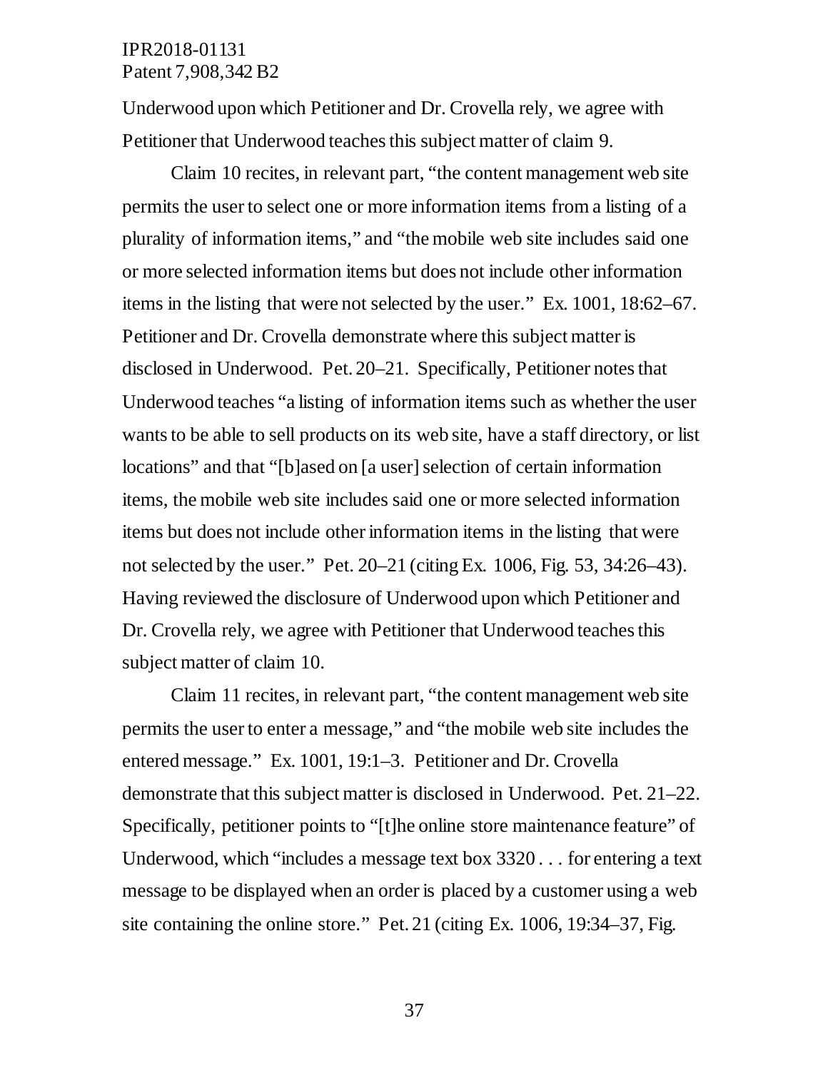Underwood upon which Petitioner and Dr. Crovella rely, we agree with Petitioner that Underwood teaches this subject matter of claim 9.

Claim 10 recites, in relevant part, "the content management web site permits the user to select one or more information items from a listing of a plurality of information items," and "the mobile web site includes said one or more selected information items but does not include other information items in the listing that were not selected by the user." Ex. 1001, 18:62–67. Petitioner and Dr. Crovella demonstrate where this subject matter is disclosed in Underwood. Pet. 20–21. Specifically, Petitioner notes that Underwood teaches "a listing of information items such as whether the user wants to be able to sell products on its web site, have a staff directory, or list locations" and that "[b]ased on [a user] selection of certain information items, the mobile web site includes said one or more selected information items but does not include other information items in the listing that were not selected by the user." Pet. 20–21 (citing Ex. 1006, Fig. 53, 34:26–43). Having reviewed the disclosure of Underwood upon which Petitioner and Dr. Crovella rely, we agree with Petitioner that Underwood teaches this subject matter of claim 10.

Claim 11 recites, in relevant part, "the content management web site permits the user to enter a message," and "the mobile web site includes the entered message." Ex. 1001, 19:1–3. Petitioner and Dr. Crovella demonstrate that this subject matter is disclosed in Underwood. Pet. 21–22. Specifically, petitioner points to "[t]he online store maintenance feature" of Underwood, which "includes a message text box 3320 . . . for entering a text message to be displayed when an order is placed by a customer using a web site containing the online store." Pet. 21 (citing Ex. 1006, 19:34–37, Fig.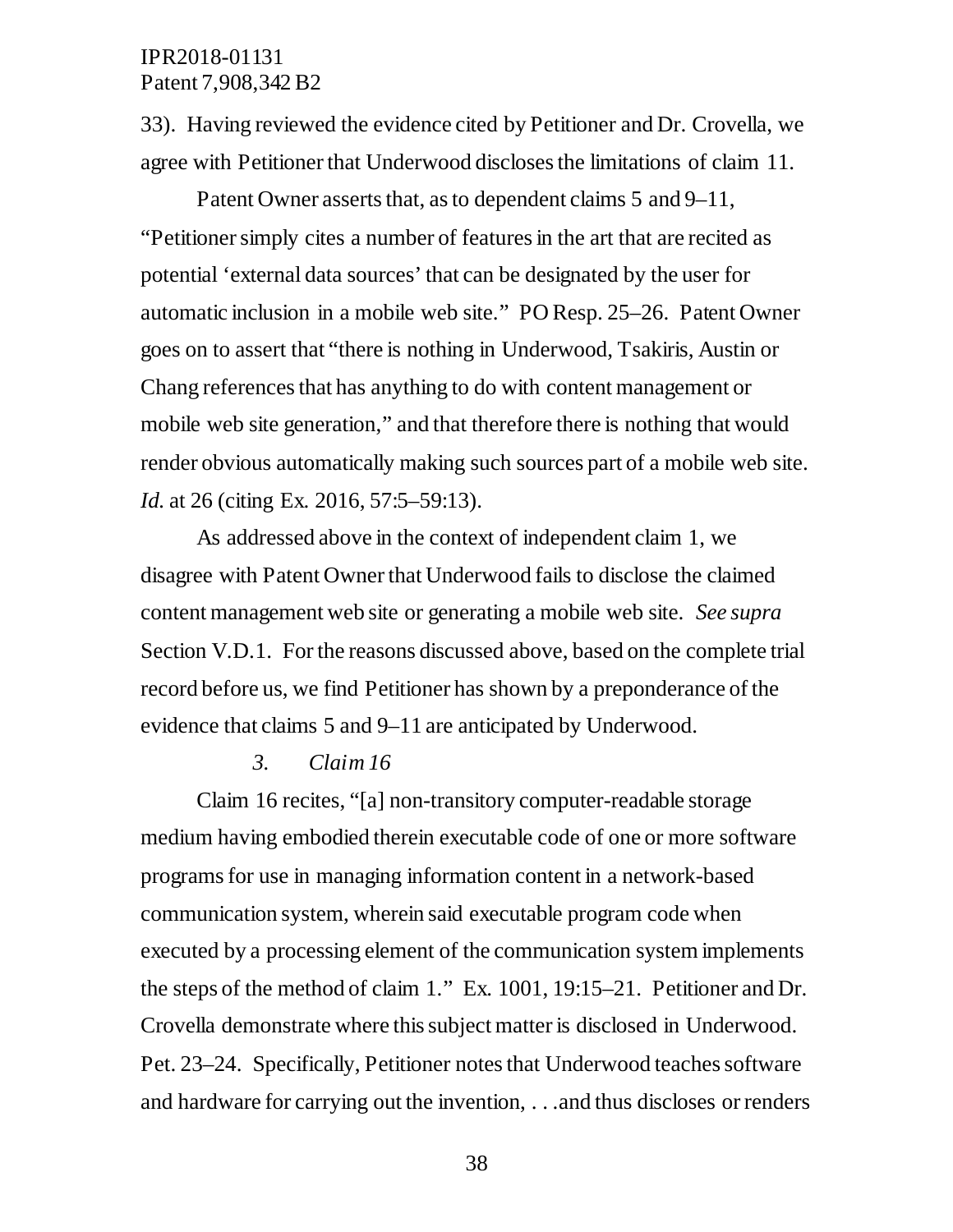33). Having reviewed the evidence cited by Petitioner and Dr. Crovella, we agree with Petitioner that Underwood discloses the limitations of claim 11.

Patent Owner asserts that, as to dependent claims 5 and 9–11, "Petitioner simply cites a number of features in the art that are recited as potential 'external data sources' that can be designated by the user for automatic inclusion in a mobile web site." PO Resp. 25–26. Patent Owner goes on to assert that "there is nothing in Underwood, Tsakiris, Austin or Chang references that has anything to do with content management or mobile web site generation," and that therefore there is nothing that would render obvious automatically making such sources part of a mobile web site. *Id.* at 26 (citing Ex. 2016, 57:5–59:13).

As addressed above in the context of independent claim 1, we disagree with Patent Owner that Underwood fails to disclose the claimed content management web site or generating a mobile web site. *See supra* Section V.D.1. For the reasons discussed above, based on the complete trial record before us, we find Petitioner has shown by a preponderance of the evidence that claims 5 and 9–11 are anticipated by Underwood.

### *3. Claim 16*

Claim 16 recites, "[a] non-transitory computer-readable storage medium having embodied therein executable code of one or more software programs for use in managing information content in a network-based communication system, wherein said executable program code when executed by a processing element of the communication system implements the steps of the method of claim 1." Ex. 1001, 19:15–21. Petitioner and Dr. Crovella demonstrate where this subject matter is disclosed in Underwood. Pet. 23–24. Specifically, Petitioner notes that Underwood teaches software and hardware for carrying out the invention, . . .and thus discloses or renders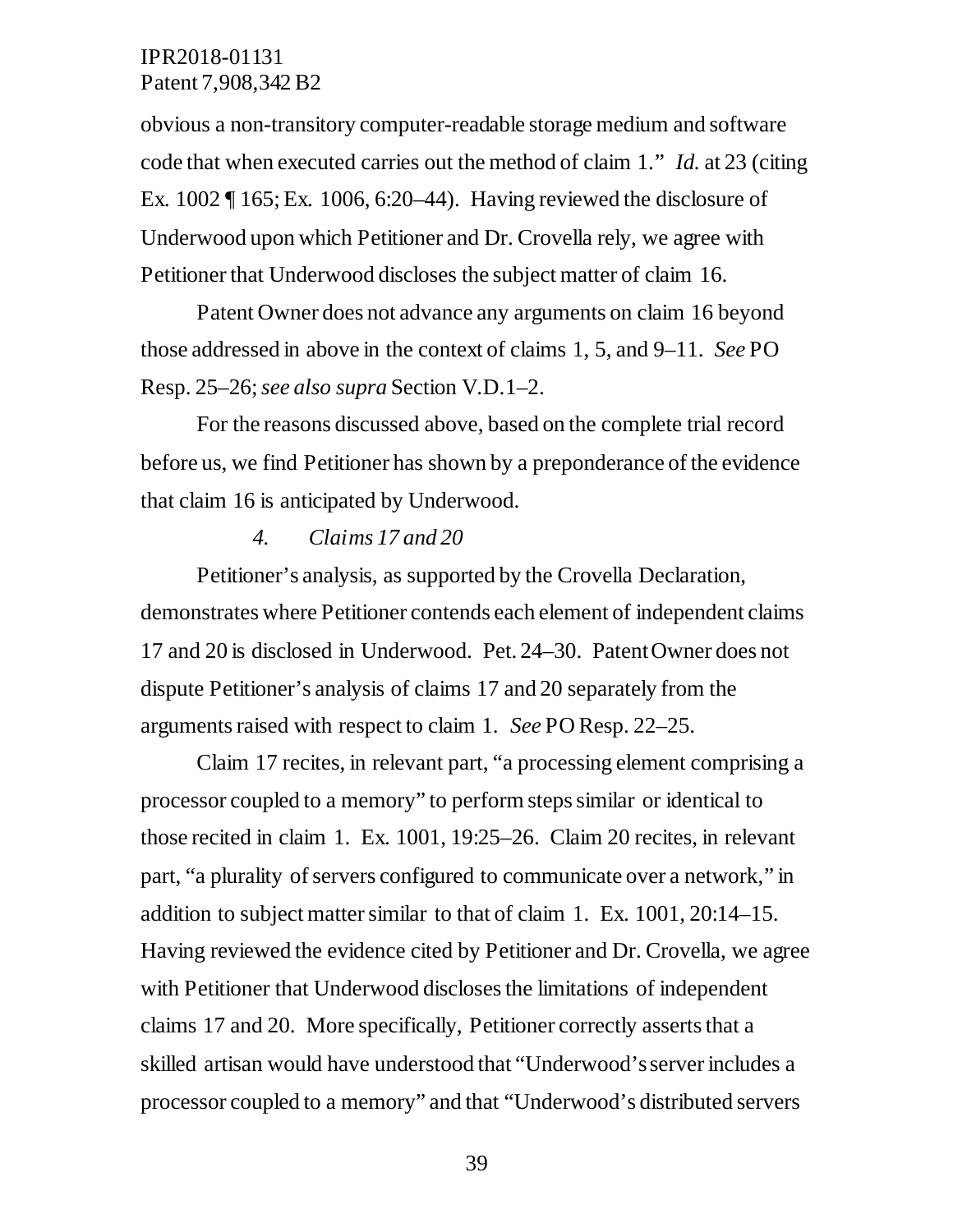obvious a non-transitory computer-readable storage medium and software code that when executed carries out the method of claim 1." *Id.* at 23 (citing Ex. 1002 ¶ 165; Ex. 1006, 6:20–44). Having reviewed the disclosure of Underwood upon which Petitioner and Dr. Crovella rely, we agree with Petitioner that Underwood discloses the subject matter of claim 16.

Patent Owner does not advance any arguments on claim 16 beyond those addressed in above in the context of claims 1, 5, and 9–11. *See* PO Resp. 25–26; *see also supra* Section V.D.1–2.

For the reasons discussed above, based on the complete trial record before us, we find Petitioner has shown by a preponderance of the evidence that claim 16 is anticipated by Underwood.

*4. Claims 17 and 20*

Petitioner's analysis, as supported by the Crovella Declaration, demonstrates where Petitioner contends each element of independent claims 17 and 20 is disclosed in Underwood. Pet. 24–30. Patent Owner does not dispute Petitioner's analysis of claims 17 and 20 separately from the arguments raised with respect to claim 1. *See* PO Resp. 22–25.

Claim 17 recites, in relevant part, "a processing element comprising a processor coupled to a memory" to perform steps similar or identical to those recited in claim 1. Ex. 1001, 19:25–26. Claim 20 recites, in relevant part, "a plurality of servers configured to communicate over a network," in addition to subject matter similar to that of claim 1. Ex. 1001, 20:14–15. Having reviewed the evidence cited by Petitioner and Dr. Crovella, we agree with Petitioner that Underwood discloses the limitations of independent claims 17 and 20. More specifically, Petitioner correctly asserts that a skilled artisan would have understood that "Underwood's server includes a processor coupled to a memory" and that "Underwood's distributed servers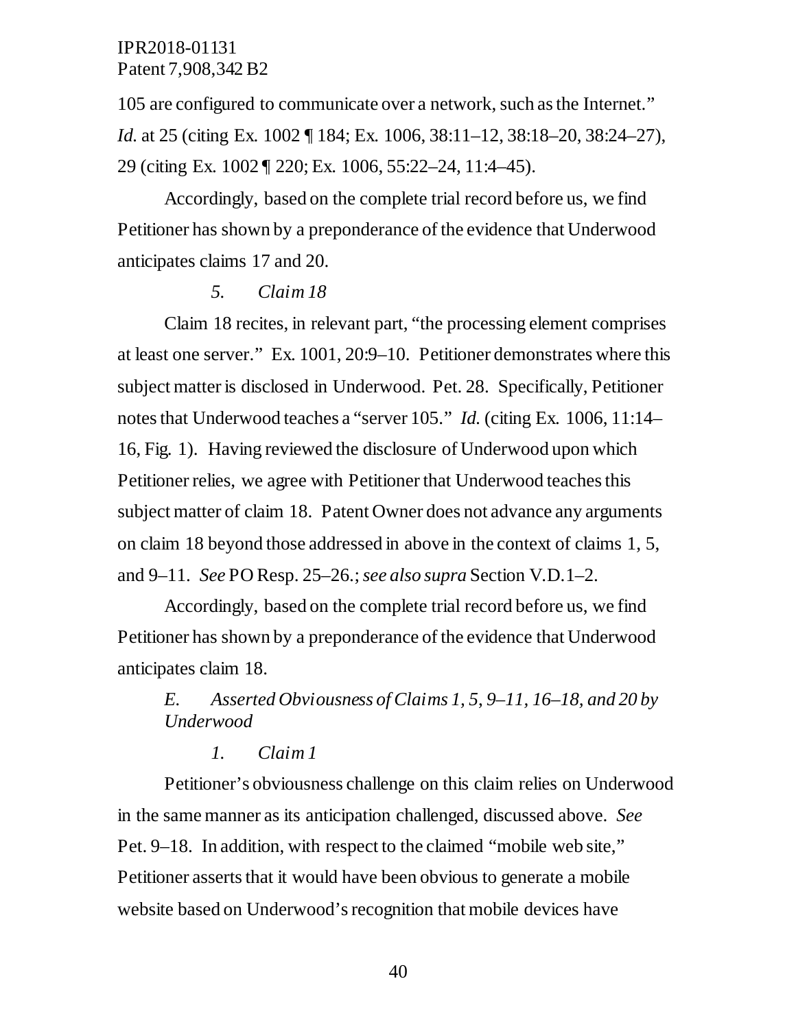105 are configured to communicate over a network, such as the Internet." *Id.* at 25 (citing Ex. 1002 ¶ 184; Ex. 1006, 38:11–12, 38:18–20, 38:24–27), 29 (citing Ex. 1002 ¶ 220; Ex. 1006, 55:22–24, 11:4–45).

Accordingly, based on the complete trial record before us, we find Petitioner has shown by a preponderance of the evidence that Underwood anticipates claims 17 and 20.

*5. Claim 18*

Claim 18 recites, in relevant part, "the processing element comprises at least one server." Ex. 1001, 20:9–10. Petitioner demonstrates where this subject matter is disclosed in Underwood. Pet. 28. Specifically, Petitioner notes that Underwood teaches a "server 105." *Id.* (citing Ex. 1006, 11:14–16, Fig. 1). Having reviewed the disclosure of Underwood upon which Petitioner relies, we agree with Petitioner that Underwood teaches this subject matter of claim 18. Patent Owner does not advance any arguments on claim 18 beyond those addressed in above in the context of claims 1, 5, and 9–11. *See* PO Resp. 25–26.; *see also supra* Section V.D.1–2.

Accordingly, based on the complete trial record before us, we find Petitioner has shown by a preponderance of the evidence that Underwood anticipates claim 18.

*E. Asserted Obviousness of Claims 1, 5, 9–11, 16–18, and 20 by Underwood*

*1. Claim 1*

Petitioner's obviousness challenge on this claim relies on Underwood in the same manner as its anticipation challenged, discussed above. *See* Pet. 9–18. In addition, with respect to the claimed "mobile web site," Petitioner asserts that it would have been obvious to generate a mobile website based on Underwood's recognition that mobile devices have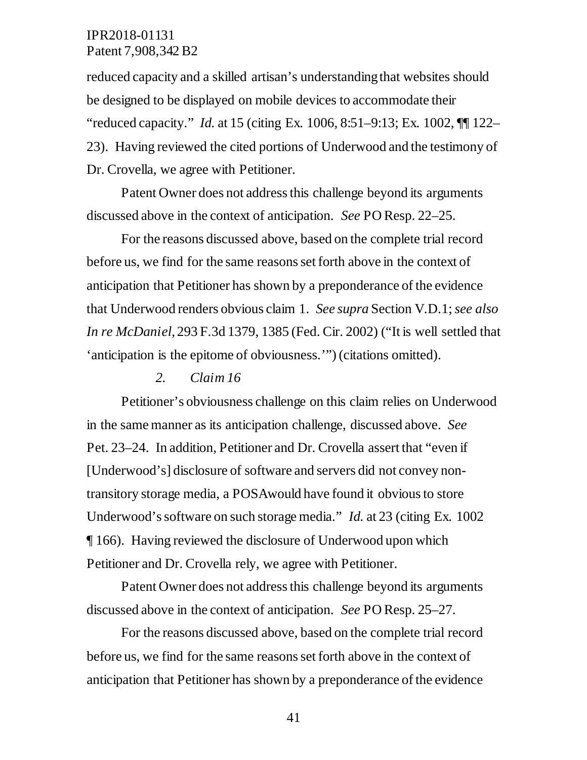reduced capacity and a skilled artisan's understanding that websites should be designed to be displayed on mobile devices to accommodate their "reduced capacity." *Id.* at 15 (citing Ex. 1006, 8:51–9:13; Ex. 1002, ¶¶ 122–23). Having reviewed the cited portions of Underwood and the testimony of Dr. Crovella, we agree with Petitioner.

Patent Owner does not address this challenge beyond its arguments discussed above in the context of anticipation. *See* PO Resp. 22–25.

For the reasons discussed above, based on the complete trial record before us, we find for the same reasons set forth above in the context of anticipation that Petitioner has shown by a preponderance of the evidence that Underwood renders obvious claim 1. *See supra* Section V.D.1; *see also In re McDaniel*, 293 F.3d 1379, 1385 (Fed. Cir. 2002) ("It is well settled that 'anticipation is the epitome of obviousness.'") (citations omitted).

*2. Claim 16*

Petitioner's obviousness challenge on this claim relies on Underwood in the same manner as its anticipation challenge, discussed above. *See* Pet. 23–24. In addition, Petitioner and Dr. Crovella assert that "even if [Underwood's] disclosure of software and servers did not convey non-transitory storage media, a POSA would have found it obvious to store Underwood's software on such storage media." *Id.* at 23 (citing Ex. 1002 ¶ 166). Having reviewed the disclosure of Underwood upon which Petitioner and Dr. Crovella rely, we agree with Petitioner.

Patent Owner does not address this challenge beyond its arguments discussed above in the context of anticipation. *See* PO Resp. 25–27.

For the reasons discussed above, based on the complete trial record before us, we find for the same reasons set forth above in the context of anticipation that Petitioner has shown by a preponderance of the evidence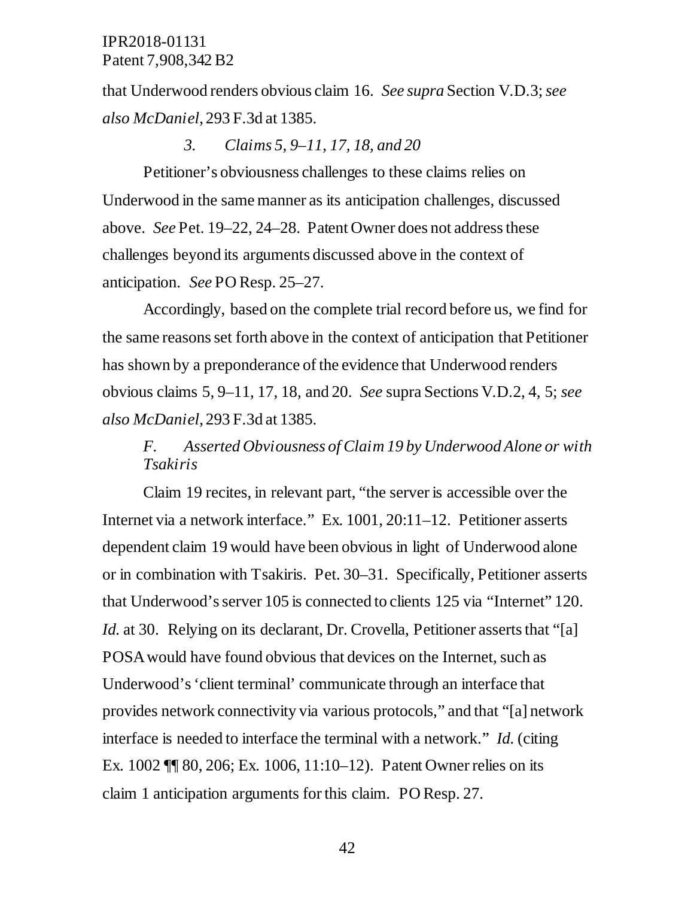that Underwood renders obvious claim 16. *See supra* Section V.D.3; *see also McDaniel*, 293 F.3d at 1385.

### *3. Claims 5, 9–11, 17, 18, and 20*

Petitioner's obviousness challenges to these claims relies on Underwood in the same manner as its anticipation challenges, discussed above. *See* Pet. 19–22, 24–28. Patent Owner does not address these challenges beyond its arguments discussed above in the context of anticipation. *See* PO Resp. 25–27.

Accordingly, based on the complete trial record before us, we find for the same reasons set forth above in the context of anticipation that Petitioner has shown by a preponderance of the evidence that Underwood renders obvious claims 5, 9–11, 17, 18, and 20. *See* supra Sections V.D.2, 4, 5; *see also McDaniel*, 293 F.3d at 1385.

## *F. Asserted Obviousness of Claim 19 by Underwood Alone or with Tsakiris*

Claim 19 recites, in relevant part, "the server is accessible over the Internet via a network interface." Ex. 1001, 20:11–12. Petitioner asserts dependent claim 19 would have been obvious in light of Underwood alone or in combination with Tsakiris. Pet. 30–31. Specifically, Petitioner asserts that Underwood's server 105 is connected to clients 125 via "Internet" 120. *Id.* at 30. Relying on its declarant, Dr. Crovella, Petitioner asserts that "[a] POSA would have found obvious that devices on the Internet, such as Underwood's 'client terminal' communicate through an interface that provides network connectivity via various protocols," and that "[a] network interface is needed to interface the terminal with a network." *Id.* (citing Ex. 1002 ¶¶ 80, 206; Ex. 1006, 11:10–12). Patent Owner relies on its claim 1 anticipation arguments for this claim. PO Resp. 27.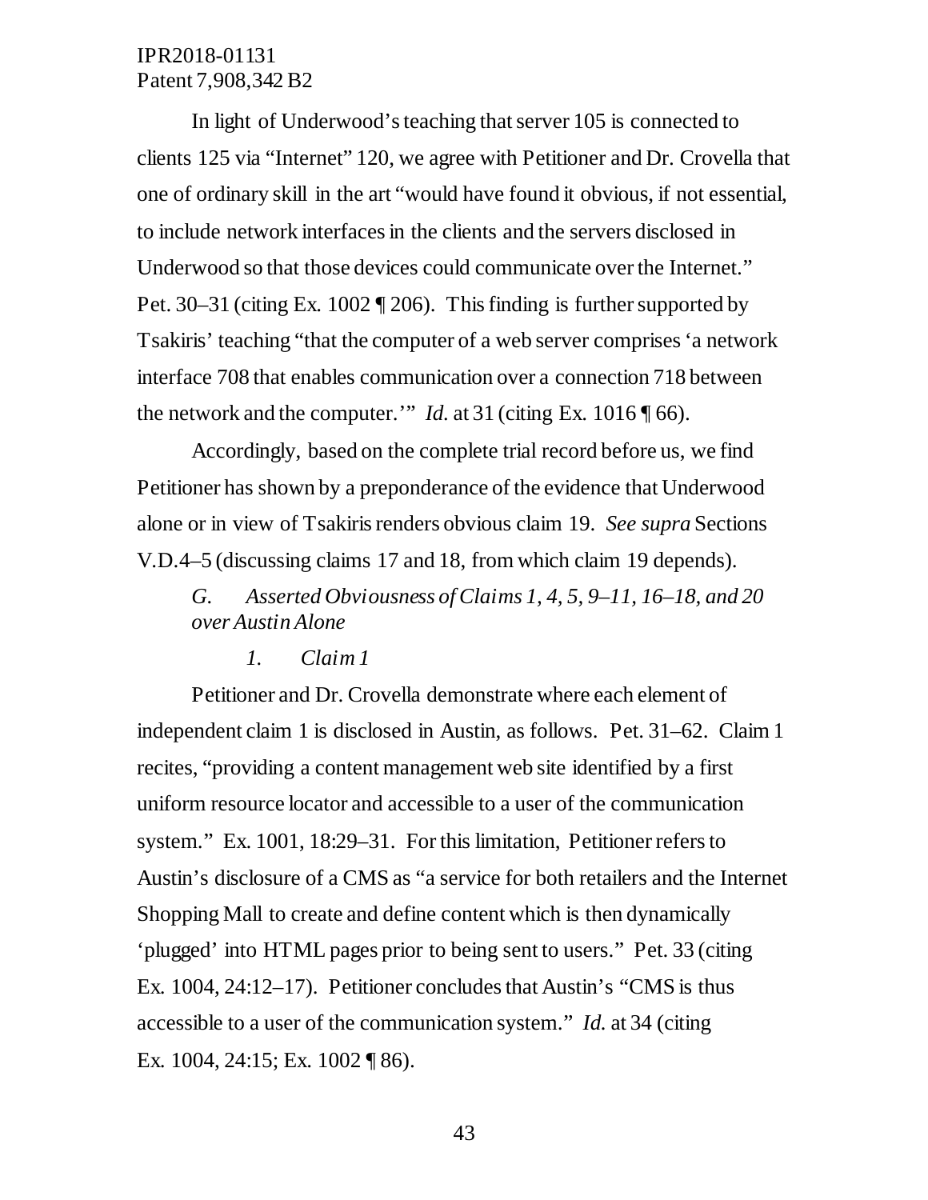In light of Underwood's teaching that server 105 is connected to clients 125 via "Internet" 120, we agree with Petitioner and Dr. Crovella that one of ordinary skill in the art "would have found it obvious, if not essential, to include network interfaces in the clients and the servers disclosed in Underwood so that those devices could communicate over the Internet." Pet. 30–31 (citing Ex. 1002 ¶ 206). This finding is further supported by Tsakiris' teaching "that the computer of a web server comprises 'a network interface 708 that enables communication over a connection 718 between the network and the computer.'" *Id.* at 31 (citing Ex. 1016 ¶ 66).

Accordingly, based on the complete trial record before us, we find Petitioner has shown by a preponderance of the evidence that Underwood alone or in view of Tsakiris renders obvious claim 19. *See supra* Sections V.D.4–5 (discussing claims 17 and 18, from which claim 19 depends).

### *G. Asserted Obviousness of Claims 1, 4, 5, 9–11, 16–18, and 20 over Austin Alone*

#### *1. Claim 1*

Petitioner and Dr. Crovella demonstrate where each element of independent claim 1 is disclosed in Austin, as follows. Pet. 31–62. Claim 1 recites, "providing a content management web site identified by a first uniform resource locator and accessible to a user of the communication system." Ex. 1001, 18:29–31. For this limitation, Petitioner refers to Austin's disclosure of a CMS as "a service for both retailers and the Internet Shopping Mall to create and define content which is then dynamically 'plugged' into HTML pages prior to being sent to users." Pet. 33 (citing Ex. 1004, 24:12–17). Petitioner concludes that Austin's "CMS is thus accessible to a user of the communication system." *Id.* at 34 (citing Ex. 1004, 24:15; Ex. 1002 ¶ 86).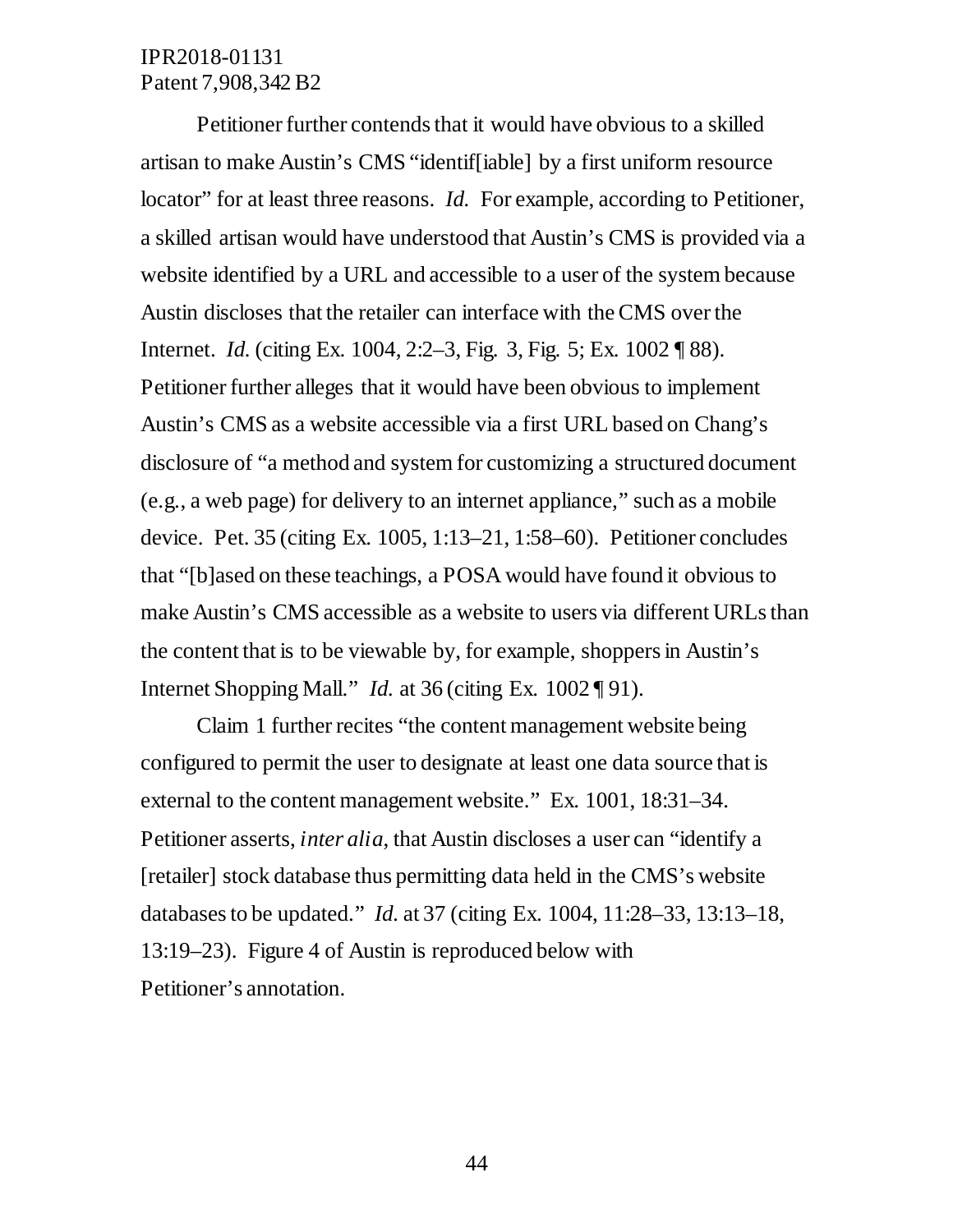Petitioner further contends that it would have obvious to a skilled artisan to make Austin's CMS "identif[iable] by a first uniform resource locator" for at least three reasons. *Id.* For example, according to Petitioner, a skilled artisan would have understood that Austin's CMS is provided via a website identified by a URL and accessible to a user of the system because Austin discloses that the retailer can interface with the CMS over the Internet. *Id.* (citing Ex. 1004, 2:2–3, Fig. 3, Fig. 5; Ex. 1002 ¶ 88). Petitioner further alleges that it would have been obvious to implement Austin's CMS as a website accessible via a first URL based on Chang's disclosure of "a method and system for customizing a structured document (e.g., a web page) for delivery to an internet appliance," such as a mobile device. Pet. 35 (citing Ex. 1005, 1:13–21, 1:58–60). Petitioner concludes that "[b]ased on these teachings, a POSA would have found it obvious to make Austin's CMS accessible as a website to users via different URLs than the content that is to be viewable by, for example, shoppers in Austin's Internet Shopping Mall." *Id.* at 36 (citing Ex. 1002 ¶ 91).

Claim 1 further recites "the content management website being configured to permit the user to designate at least one data source that is external to the content management website." Ex. 1001, 18:31–34. Petitioner asserts, *inter alia*, that Austin discloses a user can "identify a [retailer] stock database thus permitting data held in the CMS's website databases to be updated." *Id.* at 37 (citing Ex. 1004, 11:28–33, 13:13–18, 13:19–23). Figure 4 of Austin is reproduced below with Petitioner's annotation.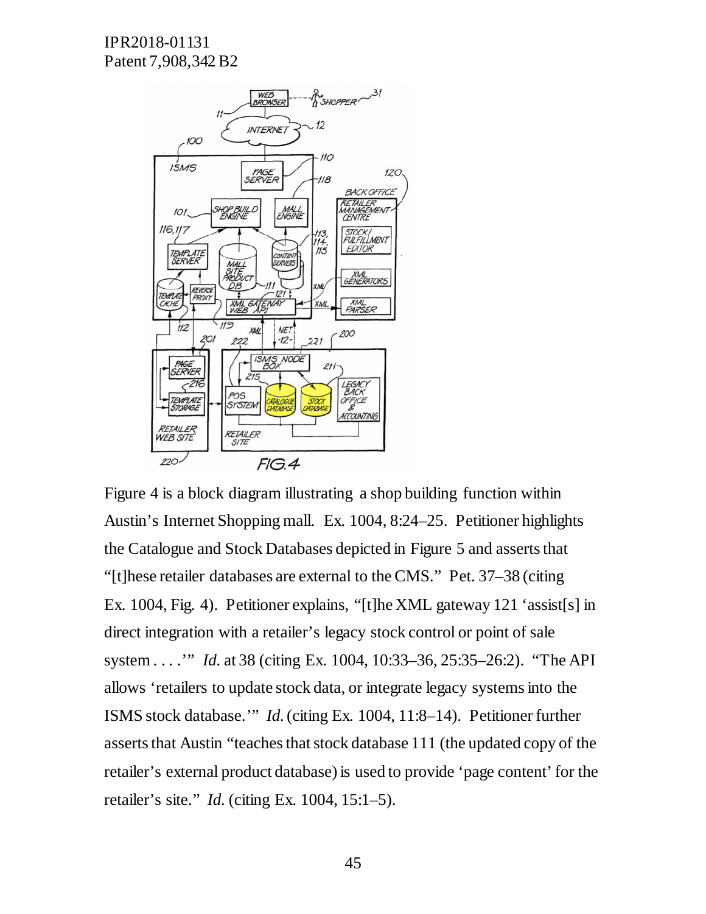Figure 4 is a block diagram illustrating a shop building function within Austin's Internet Shopping mall. Ex. 1004, 8:24–25. Petitioner highlights the Catalogue and Stock Databases depicted in Figure 5 and asserts that "[t]hese retailer databases are external to the CMS." Pet. 37–38 (citing Ex. 1004, Fig. 4). Petitioner explains, "[t]he XML gateway 121 'assist[s] in direct integration with a retailer's legacy stock control or point of sale system . . . .'" *Id.* at 38 (citing Ex. 1004, 10:33–36, 25:35–26:2). "The API allows 'retailers to update stock data, or integrate legacy systems into the ISMS stock database.'" *Id.* (citing Ex. 1004, 11:8–14). Petitioner further asserts that Austin "teaches that stock database 111 (the updated copy of the retailer's external product database) is used to provide 'page content' for the retailer's site." *Id.* (citing Ex. 1004, 15:1–5).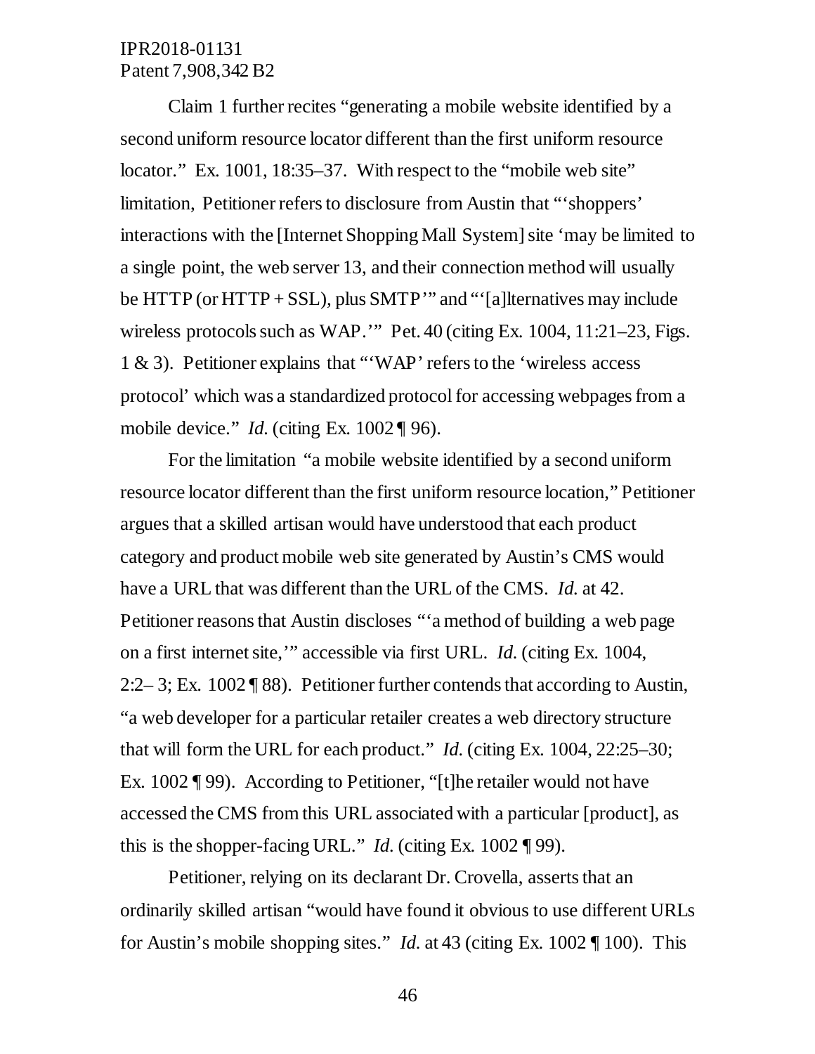Claim 1 further recites "generating a mobile website identified by a second uniform resource locator different than the first uniform resource locator." Ex. 1001, 18:35–37. With respect to the "mobile web site" limitation, Petitioner refers to disclosure from Austin that "'shoppers' interactions with the [Internet Shopping Mall System] site 'may be limited to a single point, the web server 13, and their connection method will usually be HTTP (or HTTP + SSL), plus SMTP'" and "'[a]lternatives may include wireless protocols such as WAP.'" Pet. 40 (citing Ex. 1004, 11:21–23, Figs. 1 & 3). Petitioner explains that "'WAP' refers to the 'wireless access protocol' which was a standardized protocol for accessing webpages from a mobile device." *Id.* (citing Ex. 1002 ¶ 96).

For the limitation "a mobile website identified by a second uniform resource locator different than the first uniform resource location," Petitioner argues that a skilled artisan would have understood that each product category and product mobile web site generated by Austin's CMS would have a URL that was different than the URL of the CMS. *Id.* at 42. Petitioner reasons that Austin discloses "'a method of building a web page on a first internet site,'" accessible via first URL. *Id.* (citing Ex. 1004, 2:2– 3; Ex. 1002 ¶ 88). Petitioner further contends that according to Austin, "a web developer for a particular retailer creates a web directory structure that will form the URL for each product." *Id.* (citing Ex. 1004, 22:25–30; Ex. 1002 ¶ 99). According to Petitioner, "[t]he retailer would not have accessed the CMS from this URL associated with a particular [product], as this is the shopper-facing URL." *Id.* (citing Ex. 1002 ¶ 99).

Petitioner, relying on its declarant Dr. Crovella, asserts that an ordinarily skilled artisan "would have found it obvious to use different URLs for Austin's mobile shopping sites." *Id.* at 43 (citing Ex. 1002 ¶ 100). This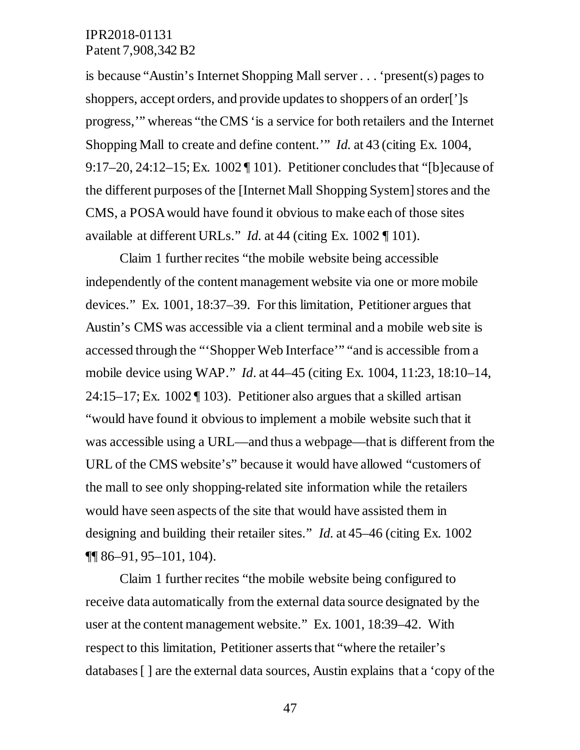is because "Austin's Internet Shopping Mall server . . . 'present(s) pages to shoppers, accept orders, and provide updates to shoppers of an order[']s progress,'" whereas "the CMS 'is a service for both retailers and the Internet Shopping Mall to create and define content.'" *Id.* at 43 (citing Ex. 1004, 9:17–20, 24:12–15; Ex. 1002 ¶ 101). Petitioner concludes that "[b]ecause of the different purposes of the [Internet Mall Shopping System] stores and the CMS, a POSA would have found it obvious to make each of those sites available at different URLs." *Id.* at 44 (citing Ex. 1002 ¶ 101).

Claim 1 further recites "the mobile website being accessible independently of the content management website via one or more mobile devices." Ex. 1001, 18:37–39. For this limitation, Petitioner argues that Austin's CMS was accessible via a client terminal and a mobile web site is accessed through the "'Shopper Web Interface'" "and is accessible from a mobile device using WAP." *Id*. at 44–45 (citing Ex. 1004, 11:23, 18:10–14, 24:15–17; Ex. 1002 ¶ 103). Petitioner also argues that a skilled artisan "would have found it obvious to implement a mobile website such that it was accessible using a URL—and thus a webpage—that is different from the URL of the CMS website's" because it would have allowed "customers of the mall to see only shopping-related site information while the retailers would have seen aspects of the site that would have assisted them in designing and building their retailer sites." *Id.* at 45–46 (citing Ex. 1002 ¶¶ 86–91, 95–101, 104).

Claim 1 further recites "the mobile website being configured to receive data automatically from the external data source designated by the user at the content management website." Ex. 1001, 18:39–42. With respect to this limitation, Petitioner asserts that "where the retailer's databases [ ] are the external data sources, Austin explains that a 'copy of the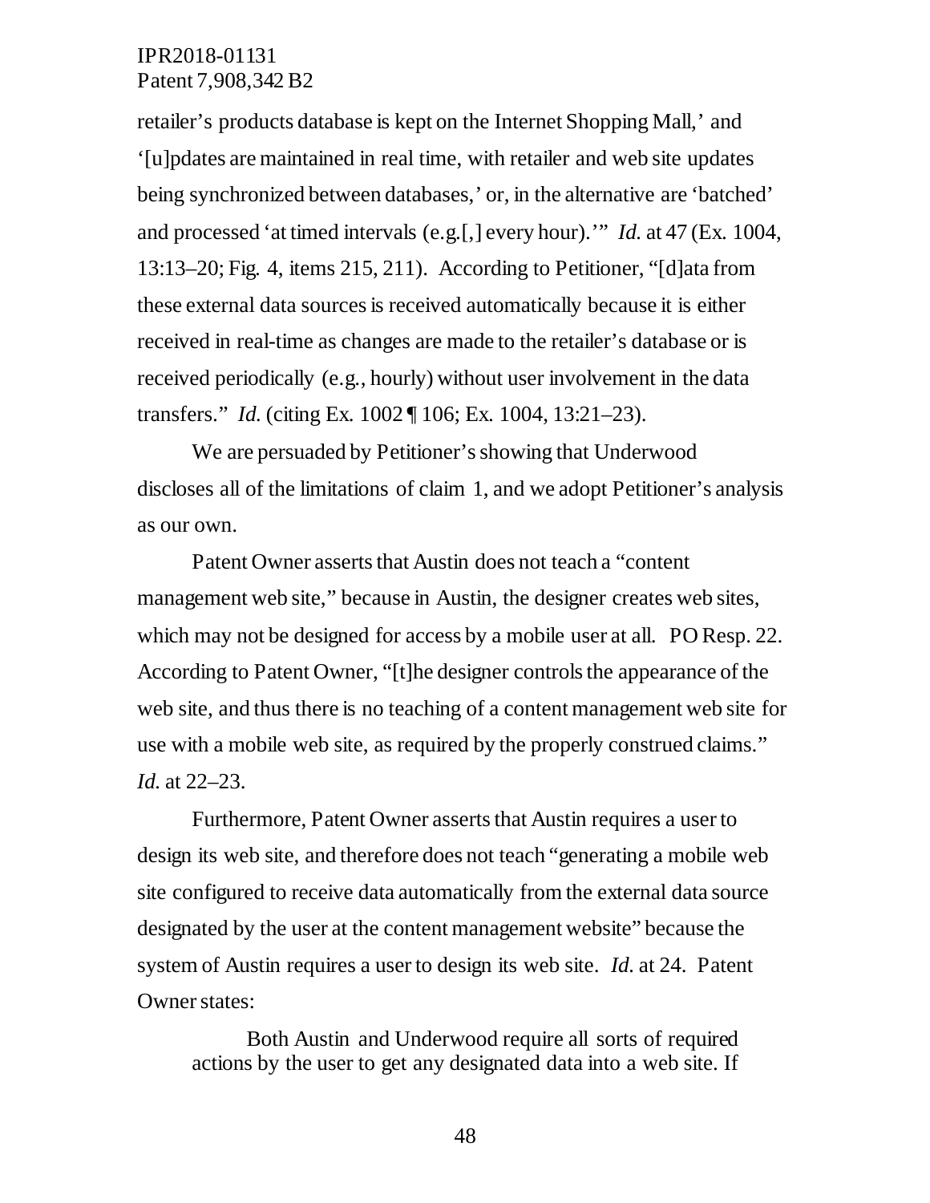retailer's products database is kept on the Internet Shopping Mall,' and '[u]pdates are maintained in real time, with retailer and web site updates being synchronized between databases,' or, in the alternative are 'batched' and processed 'at timed intervals (e.g.[,] every hour).'" *Id.* at 47 (Ex. 1004, 13:13–20; Fig. 4, items 215, 211). According to Petitioner, "[d]ata from these external data sources is received automatically because it is either received in real-time as changes are made to the retailer's database or is received periodically (e.g., hourly) without user involvement in the data transfers." *Id.* (citing Ex. 1002 ¶ 106; Ex. 1004, 13:21–23).

We are persuaded by Petitioner's showing that Underwood discloses all of the limitations of claim 1, and we adopt Petitioner's analysis as our own.

Patent Owner asserts that Austin does not teach a "content management web site," because in Austin, the designer creates web sites, which may not be designed for access by a mobile user at all. PO Resp. 22. According to Patent Owner, "[t]he designer controls the appearance of the web site, and thus there is no teaching of a content management web site for use with a mobile web site, as required by the properly construed claims." *Id.* at 22–23.

Furthermore, Patent Owner asserts that Austin requires a user to design its web site, and therefore does not teach "generating a mobile web site configured to receive data automatically from the external data source designated by the user at the content management website" because the system of Austin requires a user to design its web site. *Id.* at 24. Patent Owner states:

> Both Austin and Underwood require all sorts of required actions by the user to get any designated data into a web site. If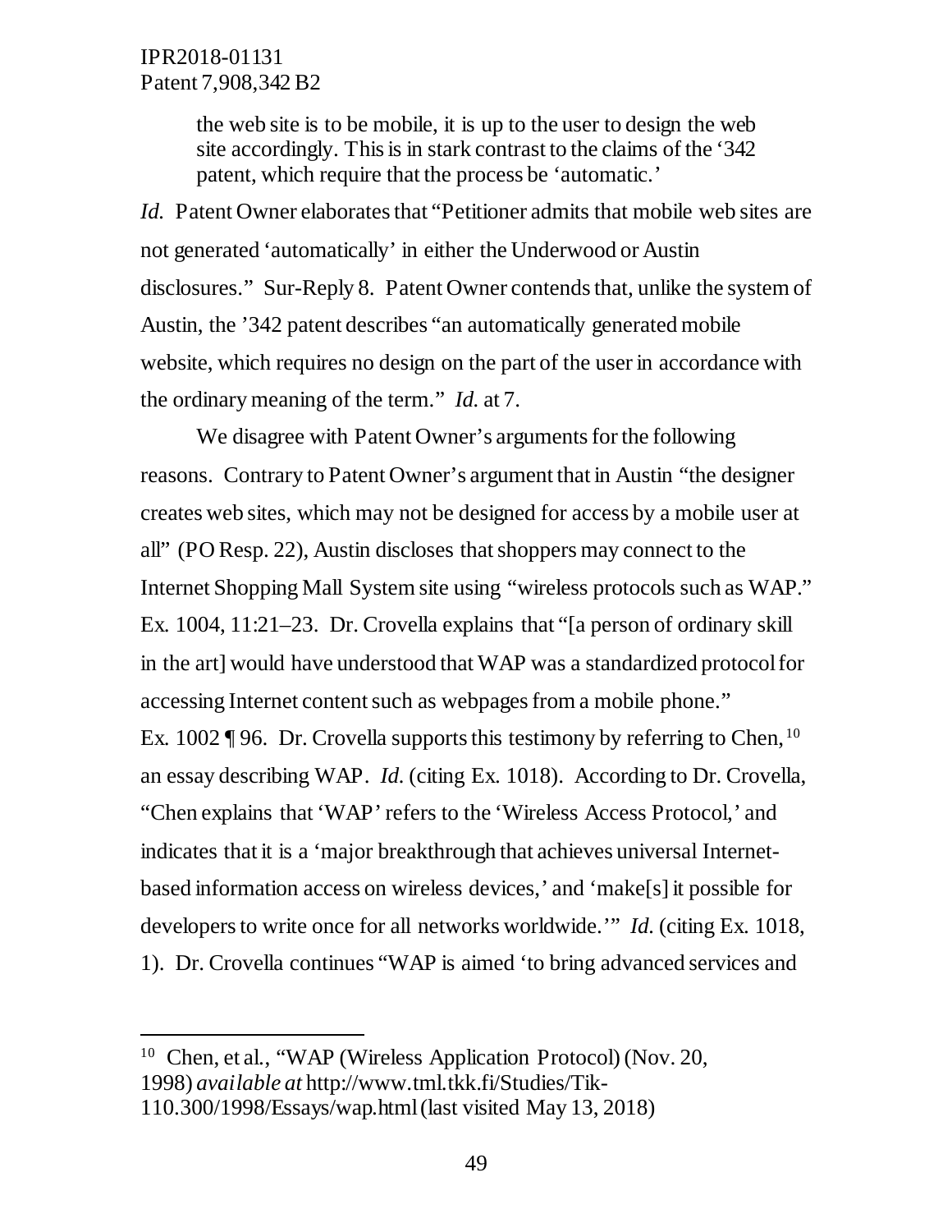> the web site is to be mobile, it is up to the user to design the web site accordingly. This is in stark contrast to the claims of the '342 patent, which require that the process be 'automatic.'

*Id.* Patent Owner elaborates that "Petitioner admits that mobile web sites are not generated 'automatically' in either the Underwood or Austin disclosures." Sur-Reply 8. Patent Owner contends that, unlike the system of Austin, the '342 patent describes "an automatically generated mobile website, which requires no design on the part of the user in accordance with the ordinary meaning of the term." *Id.* at 7.

We disagree with Patent Owner's arguments for the following reasons. Contrary to Patent Owner's argument that in Austin "the designer creates web sites, which may not be designed for access by a mobile user at all" (PO Resp. 22), Austin discloses that shoppers may connect to the Internet Shopping Mall System site using "wireless protocols such as WAP." Ex. 1004, 11:21–23. Dr. Crovella explains that "[a person of ordinary skill in the art] would have understood that WAP was a standardized protocol for accessing Internet content such as webpages from a mobile phone." Ex. 1002 ¶ 96. Dr. Crovella supports this testimony by referring to Chen,[10] an essay describing WAP. *Id.* (citing Ex. 1018). According to Dr. Crovella, "Chen explains that 'WAP' refers to the 'Wireless Access Protocol,' and indicates that it is a 'major breakthrough that achieves universal Internet-based information access on wireless devices,' and 'make[s] it possible for developers to write once for all networks worldwide.'" *Id.* (citing Ex. 1018, 1). Dr. Crovella continues "WAP is aimed 'to bring advanced services and

---

[10] Chen, et al., "WAP (Wireless Application Protocol) (Nov. 20, 1998) *available at* http://www.tml.tkk.fi/Studies/Tik-110.300/1998/Essays/wap.html (last visited May 13, 2018)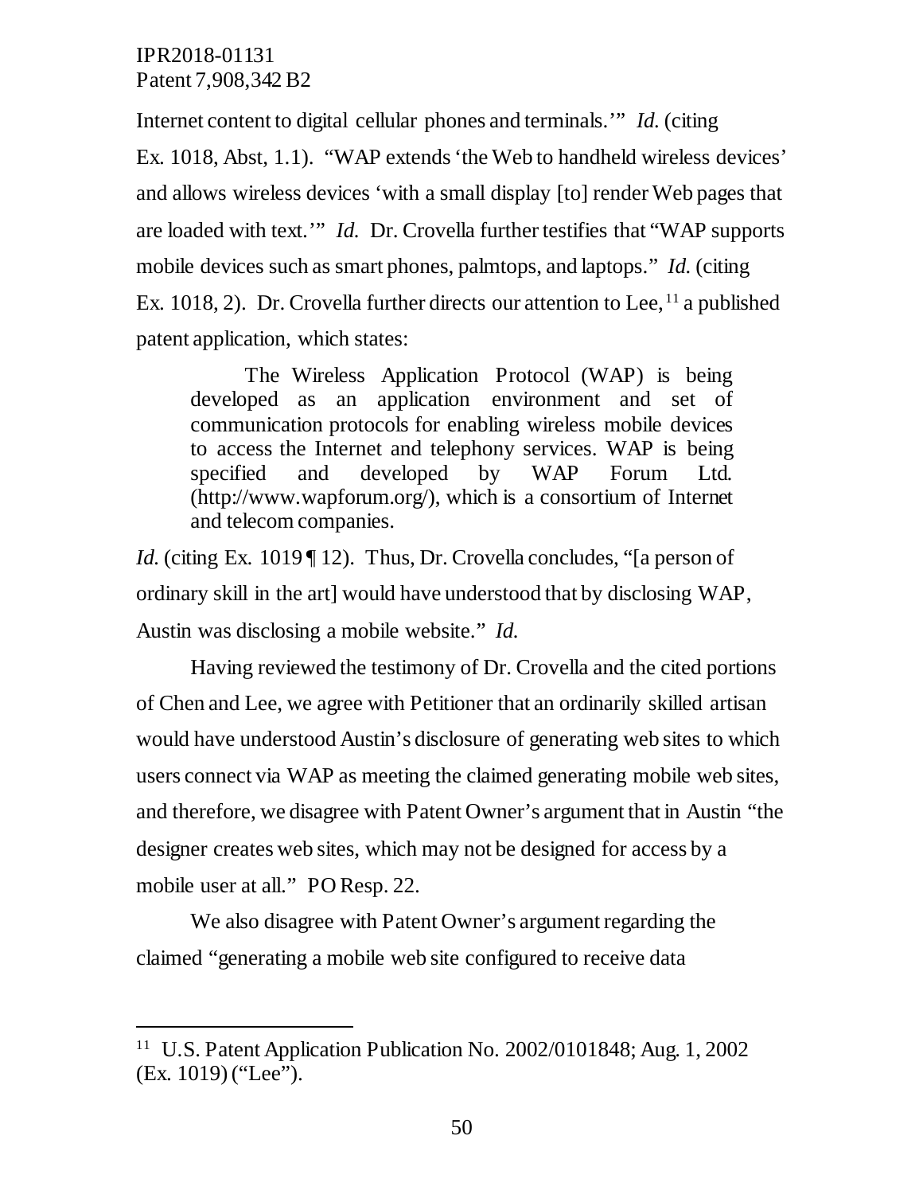Internet content to digital cellular phones and terminals.'" *Id.* (citing Ex. 1018, Abst, 1.1). "WAP extends 'the Web to handheld wireless devices' and allows wireless devices 'with a small display [to] render Web pages that are loaded with text.'" *Id.* Dr. Crovella further testifies that "WAP supports mobile devices such as smart phones, palmtops, and laptops." *Id.* (citing Ex. 1018, 2). Dr. Crovella further directs our attention to Lee,[11] a published patent application, which states:

> The Wireless Application Protocol (WAP) is being developed as an application environment and set of communication protocols for enabling wireless mobile devices to access the Internet and telephony services. WAP is being specified and developed by WAP Forum Ltd. (http://www.wapforum.org/), which is a consortium of Internet and telecom companies.

*Id.* (citing Ex. 1019 ¶ 12). Thus, Dr. Crovella concludes, "[a person of ordinary skill in the art] would have understood that by disclosing WAP, Austin was disclosing a mobile website." *Id.*

Having reviewed the testimony of Dr. Crovella and the cited portions of Chen and Lee, we agree with Petitioner that an ordinarily skilled artisan would have understood Austin's disclosure of generating web sites to which users connect via WAP as meeting the claimed generating mobile web sites, and therefore, we disagree with Patent Owner's argument that in Austin "the designer creates web sites, which may not be designed for access by a mobile user at all." PO Resp. 22.

We also disagree with Patent Owner's argument regarding the claimed "generating a mobile web site configured to receive data

---

[11] U.S. Patent Application Publication No. 2002/0101848; Aug. 1, 2002 (Ex. 1019) ("Lee").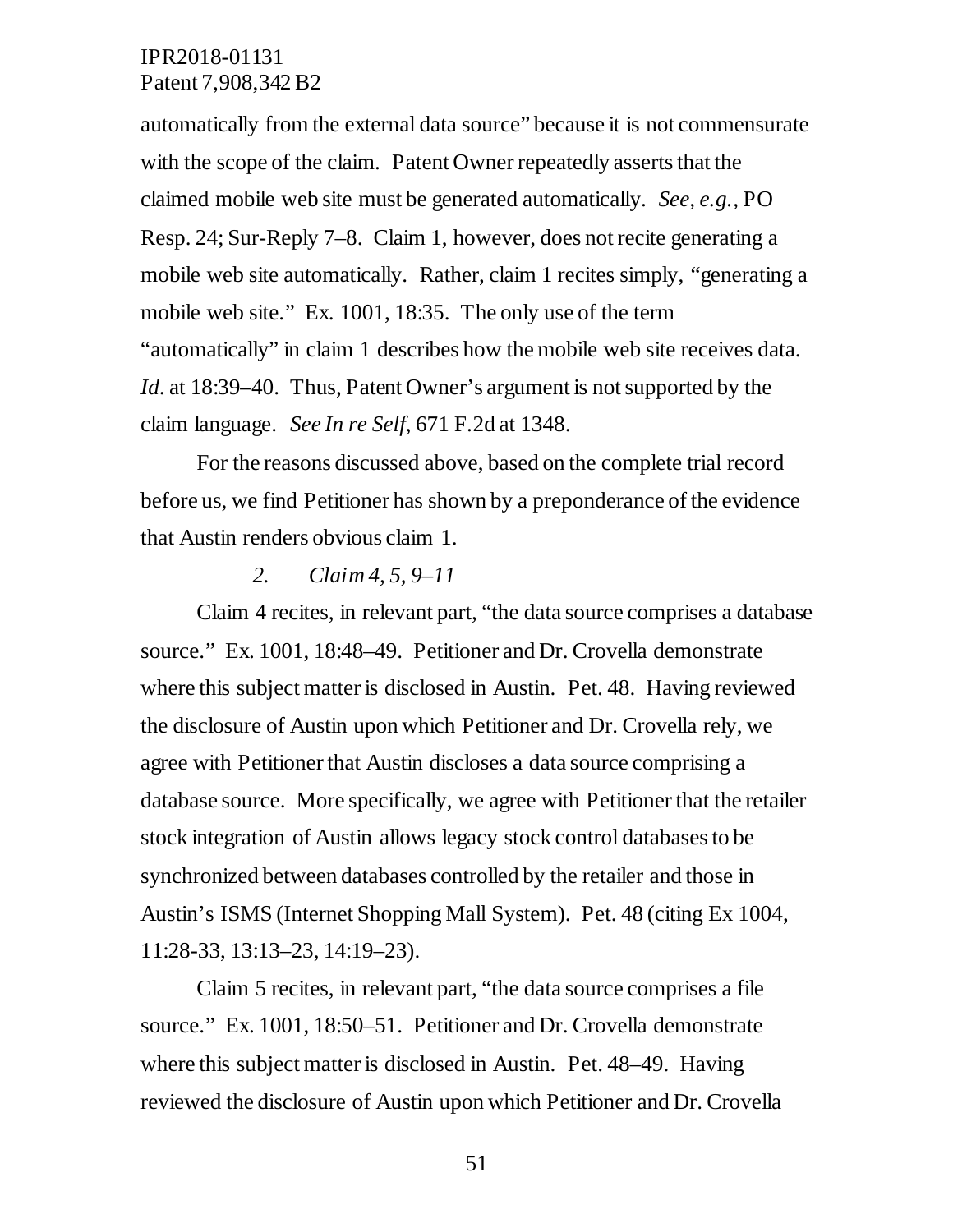automatically from the external data source" because it is not commensurate with the scope of the claim. Patent Owner repeatedly asserts that the claimed mobile web site must be generated automatically. *See, e.g.*, PO Resp. 24; Sur-Reply 7–8. Claim 1, however, does not recite generating a mobile web site automatically. Rather, claim 1 recites simply, "generating a mobile web site." Ex. 1001, 18:35. The only use of the term "automatically" in claim 1 describes how the mobile web site receives data. *Id.* at 18:39–40. Thus, Patent Owner's argument is not supported by the claim language. *See In re Self*, 671 F.2d at 1348.

For the reasons discussed above, based on the complete trial record before us, we find Petitioner has shown by a preponderance of the evidence that Austin renders obvious claim 1.

### *2. Claim 4, 5, 9–11*

Claim 4 recites, in relevant part, "the data source comprises a database source." Ex. 1001, 18:48–49. Petitioner and Dr. Crovella demonstrate where this subject matter is disclosed in Austin. Pet. 48. Having reviewed the disclosure of Austin upon which Petitioner and Dr. Crovella rely, we agree with Petitioner that Austin discloses a data source comprising a database source. More specifically, we agree with Petitioner that the retailer stock integration of Austin allows legacy stock control databases to be synchronized between databases controlled by the retailer and those in Austin's ISMS (Internet Shopping Mall System). Pet. 48 (citing Ex 1004, 11:28-33, 13:13–23, 14:19–23).

Claim 5 recites, in relevant part, "the data source comprises a file source." Ex. 1001, 18:50–51. Petitioner and Dr. Crovella demonstrate where this subject matter is disclosed in Austin. Pet. 48–49. Having reviewed the disclosure of Austin upon which Petitioner and Dr. Crovella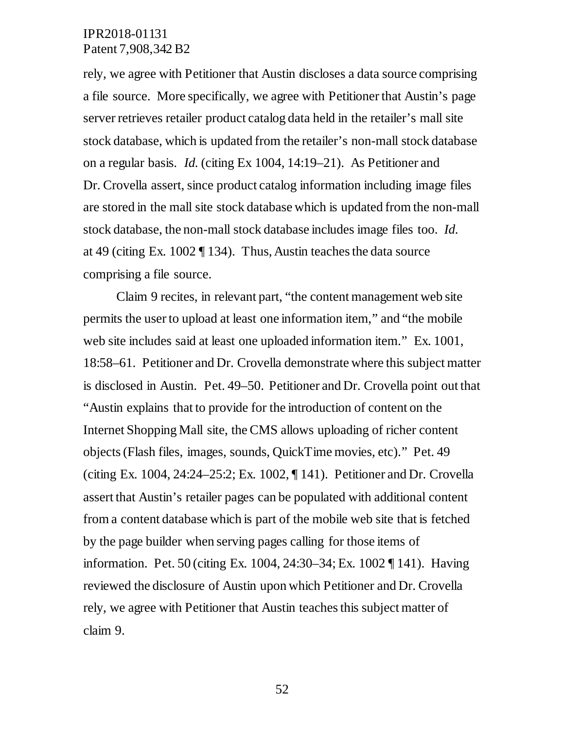rely, we agree with Petitioner that Austin discloses a data source comprising a file source. More specifically, we agree with Petitioner that Austin's page server retrieves retailer product catalog data held in the retailer's mall site stock database, which is updated from the retailer's non-mall stock database on a regular basis. *Id.* (citing Ex 1004, 14:19–21). As Petitioner and Dr. Crovella assert, since product catalog information including image files are stored in the mall site stock database which is updated from the non-mall stock database, the non-mall stock database includes image files too. *Id.* at 49 (citing Ex. 1002 ¶ 134). Thus, Austin teaches the data source comprising a file source.

Claim 9 recites, in relevant part, "the content management web site permits the user to upload at least one information item," and "the mobile web site includes said at least one uploaded information item." Ex. 1001, 18:58–61. Petitioner and Dr. Crovella demonstrate where this subject matter is disclosed in Austin. Pet. 49–50. Petitioner and Dr. Crovella point out that "Austin explains that to provide for the introduction of content on the Internet Shopping Mall site, the CMS allows uploading of richer content objects (Flash files, images, sounds, QuickTime movies, etc)." Pet. 49 (citing Ex. 1004, 24:24–25:2; Ex. 1002, ¶ 141). Petitioner and Dr. Crovella assert that Austin's retailer pages can be populated with additional content from a content database which is part of the mobile web site that is fetched by the page builder when serving pages calling for those items of information. Pet. 50 (citing Ex. 1004, 24:30–34; Ex. 1002 ¶ 141). Having reviewed the disclosure of Austin upon which Petitioner and Dr. Crovella rely, we agree with Petitioner that Austin teaches this subject matter of claim 9.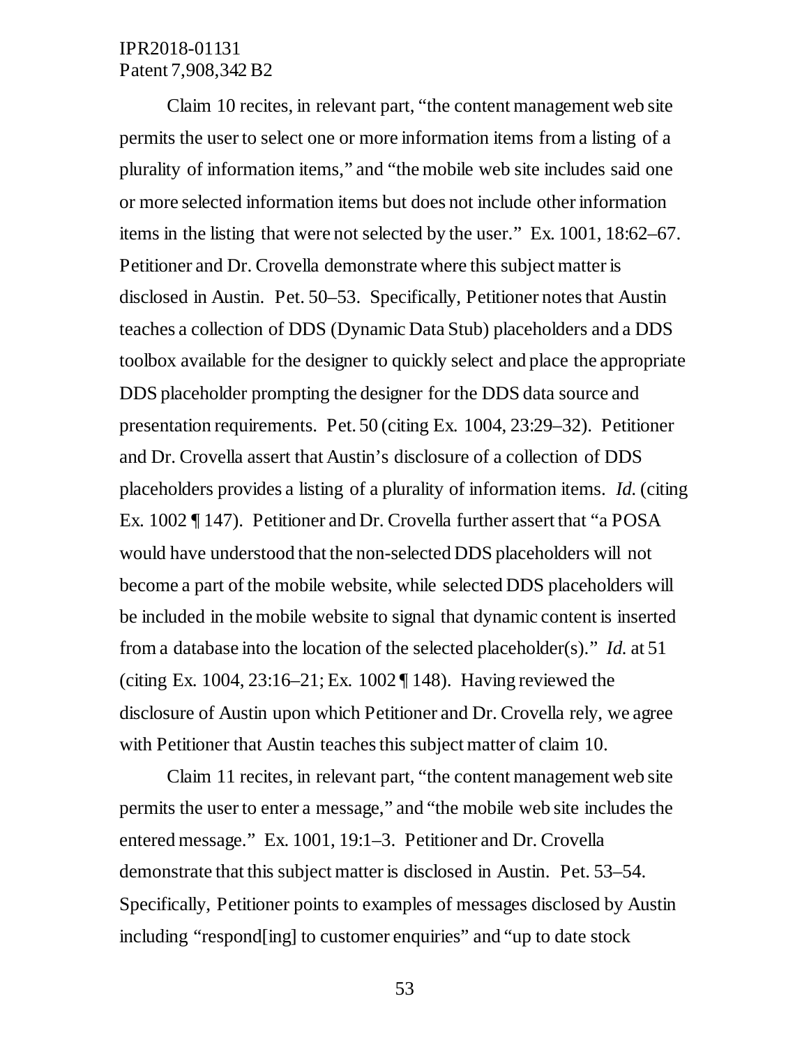Claim 10 recites, in relevant part, "the content management web site permits the user to select one or more information items from a listing of a plurality of information items," and "the mobile web site includes said one or more selected information items but does not include other information items in the listing that were not selected by the user." Ex. 1001, 18:62–67. Petitioner and Dr. Crovella demonstrate where this subject matter is disclosed in Austin. Pet. 50–53. Specifically, Petitioner notes that Austin teaches a collection of DDS (Dynamic Data Stub) placeholders and a DDS toolbox available for the designer to quickly select and place the appropriate DDS placeholder prompting the designer for the DDS data source and presentation requirements. Pet. 50 (citing Ex. 1004, 23:29–32). Petitioner and Dr. Crovella assert that Austin's disclosure of a collection of DDS placeholders provides a listing of a plurality of information items. *Id.* (citing Ex. 1002 ¶ 147). Petitioner and Dr. Crovella further assert that "a POSA would have understood that the non-selected DDS placeholders will not become a part of the mobile website, while selected DDS placeholders will be included in the mobile website to signal that dynamic content is inserted from a database into the location of the selected placeholder(s)." *Id.* at 51 (citing Ex. 1004, 23:16–21; Ex. 1002 ¶ 148). Having reviewed the disclosure of Austin upon which Petitioner and Dr. Crovella rely, we agree with Petitioner that Austin teaches this subject matter of claim 10.

Claim 11 recites, in relevant part, "the content management web site permits the user to enter a message," and "the mobile web site includes the entered message." Ex. 1001, 19:1–3. Petitioner and Dr. Crovella demonstrate that this subject matter is disclosed in Austin. Pet. 53–54. Specifically, Petitioner points to examples of messages disclosed by Austin including "respond[ing] to customer enquiries" and "up to date stock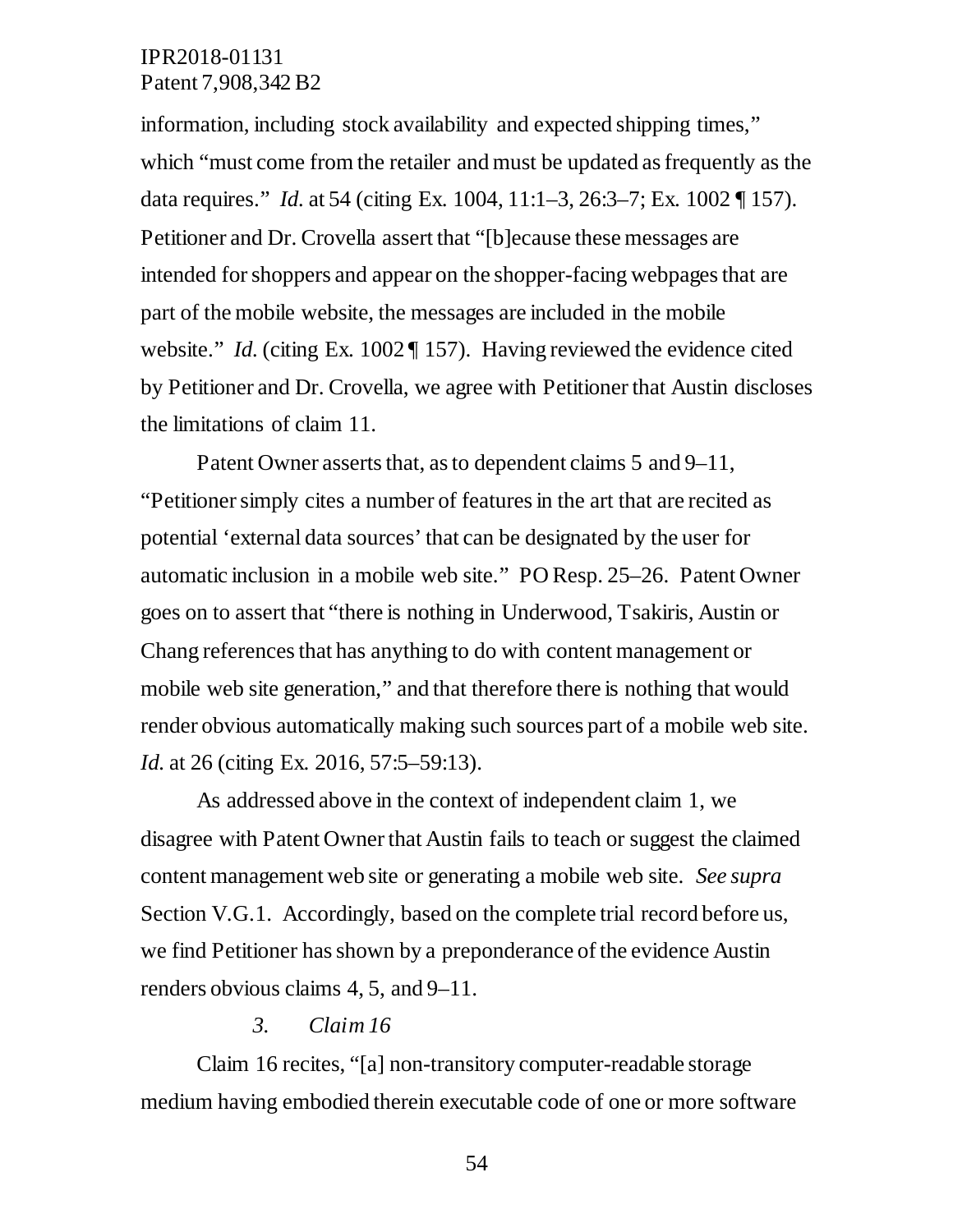information, including stock availability and expected shipping times," which "must come from the retailer and must be updated as frequently as the data requires." *Id.* at 54 (citing Ex. 1004, 11:1–3, 26:3–7; Ex. 1002 ¶ 157). Petitioner and Dr. Crovella assert that "[b]ecause these messages are intended for shoppers and appear on the shopper-facing webpages that are part of the mobile website, the messages are included in the mobile website." *Id.* (citing Ex. 1002 ¶ 157). Having reviewed the evidence cited by Petitioner and Dr. Crovella, we agree with Petitioner that Austin discloses the limitations of claim 11.

Patent Owner asserts that, as to dependent claims 5 and 9–11, "Petitioner simply cites a number of features in the art that are recited as potential 'external data sources' that can be designated by the user for automatic inclusion in a mobile web site." PO Resp. 25–26. Patent Owner goes on to assert that "there is nothing in Underwood, Tsakiris, Austin or Chang references that has anything to do with content management or mobile web site generation," and that therefore there is nothing that would render obvious automatically making such sources part of a mobile web site. *Id.* at 26 (citing Ex. 2016, 57:5–59:13).

As addressed above in the context of independent claim 1, we disagree with Patent Owner that Austin fails to teach or suggest the claimed content management web site or generating a mobile web site. *See supra* Section V.G.1. Accordingly, based on the complete trial record before us, we find Petitioner has shown by a preponderance of the evidence Austin renders obvious claims 4, 5, and 9–11.

### *3. Claim 16*

Claim 16 recites, "[a] non-transitory computer-readable storage medium having embodied therein executable code of one or more software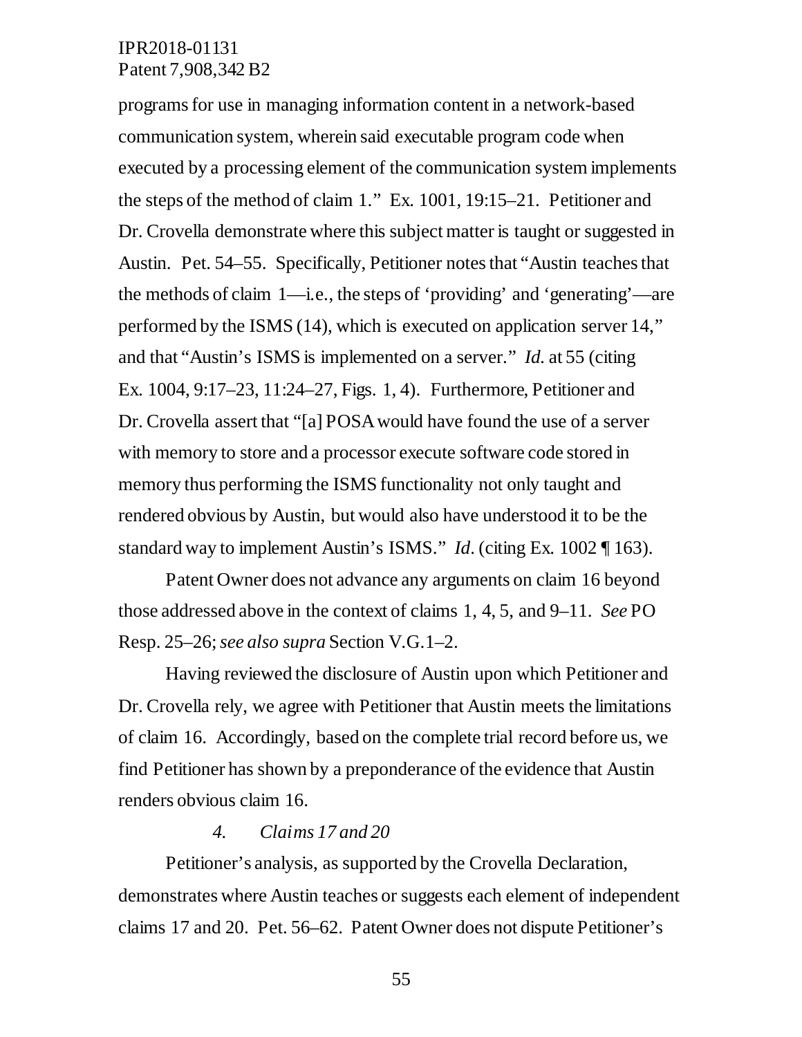programs for use in managing information content in a network-based communication system, wherein said executable program code when executed by a processing element of the communication system implements the steps of the method of claim 1." Ex. 1001, 19:15–21. Petitioner and Dr. Crovella demonstrate where this subject matter is taught or suggested in Austin. Pet. 54–55. Specifically, Petitioner notes that "Austin teaches that the methods of claim 1—i.e., the steps of 'providing' and 'generating'—are performed by the ISMS (14), which is executed on application server 14," and that "Austin's ISMS is implemented on a server." *Id.* at 55 (citing Ex. 1004, 9:17–23, 11:24–27, Figs. 1, 4). Furthermore, Petitioner and Dr. Crovella assert that "[a] POSA would have found the use of a server with memory to store and a processor execute software code stored in memory thus performing the ISMS functionality not only taught and rendered obvious by Austin, but would also have understood it to be the standard way to implement Austin's ISMS." *Id.* (citing Ex. 1002 ¶ 163).

Patent Owner does not advance any arguments on claim 16 beyond those addressed above in the context of claims 1, 4, 5, and 9–11. *See* PO Resp. 25–26; *see also supra* Section V.G.1–2.

Having reviewed the disclosure of Austin upon which Petitioner and Dr. Crovella rely, we agree with Petitioner that Austin meets the limitations of claim 16. Accordingly, based on the complete trial record before us, we find Petitioner has shown by a preponderance of the evidence that Austin renders obvious claim 16.

#### *4. Claims 17 and 20*

Petitioner's analysis, as supported by the Crovella Declaration, demonstrates where Austin teaches or suggests each element of independent claims 17 and 20. Pet. 56–62. Patent Owner does not dispute Petitioner's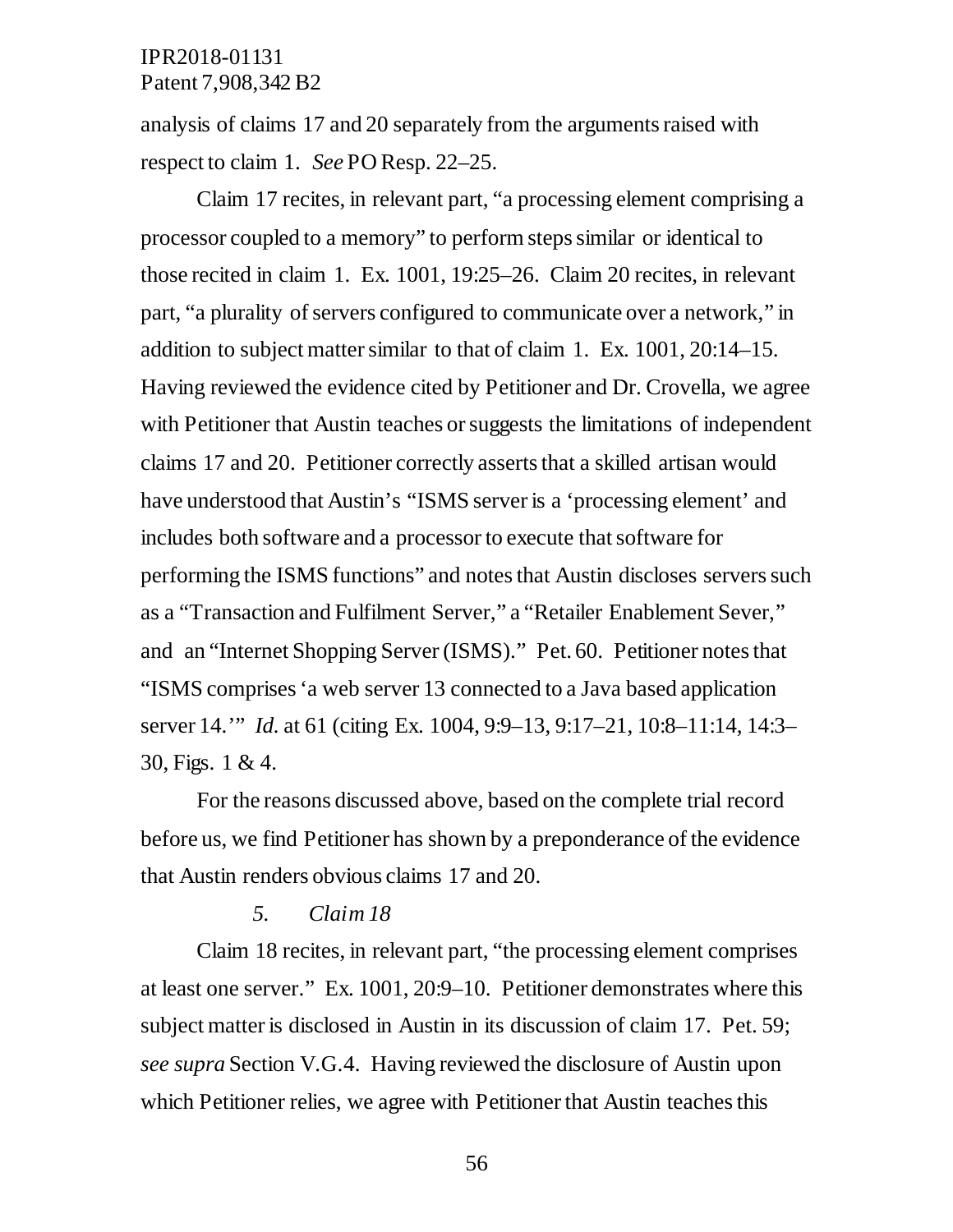analysis of claims 17 and 20 separately from the arguments raised with respect to claim 1. *See* PO Resp. 22–25.

Claim 17 recites, in relevant part, "a processing element comprising a processor coupled to a memory" to perform steps similar or identical to those recited in claim 1. Ex. 1001, 19:25–26. Claim 20 recites, in relevant part, "a plurality of servers configured to communicate over a network," in addition to subject matter similar to that of claim 1. Ex. 1001, 20:14–15. Having reviewed the evidence cited by Petitioner and Dr. Crovella, we agree with Petitioner that Austin teaches or suggests the limitations of independent claims 17 and 20. Petitioner correctly asserts that a skilled artisan would have understood that Austin's "ISMS server is a 'processing element' and includes both software and a processor to execute that software for performing the ISMS functions" and notes that Austin discloses servers such as a "Transaction and Fulfilment Server," a "Retailer Enablement Sever," and an "Internet Shopping Server (ISMS)." Pet. 60. Petitioner notes that "ISMS comprises 'a web server 13 connected to a Java based application server 14.'" *Id.* at 61 (citing Ex. 1004, 9:9–13, 9:17–21, 10:8–11:14, 14:3–30, Figs. 1 & 4.

For the reasons discussed above, based on the complete trial record before us, we find Petitioner has shown by a preponderance of the evidence that Austin renders obvious claims 17 and 20.

#### *5. Claim 18*

Claim 18 recites, in relevant part, "the processing element comprises at least one server." Ex. 1001, 20:9–10. Petitioner demonstrates where this subject matter is disclosed in Austin in its discussion of claim 17. Pet. 59; *see supra* Section V.G.4. Having reviewed the disclosure of Austin upon which Petitioner relies, we agree with Petitioner that Austin teaches this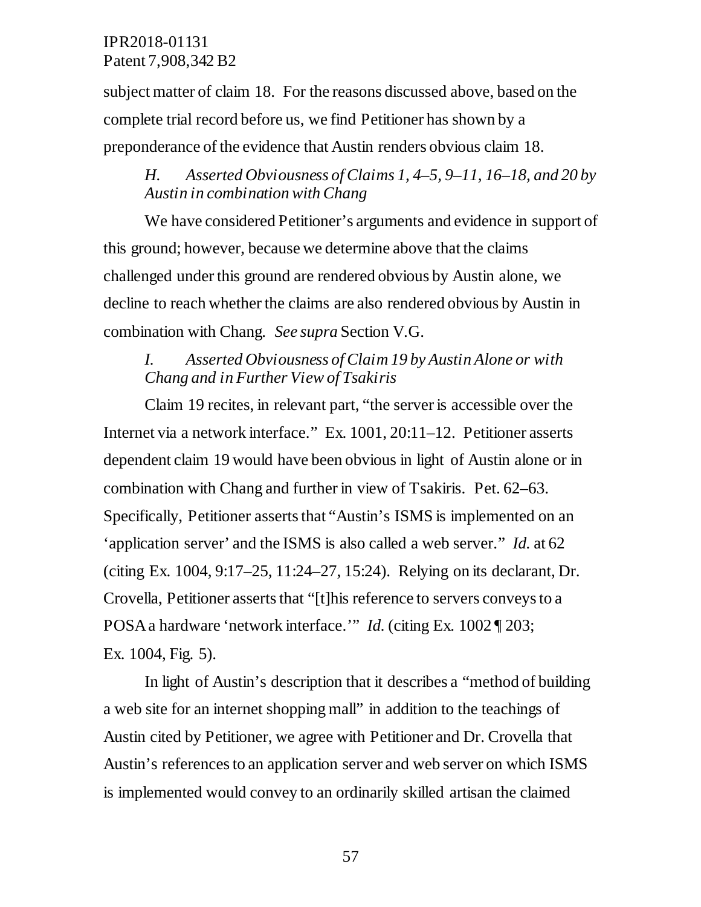subject matter of claim 18. For the reasons discussed above, based on the complete trial record before us, we find Petitioner has shown by a preponderance of the evidence that Austin renders obvious claim 18.

### *H. Asserted Obviousness of Claims 1, 4–5, 9–11, 16–18, and 20 by Austin in combination with Chang*

We have considered Petitioner's arguments and evidence in support of this ground; however, because we determine above that the claims challenged under this ground are rendered obvious by Austin alone, we decline to reach whether the claims are also rendered obvious by Austin in combination with Chang. *See supra* Section V.G.

### *I. Asserted Obviousness of Claim 19 by Austin Alone or with Chang and in Further View of Tsakiris*

Claim 19 recites, in relevant part, "the server is accessible over the Internet via a network interface." Ex. 1001, 20:11–12. Petitioner asserts dependent claim 19 would have been obvious in light of Austin alone or in combination with Chang and further in view of Tsakiris. Pet. 62–63. Specifically, Petitioner asserts that "Austin's ISMS is implemented on an 'application server' and the ISMS is also called a web server." *Id.* at 62 (citing Ex. 1004, 9:17–25, 11:24–27, 15:24). Relying on its declarant, Dr. Crovella, Petitioner asserts that "[t]his reference to servers conveys to a POSA a hardware 'network interface.'" *Id.* (citing Ex. 1002 ¶ 203; Ex. 1004, Fig. 5).

In light of Austin's description that it describes a "method of building a web site for an internet shopping mall" in addition to the teachings of Austin cited by Petitioner, we agree with Petitioner and Dr. Crovella that Austin's references to an application server and web server on which ISMS is implemented would convey to an ordinarily skilled artisan the claimed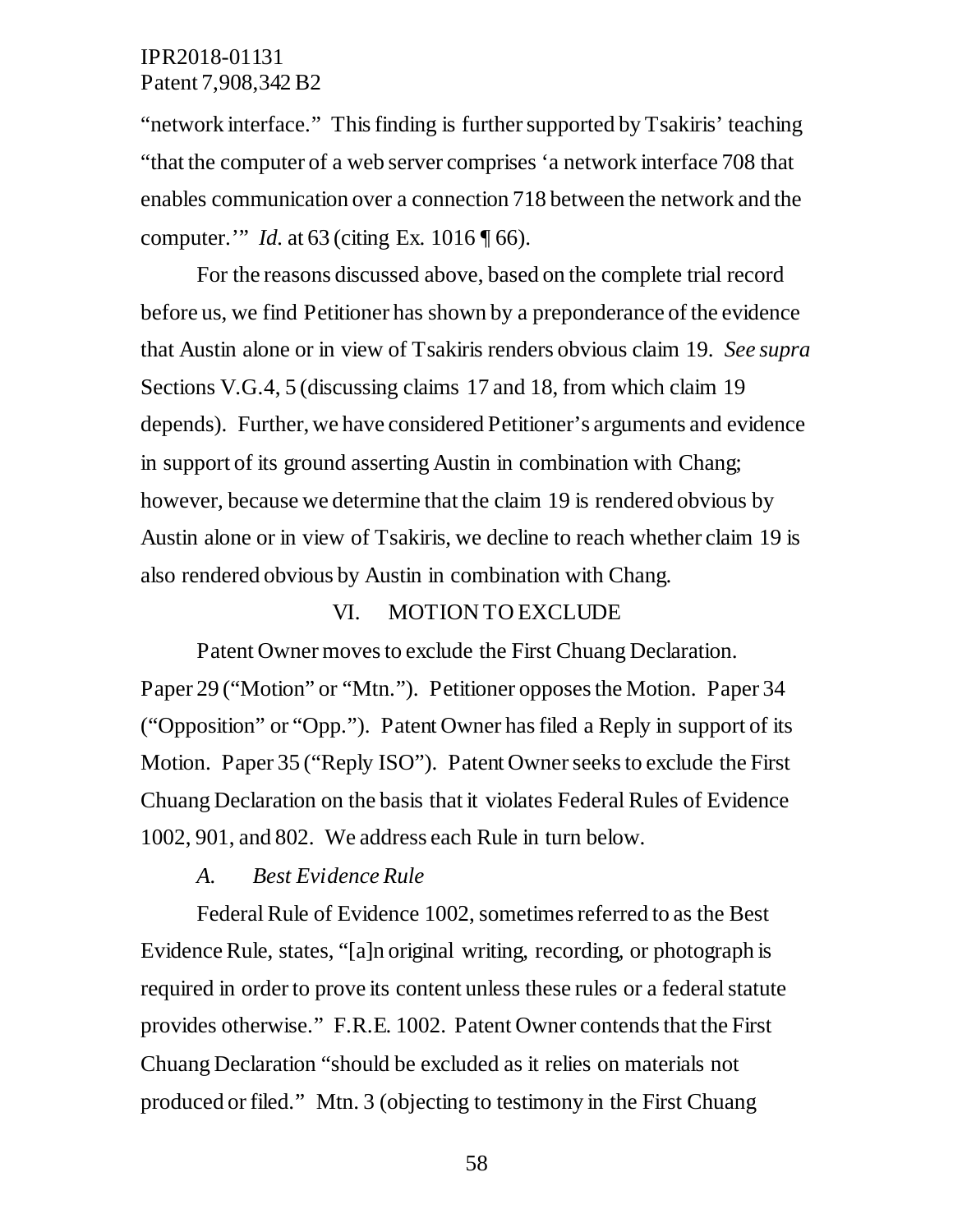"network interface." This finding is further supported by Tsakiris' teaching "that the computer of a web server comprises 'a network interface 708 that enables communication over a connection 718 between the network and the computer.'" *Id.* at 63 (citing Ex. 1016 ¶ 66).

For the reasons discussed above, based on the complete trial record before us, we find Petitioner has shown by a preponderance of the evidence that Austin alone or in view of Tsakiris renders obvious claim 19. *See supra* Sections V.G.4, 5 (discussing claims 17 and 18, from which claim 19 depends). Further, we have considered Petitioner's arguments and evidence in support of its ground asserting Austin in combination with Chang; however, because we determine that the claim 19 is rendered obvious by Austin alone or in view of Tsakiris, we decline to reach whether claim 19 is also rendered obvious by Austin in combination with Chang.

## VI. MOTION TO EXCLUDE

Patent Owner moves to exclude the First Chuang Declaration. Paper 29 ("Motion" or "Mtn."). Petitioner opposes the Motion. Paper 34 ("Opposition" or "Opp."). Patent Owner has filed a Reply in support of its Motion. Paper 35 ("Reply ISO"). Patent Owner seeks to exclude the First Chuang Declaration on the basis that it violates Federal Rules of Evidence 1002, 901, and 802. We address each Rule in turn below.

### *A. Best Evidence Rule*

Federal Rule of Evidence 1002, sometimes referred to as the Best Evidence Rule, states, "[a]n original writing, recording, or photograph is required in order to prove its content unless these rules or a federal statute provides otherwise." F.R.E. 1002. Patent Owner contends that the First Chuang Declaration "should be excluded as it relies on materials not produced or filed." Mtn. 3 (objecting to testimony in the First Chuang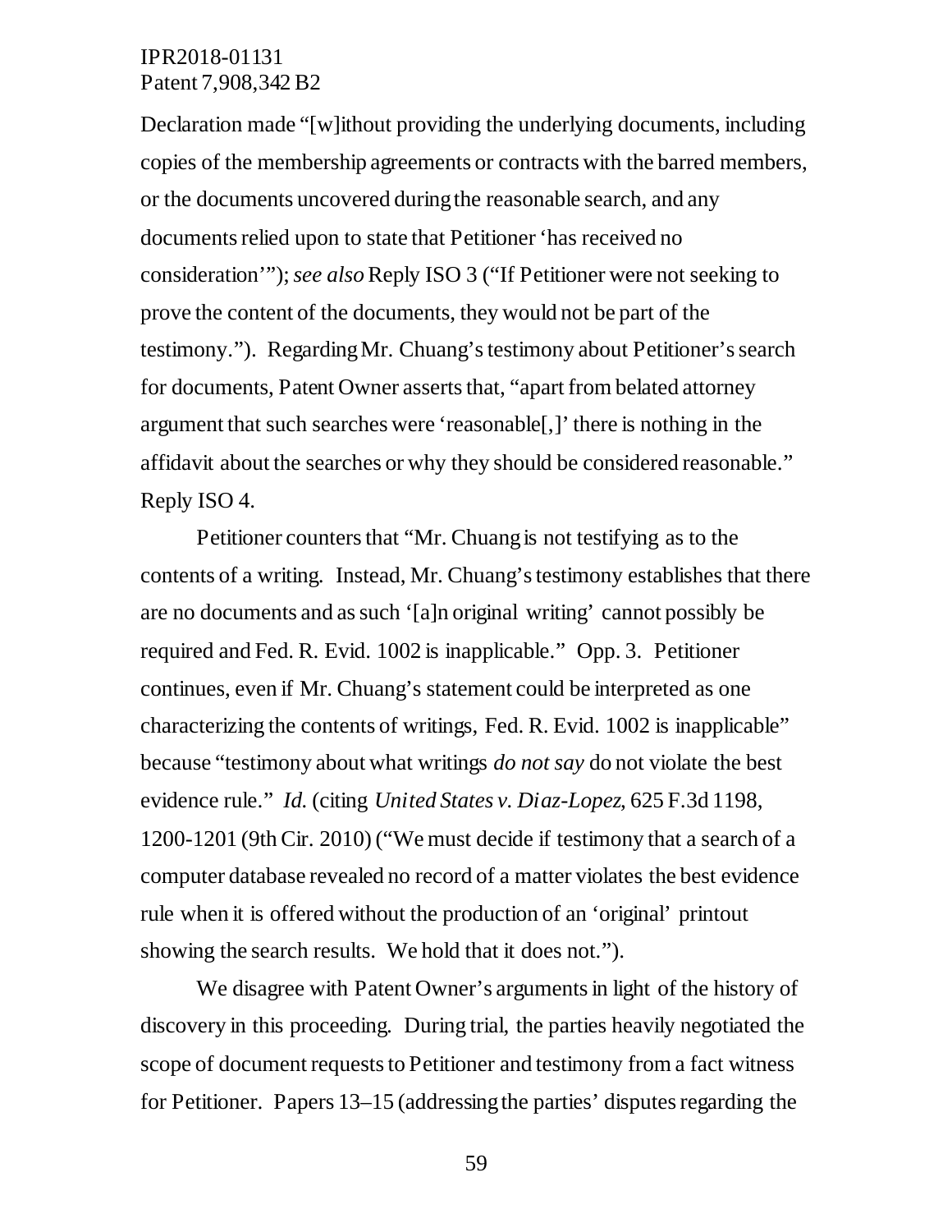Declaration made "[w]ithout providing the underlying documents, including copies of the membership agreements or contracts with the barred members, or the documents uncovered during the reasonable search, and any documents relied upon to state that Petitioner 'has received no consideration'"); *see also* Reply ISO 3 ("If Petitioner were not seeking to prove the content of the documents, they would not be part of the testimony."). Regarding Mr. Chuang's testimony about Petitioner's search for documents, Patent Owner asserts that, "apart from belated attorney argument that such searches were 'reasonable[,]' there is nothing in the affidavit about the searches or why they should be considered reasonable." Reply ISO 4.

Petitioner counters that "Mr. Chuang is not testifying as to the contents of a writing. Instead, Mr. Chuang's testimony establishes that there are no documents and as such '[a]n original writing' cannot possibly be required and Fed. R. Evid. 1002 is inapplicable." Opp. 3. Petitioner continues, even if Mr. Chuang's statement could be interpreted as one characterizing the contents of writings, Fed. R. Evid. 1002 is inapplicable" because "testimony about what writings *do not say* do not violate the best evidence rule." *Id.* (citing *United States v. Diaz-Lopez*, 625 F.3d 1198, 1200-1201 (9th Cir. 2010) ("We must decide if testimony that a search of a computer database revealed no record of a matter violates the best evidence rule when it is offered without the production of an 'original' printout showing the search results. We hold that it does not.").

We disagree with Patent Owner's arguments in light of the history of discovery in this proceeding. During trial, the parties heavily negotiated the scope of document requests to Petitioner and testimony from a fact witness for Petitioner. Papers 13–15 (addressing the parties' disputes regarding the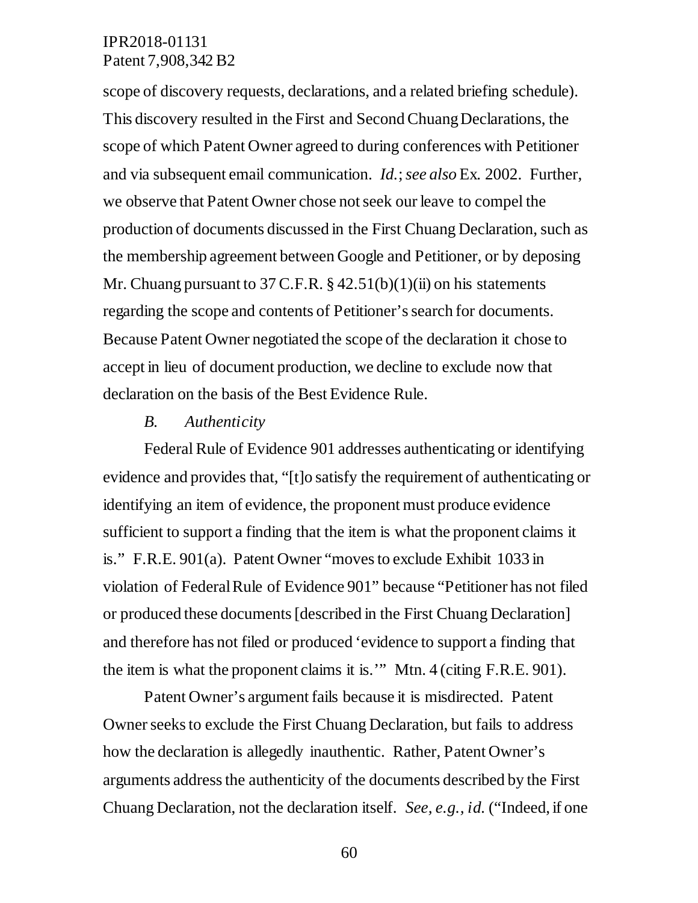scope of discovery requests, declarations, and a related briefing schedule). This discovery resulted in the First and Second Chuang Declarations, the scope of which Patent Owner agreed to during conferences with Petitioner and via subsequent email communication. *Id.*; *see also* Ex. 2002. Further, we observe that Patent Owner chose not seek our leave to compel the production of documents discussed in the First Chuang Declaration, such as the membership agreement between Google and Petitioner, or by deposing Mr. Chuang pursuant to 37 C.F.R. § 42.51(b)(1)(ii) on his statements regarding the scope and contents of Petitioner's search for documents. Because Patent Owner negotiated the scope of the declaration it chose to accept in lieu of document production, we decline to exclude now that declaration on the basis of the Best Evidence Rule.

### *B. Authenticity*

Federal Rule of Evidence 901 addresses authenticating or identifying evidence and provides that, "[t]o satisfy the requirement of authenticating or identifying an item of evidence, the proponent must produce evidence sufficient to support a finding that the item is what the proponent claims it is." F.R.E. 901(a). Patent Owner "moves to exclude Exhibit 1033 in violation of Federal Rule of Evidence 901" because "Petitioner has not filed or produced these documents [described in the First Chuang Declaration] and therefore has not filed or produced 'evidence to support a finding that the item is what the proponent claims it is.'" Mtn. 4 (citing F.R.E. 901).

Patent Owner's argument fails because it is misdirected. Patent Owner seeks to exclude the First Chuang Declaration, but fails to address how the declaration is allegedly inauthentic. Rather, Patent Owner's arguments address the authenticity of the documents described by the First Chuang Declaration, not the declaration itself. *See, e.g.*, *id.* ("Indeed, if one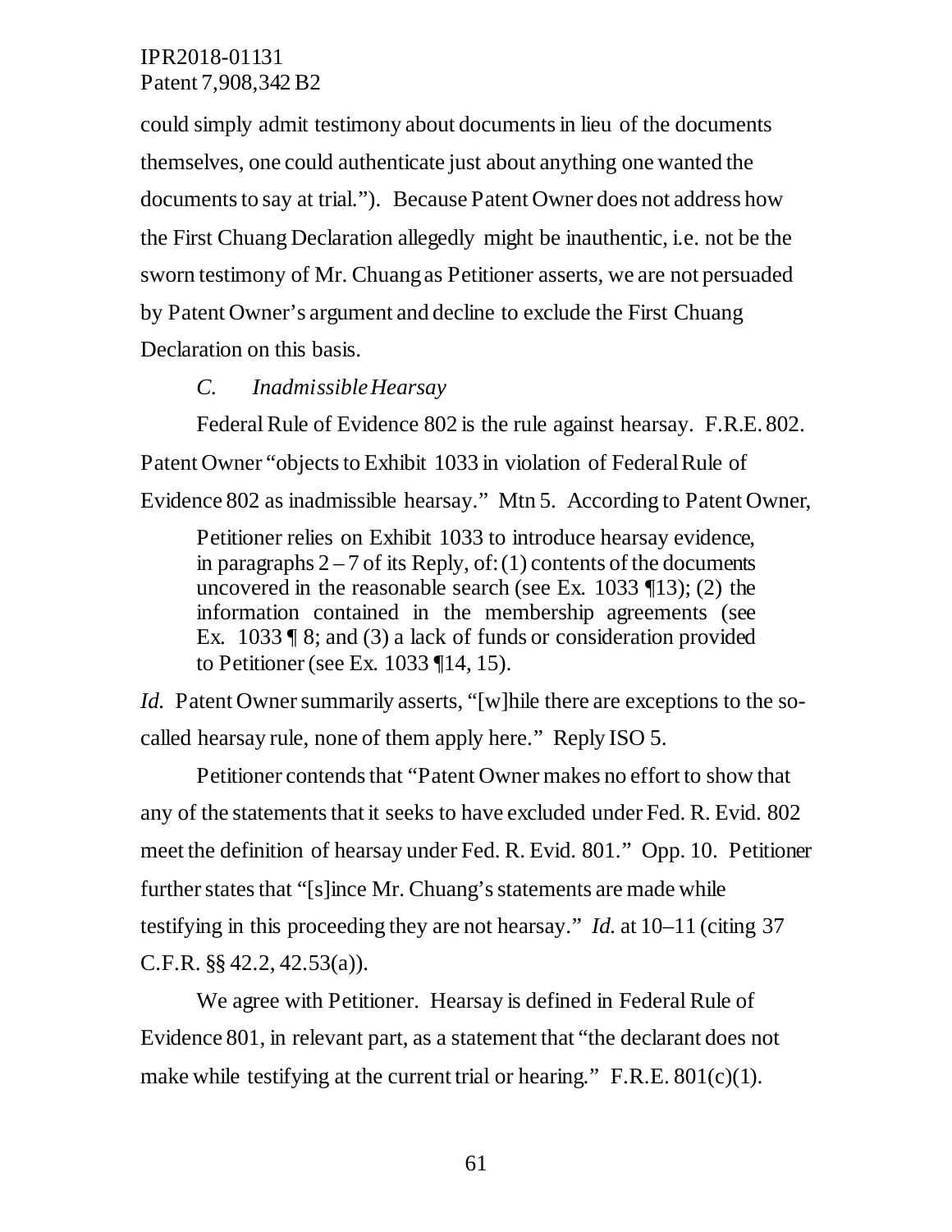could simply admit testimony about documents in lieu of the documents themselves, one could authenticate just about anything one wanted the documents to say at trial."). Because Patent Owner does not address how the First Chuang Declaration allegedly might be inauthentic, i.e. not be the sworn testimony of Mr. Chuang as Petitioner asserts, we are not persuaded by Patent Owner's argument and decline to exclude the First Chuang Declaration on this basis.

### *C. Inadmissible Hearsay*

Federal Rule of Evidence 802 is the rule against hearsay. F.R.E. 802. Patent Owner "objects to Exhibit 1033 in violation of Federal Rule of Evidence 802 as inadmissible hearsay." Mtn 5. According to Patent Owner,

> Petitioner relies on Exhibit 1033 to introduce hearsay evidence, in paragraphs 2 – 7 of its Reply, of: (1) contents of the documents uncovered in the reasonable search (see Ex. 1033 ¶13); (2) the information contained in the membership agreements (see Ex. 1033 ¶ 8; and (3) a lack of funds or consideration provided to Petitioner (see Ex. 1033 ¶14, 15).

*Id.* Patent Owner summarily asserts, "[w]hile there are exceptions to the so-called hearsay rule, none of them apply here." Reply ISO 5.

Petitioner contends that "Patent Owner makes no effort to show that any of the statements that it seeks to have excluded under Fed. R. Evid. 802 meet the definition of hearsay under Fed. R. Evid. 801." Opp. 10. Petitioner further states that "[s]ince Mr. Chuang's statements are made while testifying in this proceeding they are not hearsay." *Id.* at 10–11 (citing 37 C.F.R. §§ 42.2, 42.53(a)).

We agree with Petitioner. Hearsay is defined in Federal Rule of Evidence 801, in relevant part, as a statement that "the declarant does not make while testifying at the current trial or hearing." F.R.E. 801(c)(1).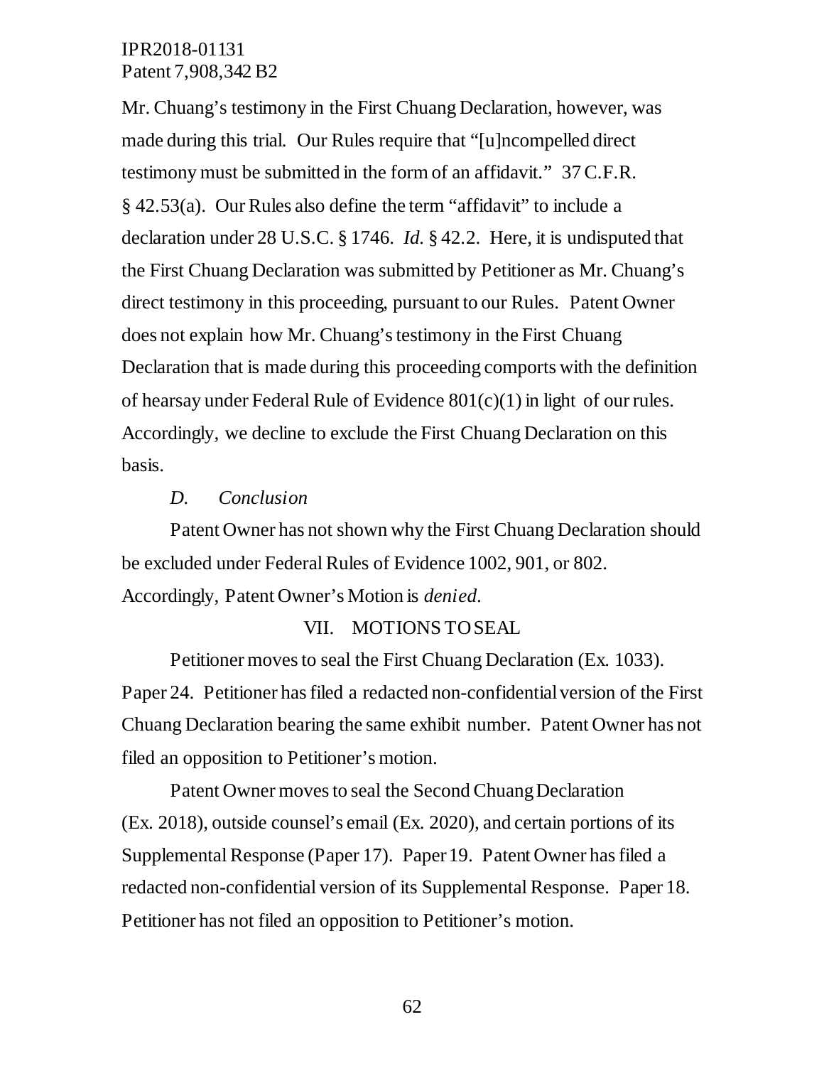Mr. Chuang's testimony in the First Chuang Declaration, however, was made during this trial. Our Rules require that "[u]ncompelled direct testimony must be submitted in the form of an affidavit." 37 C.F.R. § 42.53(a). Our Rules also define the term "affidavit" to include a declaration under 28 U.S.C. § 1746. *Id.* § 42.2. Here, it is undisputed that the First Chuang Declaration was submitted by Petitioner as Mr. Chuang's direct testimony in this proceeding, pursuant to our Rules. Patent Owner does not explain how Mr. Chuang's testimony in the First Chuang Declaration that is made during this proceeding comports with the definition of hearsay under Federal Rule of Evidence 801(c)(1) in light of our rules. Accordingly, we decline to exclude the First Chuang Declaration on this basis.

### *D. Conclusion*

Patent Owner has not shown why the First Chuang Declaration should be excluded under Federal Rules of Evidence 1002, 901, or 802. Accordingly, Patent Owner's Motion is *denied*.

## VII. MOTIONS TO SEAL

Petitioner moves to seal the First Chuang Declaration (Ex. 1033). Paper 24. Petitioner has filed a redacted non-confidential version of the First Chuang Declaration bearing the same exhibit number. Patent Owner has not filed an opposition to Petitioner's motion.

Patent Owner moves to seal the Second Chuang Declaration (Ex. 2018), outside counsel's email (Ex. 2020), and certain portions of its Supplemental Response (Paper 17). Paper 19. Patent Owner has filed a redacted non-confidential version of its Supplemental Response. Paper 18. Petitioner has not filed an opposition to Petitioner's motion.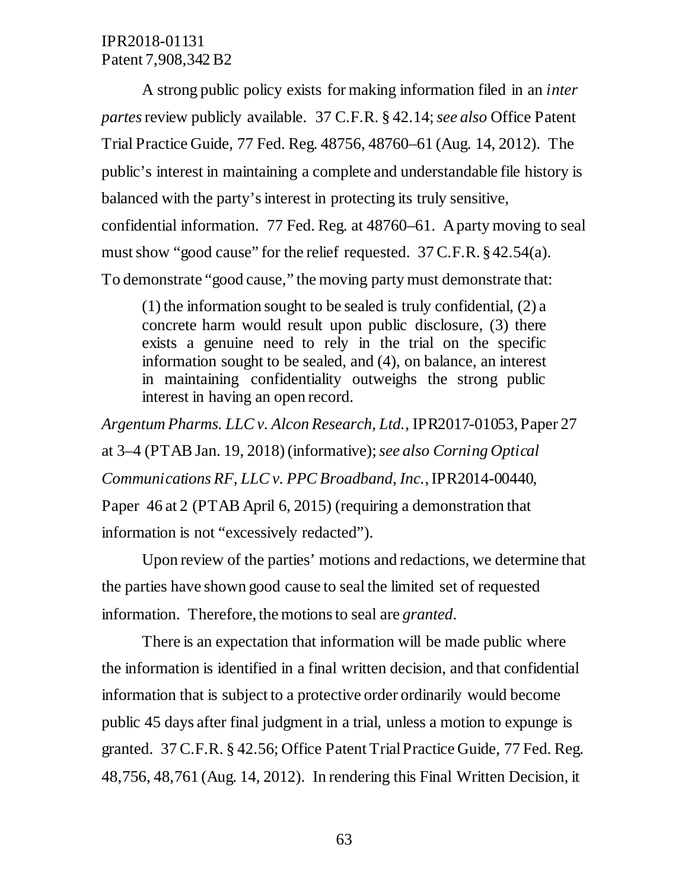A strong public policy exists for making information filed in an *inter partes* review publicly available. 37 C.F.R. § 42.14; *see also* Office Patent Trial Practice Guide, 77 Fed. Reg. 48756, 48760–61 (Aug. 14, 2012). The public's interest in maintaining a complete and understandable file history is balanced with the party's interest in protecting its truly sensitive, confidential information. 77 Fed. Reg. at 48760–61. A party moving to seal must show "good cause" for the relief requested. 37 C.F.R. § 42.54(a). To demonstrate "good cause," the moving party must demonstrate that:

> (1) the information sought to be sealed is truly confidential, (2) a concrete harm would result upon public disclosure, (3) there exists a genuine need to rely in the trial on the specific information sought to be sealed, and (4), on balance, an interest in maintaining confidentiality outweighs the strong public interest in having an open record.

*Argentum Pharms. LLC v. Alcon Research, Ltd.*, IPR2017-01053, Paper 27 at 3–4 (PTAB Jan. 19, 2018) (informative); *see also Corning Optical Communications RF, LLC v. PPC Broadband, Inc.*, IPR2014-00440, Paper 46 at 2 (PTAB April 6, 2015) (requiring a demonstration that information is not "excessively redacted").

Upon review of the parties' motions and redactions, we determine that the parties have shown good cause to seal the limited set of requested information. Therefore, the motions to seal are *granted*.

There is an expectation that information will be made public where the information is identified in a final written decision, and that confidential information that is subject to a protective order ordinarily would become public 45 days after final judgment in a trial, unless a motion to expunge is granted. 37 C.F.R. § 42.56; Office Patent Trial Practice Guide, 77 Fed. Reg. 48,756, 48,761 (Aug. 14, 2012). In rendering this Final Written Decision, it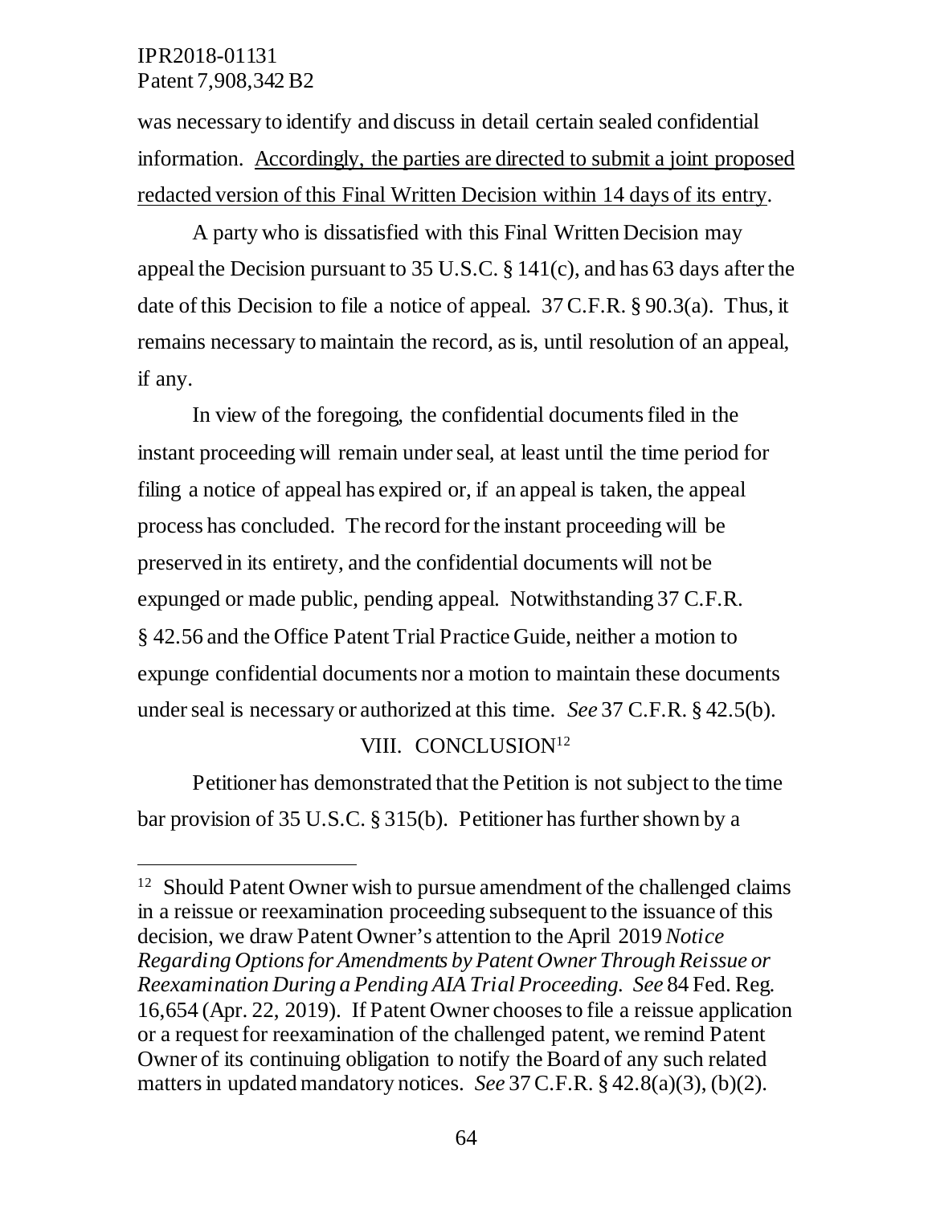was necessary to identify and discuss in detail certain sealed confidential information. Accordingly, the parties are directed to submit a joint proposed redacted version of this Final Written Decision within 14 days of its entry.

A party who is dissatisfied with this Final Written Decision may appeal the Decision pursuant to 35 U.S.C. § 141(c), and has 63 days after the date of this Decision to file a notice of appeal. 37 C.F.R. § 90.3(a). Thus, it remains necessary to maintain the record, as is, until resolution of an appeal, if any.

In view of the foregoing, the confidential documents filed in the instant proceeding will remain under seal, at least until the time period for filing a notice of appeal has expired or, if an appeal is taken, the appeal process has concluded. The record for the instant proceeding will be preserved in its entirety, and the confidential documents will not be expunged or made public, pending appeal. Notwithstanding 37 C.F.R. § 42.56 and the Office Patent Trial Practice Guide, neither a motion to expunge confidential documents nor a motion to maintain these documents under seal is necessary or authorized at this time. *See* 37 C.F.R. § 42.5(b).

## VIII. CONCLUSION[12]

Petitioner has demonstrated that the Petition is not subject to the time bar provision of 35 U.S.C. § 315(b). Petitioner has further shown by a

---

[12] Should Patent Owner wish to pursue amendment of the challenged claims in a reissue or reexamination proceeding subsequent to the issuance of this decision, we draw Patent Owner's attention to the April 2019 *Notice Regarding Options for Amendments by Patent Owner Through Reissue or Reexamination During a Pending AIA Trial Proceeding*. *See* 84 Fed. Reg. 16,654 (Apr. 22, 2019). If Patent Owner chooses to file a reissue application or a request for reexamination of the challenged patent, we remind Patent Owner of its continuing obligation to notify the Board of any such related matters in updated mandatory notices. *See* 37 C.F.R. § 42.8(a)(3), (b)(2).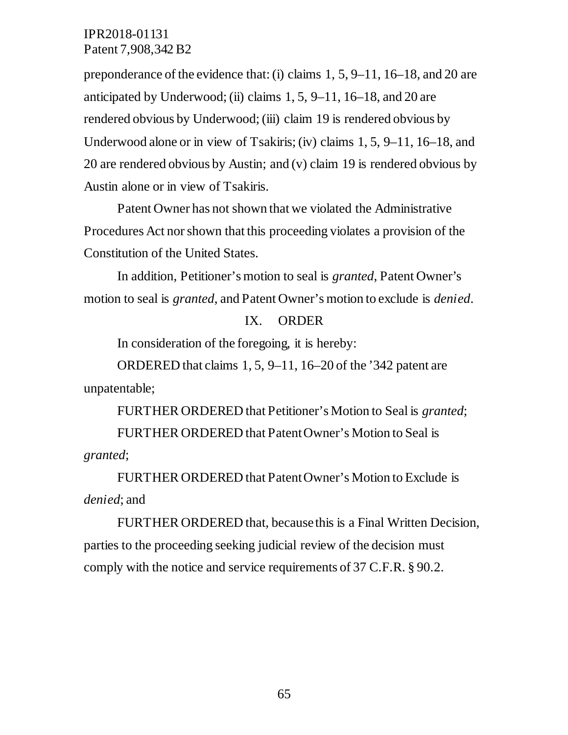preponderance of the evidence that: (i) claims 1, 5, 9–11, 16–18, and 20 are anticipated by Underwood; (ii) claims 1, 5, 9–11, 16–18, and 20 are rendered obvious by Underwood; (iii) claim 19 is rendered obvious by Underwood alone or in view of Tsakiris; (iv) claims 1, 5, 9–11, 16–18, and 20 are rendered obvious by Austin; and (v) claim 19 is rendered obvious by Austin alone or in view of Tsakiris.

Patent Owner has not shown that we violated the Administrative Procedures Act nor shown that this proceeding violates a provision of the Constitution of the United States.

In addition, Petitioner's motion to seal is *granted*, Patent Owner's motion to seal is *granted*, and Patent Owner's motion to exclude is *denied*.

## IX. ORDER

In consideration of the foregoing, it is hereby:

ORDERED that claims 1, 5, 9–11, 16–20 of the '342 patent are unpatentable;

FURTHER ORDERED that Petitioner's Motion to Seal is *granted*;

FURTHER ORDERED that Patent Owner's Motion to Seal is *granted*;

FURTHER ORDERED that Patent Owner's Motion to Exclude is *denied*; and

FURTHER ORDERED that, because this is a Final Written Decision, parties to the proceeding seeking judicial review of the decision must comply with the notice and service requirements of 37 C.F.R. § 90.2.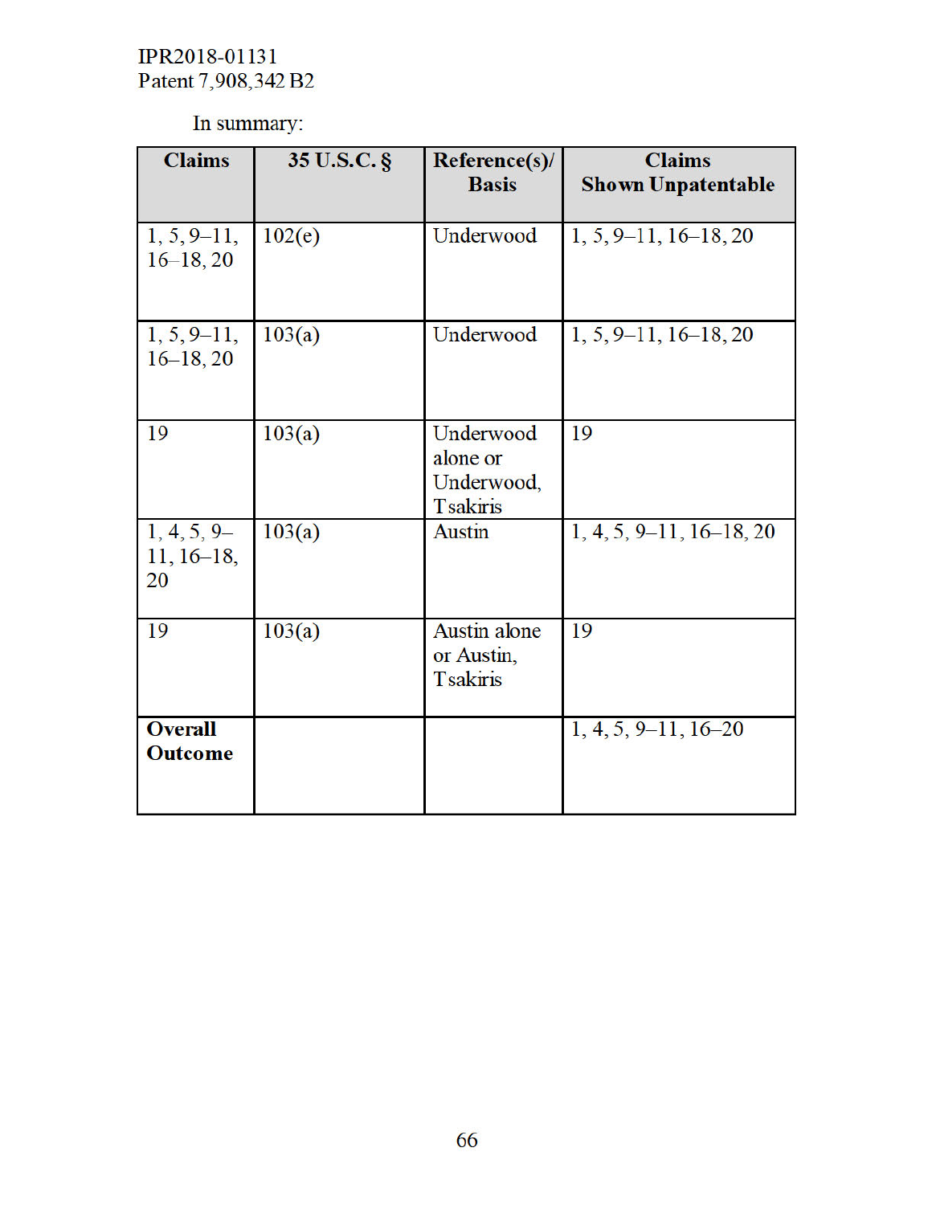In summary:

| Claims | 35 U.S.C. § | Reference(s)/ Basis | Claims Shown Unpatentable |
|---|---|---|---|
| 1, 5, 9–11, 16–18, 20 | 102(e) | Underwood | 1, 5, 9–11, 16–18, 20 |
| 1, 5, 9–11, 16–18, 20 | 103(a) | Underwood | 1, 5, 9–11, 16–18, 20 |
| 19 | 103(a) | Underwood alone or Underwood, Tsakiris | 19 |
| 1, 4, 5, 9–11, 16–18, 20 | 103(a) | Austin | 1, 4, 5, 9–11, 16–18, 20 |
| 19 | 103(a) | Austin alone or Austin, Tsakiris | 19 |
| **Overall Outcome** | | | 1, 4, 5, 9–11, 16–20 |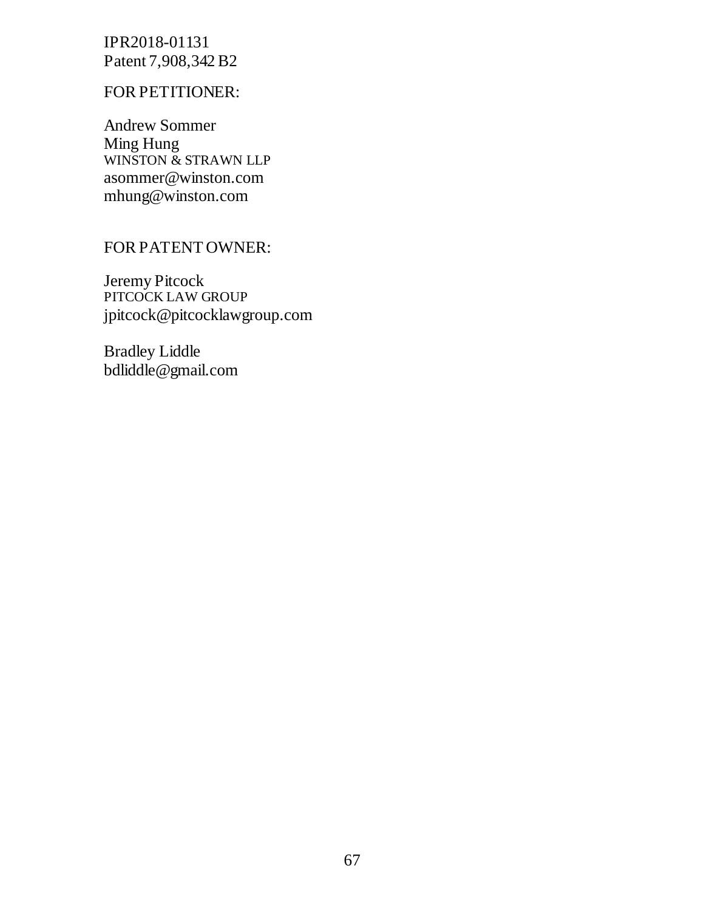FOR PETITIONER:

Andrew Sommer
Ming Hung
WINSTON & STRAWN LLP
asommer@winston.com
mhung@winston.com

FOR PATENT OWNER:

Jeremy Pitcock
PITCOCK LAW GROUP
jpitcock@pitcocklawgroup.com

Bradley Liddle
bdliddle@gmail.com